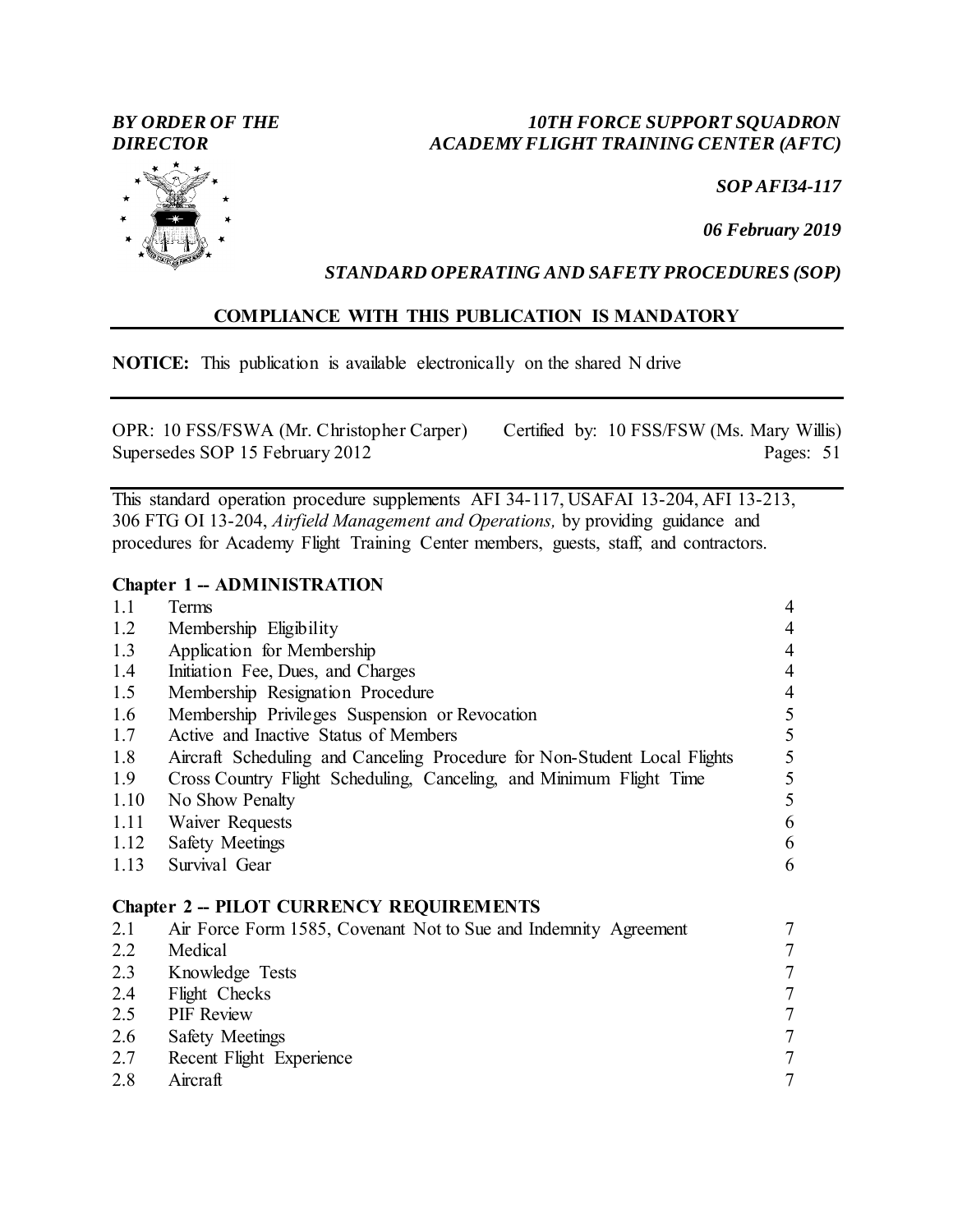*BY ORDER OF THE DIRECTOR*

*10TH FORCE SUPPORT SQUADRON ACADEMY FLIGHT TRAINING CENTER (AFTC)*

*SOP AFI34-117*

*06 February 2019*

*STANDARD OPERATING AND SAFETY PROCEDURES (SOP)*

**COMPLIANCE WITH THIS PUBLICATION IS MANDATORY**

---

**NOTICE:** This publication is available electronically on the shared N drive

---

OPR: 10 FSS/FSWA (Mr. Christopher Carper)    Certified by: 10 FSS/FSW (Ms. Mary Willis)
Supersedes SOP 15 February 2012    Pages: 51

---

This standard operation procedure supplements AFI 34-117, USAFAI 13-204, AFI 13-213, 306 FTG OI 13-204, *Airfield Management and Operations,* by providing guidance and procedures for Academy Flight Training Center members, guests, staff, and contractors.

**Chapter 1 -- ADMINISTRATION**

| | | |
|---|---|---|
| 1.1 | Terms | 4 |
| 1.2 | Membership Eligibility | 4 |
| 1.3 | Application for Membership | 4 |
| 1.4 | Initiation Fee, Dues, and Charges | 4 |
| 1.5 | Membership Resignation Procedure | 4 |
| 1.6 | Membership Privileges Suspension or Revocation | 5 |
| 1.7 | Active and Inactive Status of Members | 5 |
| 1.8 | Aircraft Scheduling and Canceling Procedure for Non-Student Local Flights | 5 |
| 1.9 | Cross Country Flight Scheduling, Canceling, and Minimum Flight Time | 5 |
| 1.10 | No Show Penalty | 5 |
| 1.11 | Waiver Requests | 6 |
| 1.12 | Safety Meetings | 6 |
| 1.13 | Survival Gear | 6 |

**Chapter 2 -- PILOT CURRENCY REQUIREMENTS**

| | | |
|---|---|---|
| 2.1 | Air Force Form 1585, Covenant Not to Sue and Indemnity Agreement | 7 |
| 2.2 | Medical | 7 |
| 2.3 | Knowledge Tests | 7 |
| 2.4 | Flight Checks | 7 |
| 2.5 | PIF Review | 7 |
| 2.6 | Safety Meetings | 7 |
| 2.7 | Recent Flight Experience | 7 |
| 2.8 | Aircraft | 7 |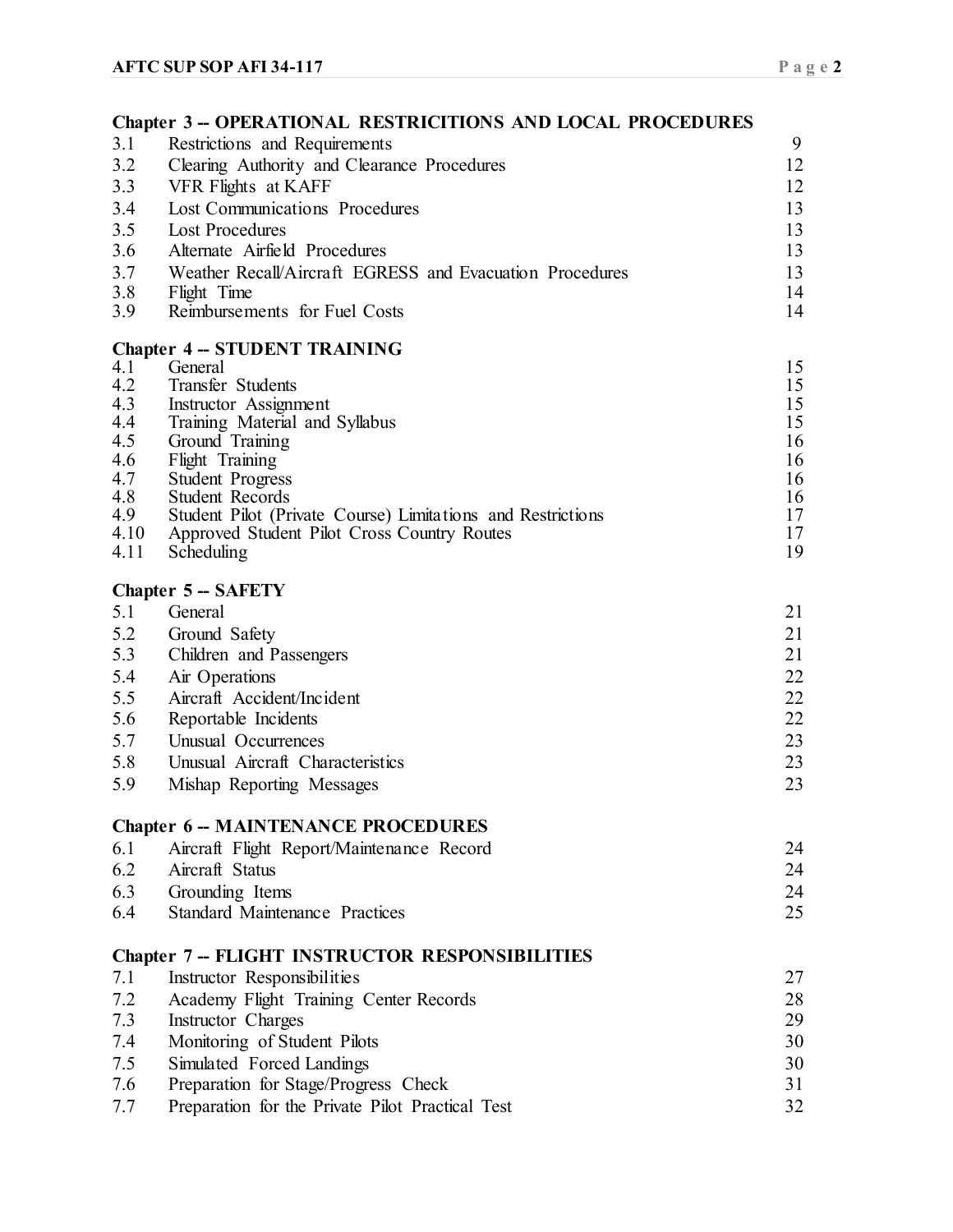**Chapter 3 -- OPERATIONAL RESTRICITIONS AND LOCAL PROCEDURES**

| | | |
|---|---|---|
| 3.1 | Restrictions and Requirements | 9 |
| 3.2 | Clearing Authority and Clearance Procedures | 12 |
| 3.3 | VFR Flights at KAFF | 12 |
| 3.4 | Lost Communications Procedures | 13 |
| 3.5 | Lost Procedures | 13 |
| 3.6 | Alternate Airfield Procedures | 13 |
| 3.7 | Weather Recall/Aircraft EGRESS and Evacuation Procedures | 13 |
| 3.8 | Flight Time | 14 |
| 3.9 | Reimbursements for Fuel Costs | 14 |

**Chapter 4 -- STUDENT TRAINING**

| | | |
|---|---|---|
| 4.1 | General | 15 |
| 4.2 | Transfer Students | 15 |
| 4.3 | Instructor Assignment | 15 |
| 4.4 | Training Material and Syllabus | 15 |
| 4.5 | Ground Training | 16 |
| 4.6 | Flight Training | 16 |
| 4.7 | Student Progress | 16 |
| 4.8 | Student Records | 16 |
| 4.9 | Student Pilot (Private Course) Limitations and Restrictions | 17 |
| 4.10 | Approved Student Pilot Cross Country Routes | 17 |
| 4.11 | Scheduling | 19 |

**Chapter 5 -- SAFETY**

| | | |
|---|---|---|
| 5.1 | General | 21 |
| 5.2 | Ground Safety | 21 |
| 5.3 | Children and Passengers | 21 |
| 5.4 | Air Operations | 22 |
| 5.5 | Aircraft Accident/Incident | 22 |
| 5.6 | Reportable Incidents | 22 |
| 5.7 | Unusual Occurrences | 23 |
| 5.8 | Unusual Aircraft Characteristics | 23 |
| 5.9 | Mishap Reporting Messages | 23 |

**Chapter 6 -- MAINTENANCE PROCEDURES**

| | | |
|---|---|---|
| 6.1 | Aircraft Flight Report/Maintenance Record | 24 |
| 6.2 | Aircraft Status | 24 |
| 6.3 | Grounding Items | 24 |
| 6.4 | Standard Maintenance Practices | 25 |

**Chapter 7 -- FLIGHT INSTRUCTOR RESPONSIBILITIES**

| | | |
|---|---|---|
| 7.1 | Instructor Responsibilities | 27 |
| 7.2 | Academy Flight Training Center Records | 28 |
| 7.3 | Instructor Charges | 29 |
| 7.4 | Monitoring of Student Pilots | 30 |
| 7.5 | Simulated Forced Landings | 30 |
| 7.6 | Preparation for Stage/Progress Check | 31 |
| 7.7 | Preparation for the Private Pilot Practical Test | 32 |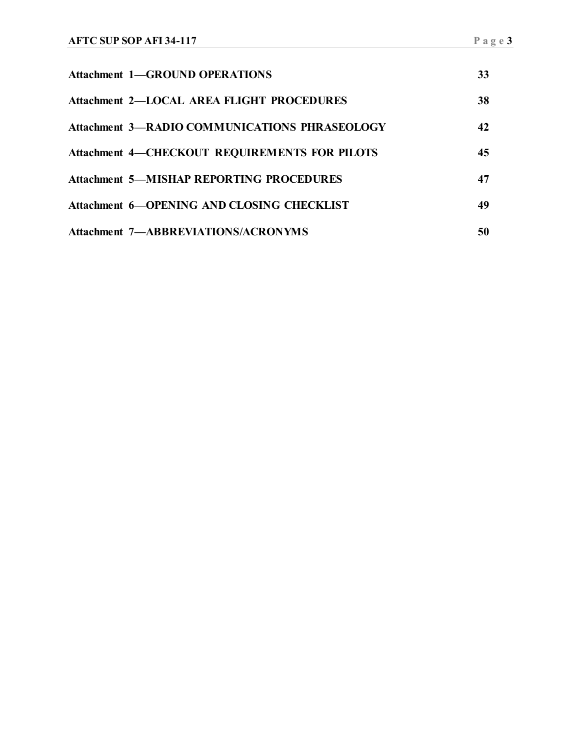**Attachment 1—GROUND OPERATIONS** 33

**Attachment 2—LOCAL AREA FLIGHT PROCEDURES** 38

**Attachment 3—RADIO COMMUNICATIONS PHRASEOLOGY** 42

**Attachment 4—CHECKOUT REQUIREMENTS FOR PILOTS** 45

**Attachment 5—MISHAP REPORTING PROCEDURES** 47

**Attachment 6—OPENING AND CLOSING CHECKLIST** 49

**Attachment 7—ABBREVIATIONS/ACRONYMS** 50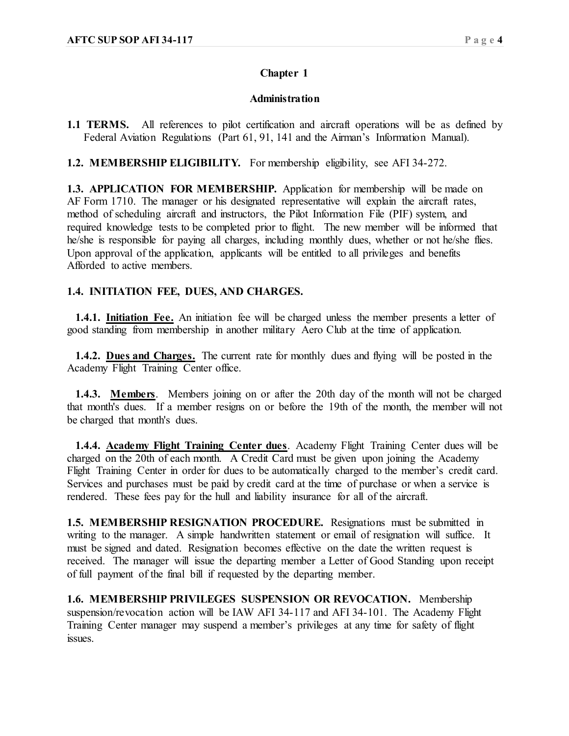## Chapter 1

## Administration

**1.1 TERMS.** All references to pilot certification and aircraft operations will be as defined by Federal Aviation Regulations (Part 61, 91, 141 and the Airman's Information Manual).

**1.2. MEMBERSHIP ELIGIBILITY.** For membership eligibility, see AFI 34-272.

**1.3. APPLICATION FOR MEMBERSHIP.** Application for membership will be made on AF Form 1710. The manager or his designated representative will explain the aircraft rates, method of scheduling aircraft and instructors, the Pilot Information File (PIF) system, and required knowledge tests to be completed prior to flight. The new member will be informed that he/she is responsible for paying all charges, including monthly dues, whether or not he/she flies. Upon approval of the application, applicants will be entitled to all privileges and benefits Afforded to active members.

**1.4. INITIATION FEE, DUES, AND CHARGES.**

**1.4.1. Initiation Fee.** An initiation fee will be charged unless the member presents a letter of good standing from membership in another military Aero Club at the time of application.

**1.4.2. Dues and Charges.** The current rate for monthly dues and flying will be posted in the Academy Flight Training Center office.

**1.4.3. Members**. Members joining on or after the 20th day of the month will not be charged that month's dues. If a member resigns on or before the 19th of the month, the member will not be charged that month's dues.

**1.4.4. Academy Flight Training Center dues**. Academy Flight Training Center dues will be charged on the 20th of each month. A Credit Card must be given upon joining the Academy Flight Training Center in order for dues to be automatically charged to the member's credit card. Services and purchases must be paid by credit card at the time of purchase or when a service is rendered. These fees pay for the hull and liability insurance for all of the aircraft.

**1.5. MEMBERSHIP RESIGNATION PROCEDURE.** Resignations must be submitted in writing to the manager. A simple handwritten statement or email of resignation will suffice. It must be signed and dated. Resignation becomes effective on the date the written request is received. The manager will issue the departing member a Letter of Good Standing upon receipt of full payment of the final bill if requested by the departing member.

**1.6. MEMBERSHIP PRIVILEGES SUSPENSION OR REVOCATION.** Membership suspension/revocation action will be IAW AFI 34-117 and AFI 34-101. The Academy Flight Training Center manager may suspend a member's privileges at any time for safety of flight issues.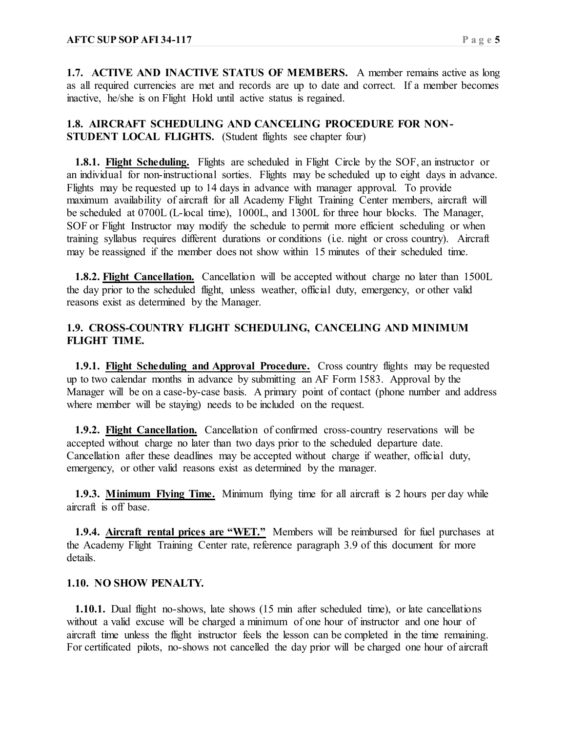**1.7. ACTIVE AND INACTIVE STATUS OF MEMBERS.** A member remains active as long as all required currencies are met and records are up to date and correct. If a member becomes inactive, he/she is on Flight Hold until active status is regained.

**1.8. AIRCRAFT SCHEDULING AND CANCELING PROCEDURE FOR NON-STUDENT LOCAL FLIGHTS.** (Student flights see chapter four)

**1.8.1. <u>Flight Scheduling.</u>** Flights are scheduled in Flight Circle by the SOF, an instructor or an individual for non-instructional sorties. Flights may be scheduled up to eight days in advance. Flights may be requested up to 14 days in advance with manager approval. To provide maximum availability of aircraft for all Academy Flight Training Center members, aircraft will be scheduled at 0700L (L-local time), 1000L, and 1300L for three hour blocks. The Manager, SOF or Flight Instructor may modify the schedule to permit more efficient scheduling or when training syllabus requires different durations or conditions (i.e. night or cross country). Aircraft may be reassigned if the member does not show within 15 minutes of their scheduled time.

**1.8.2. <u>Flight Cancellation.</u>** Cancellation will be accepted without charge no later than 1500L the day prior to the scheduled flight, unless weather, official duty, emergency, or other valid reasons exist as determined by the Manager.

**1.9. CROSS-COUNTRY FLIGHT SCHEDULING, CANCELING AND MINIMUM FLIGHT TIME.**

**1.9.1. <u>Flight Scheduling and Approval Procedure.</u>** Cross country flights may be requested up to two calendar months in advance by submitting an AF Form 1583. Approval by the Manager will be on a case-by-case basis. A primary point of contact (phone number and address where member will be staying) needs to be included on the request.

**1.9.2. <u>Flight Cancellation.</u>** Cancellation of confirmed cross-country reservations will be accepted without charge no later than two days prior to the scheduled departure date. Cancellation after these deadlines may be accepted without charge if weather, official duty, emergency, or other valid reasons exist as determined by the manager.

**1.9.3. <u>Minimum Flying Time.</u>** Minimum flying time for all aircraft is 2 hours per day while aircraft is off base.

**1.9.4. <u>Aircraft rental prices are "WET."</u>** Members will be reimbursed for fuel purchases at the Academy Flight Training Center rate, reference paragraph 3.9 of this document for more details.

**1.10. NO SHOW PENALTY.**

**1.10.1.** Dual flight no-shows, late shows (15 min after scheduled time), or late cancellations without a valid excuse will be charged a minimum of one hour of instructor and one hour of aircraft time unless the flight instructor feels the lesson can be completed in the time remaining. For certificated pilots, no-shows not cancelled the day prior will be charged one hour of aircraft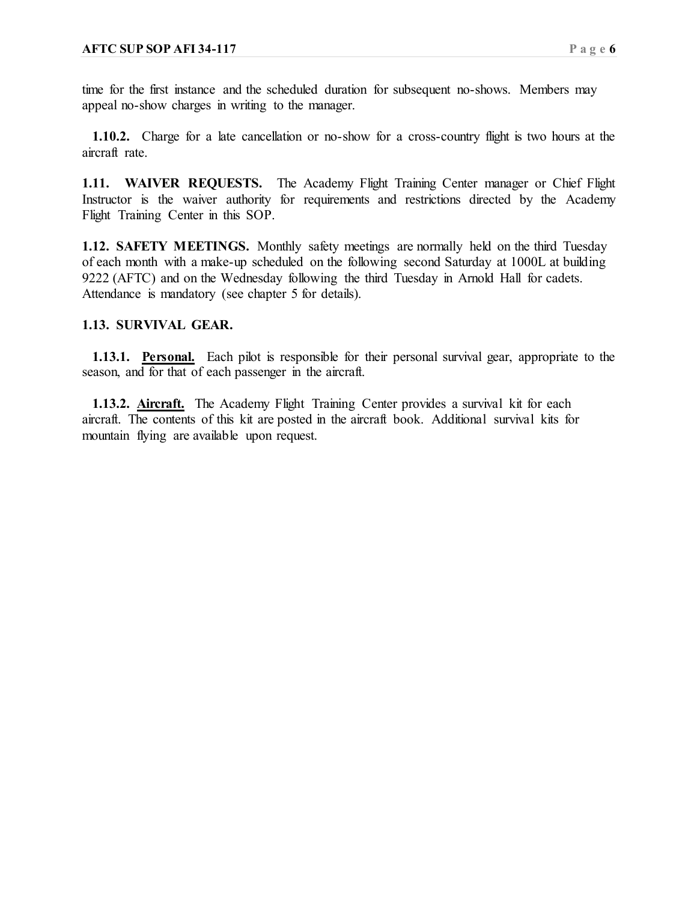time for the first instance and the scheduled duration for subsequent no-shows. Members may appeal no-show charges in writing to the manager.

**1.10.2.** Charge for a late cancellation or no-show for a cross-country flight is two hours at the aircraft rate.

**1.11. WAIVER REQUESTS.** The Academy Flight Training Center manager or Chief Flight Instructor is the waiver authority for requirements and restrictions directed by the Academy Flight Training Center in this SOP.

**1.12. SAFETY MEETINGS.** Monthly safety meetings are normally held on the third Tuesday of each month with a make-up scheduled on the following second Saturday at 1000L at building 9222 (AFTC) and on the Wednesday following the third Tuesday in Arnold Hall for cadets. Attendance is mandatory (see chapter 5 for details).

**1.13. SURVIVAL GEAR.**

**1.13.1. Personal.** Each pilot is responsible for their personal survival gear, appropriate to the season, and for that of each passenger in the aircraft.

**1.13.2. Aircraft.** The Academy Flight Training Center provides a survival kit for each aircraft. The contents of this kit are posted in the aircraft book. Additional survival kits for mountain flying are available upon request.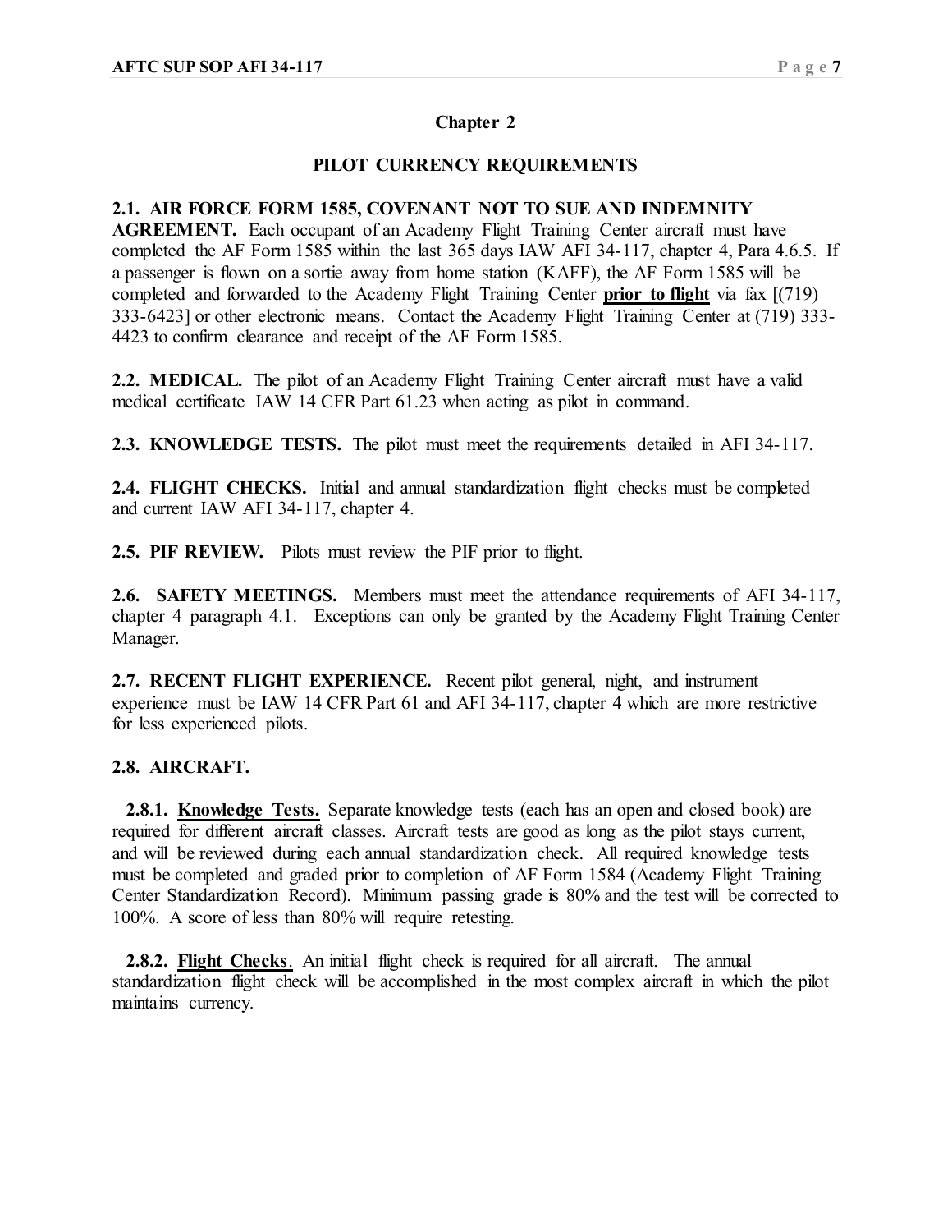# Chapter 2

## PILOT CURRENCY REQUIREMENTS

**2.1. AIR FORCE FORM 1585, COVENANT NOT TO SUE AND INDEMNITY AGREEMENT.** Each occupant of an Academy Flight Training Center aircraft must have completed the AF Form 1585 within the last 365 days IAW AFI 34-117, chapter 4, Para 4.6.5. If a passenger is flown on a sortie away from home station (KAFF), the AF Form 1585 will be completed and forwarded to the Academy Flight Training Center **prior to flight** via fax [(719) 333-6423] or other electronic means. Contact the Academy Flight Training Center at (719) 333-4423 to confirm clearance and receipt of the AF Form 1585.

**2.2. MEDICAL.** The pilot of an Academy Flight Training Center aircraft must have a valid medical certificate IAW 14 CFR Part 61.23 when acting as pilot in command.

**2.3. KNOWLEDGE TESTS.** The pilot must meet the requirements detailed in AFI 34-117.

**2.4. FLIGHT CHECKS.** Initial and annual standardization flight checks must be completed and current IAW AFI 34-117, chapter 4.

**2.5. PIF REVIEW.** Pilots must review the PIF prior to flight.

**2.6. SAFETY MEETINGS.** Members must meet the attendance requirements of AFI 34-117, chapter 4 paragraph 4.1. Exceptions can only be granted by the Academy Flight Training Center Manager.

**2.7. RECENT FLIGHT EXPERIENCE.** Recent pilot general, night, and instrument experience must be IAW 14 CFR Part 61 and AFI 34-117, chapter 4 which are more restrictive for less experienced pilots.

**2.8. AIRCRAFT.**

**2.8.1. Knowledge Tests.** Separate knowledge tests (each has an open and closed book) are required for different aircraft classes. Aircraft tests are good as long as the pilot stays current, and will be reviewed during each annual standardization check. All required knowledge tests must be completed and graded prior to completion of AF Form 1584 (Academy Flight Training Center Standardization Record). Minimum passing grade is 80% and the test will be corrected to 100%. A score of less than 80% will require retesting.

**2.8.2. Flight Checks**. An initial flight check is required for all aircraft. The annual standardization flight check will be accomplished in the most complex aircraft in which the pilot maintains currency.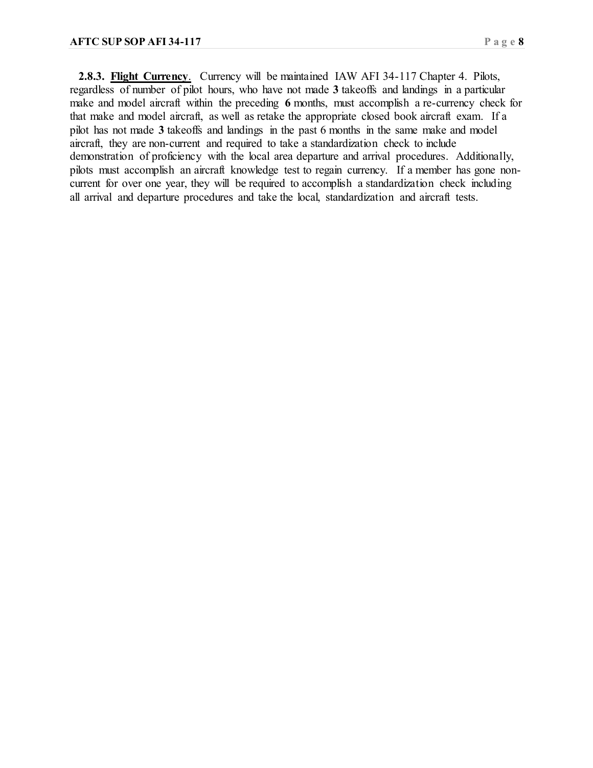**2.8.3. <u>Flight Currency</u>**. Currency will be maintained IAW AFI 34-117 Chapter 4. Pilots, regardless of number of pilot hours, who have not made **3** takeoffs and landings in a particular make and model aircraft within the preceding **6** months, must accomplish a re-currency check for that make and model aircraft, as well as retake the appropriate closed book aircraft exam. If a pilot has not made **3** takeoffs and landings in the past 6 months in the same make and model aircraft, they are non-current and required to take a standardization check to include demonstration of proficiency with the local area departure and arrival procedures. Additionally, pilots must accomplish an aircraft knowledge test to regain currency. If a member has gone non-current for over one year, they will be required to accomplish a standardization check including all arrival and departure procedures and take the local, standardization and aircraft tests.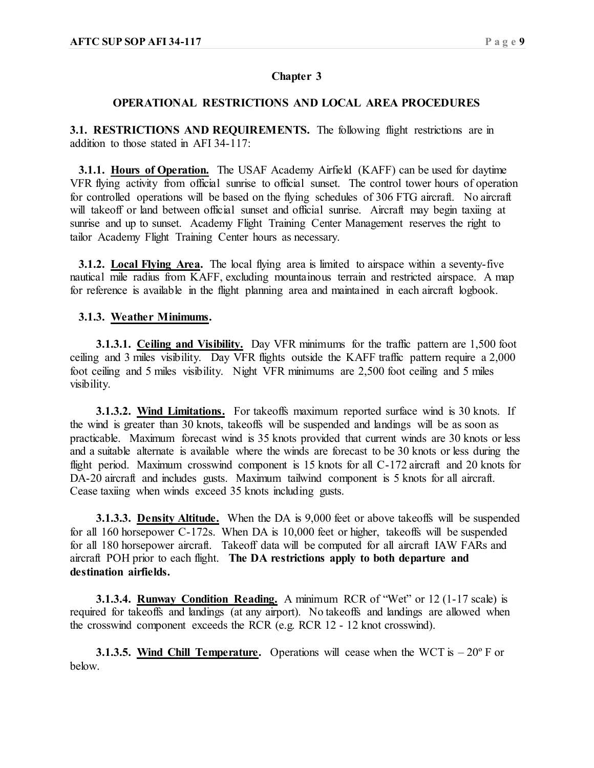## Chapter 3

## OPERATIONAL RESTRICTIONS AND LOCAL AREA PROCEDURES

**3.1. RESTRICTIONS AND REQUIREMENTS.** The following flight restrictions are in addition to those stated in AFI 34-117:

**3.1.1. Hours of Operation.** The USAF Academy Airfield (KAFF) can be used for daytime VFR flying activity from official sunrise to official sunset. The control tower hours of operation for controlled operations will be based on the flying schedules of 306 FTG aircraft. No aircraft will takeoff or land between official sunset and official sunrise. Aircraft may begin taxiing at sunrise and up to sunset. Academy Flight Training Center Management reserves the right to tailor Academy Flight Training Center hours as necessary.

**3.1.2. Local Flying Area.** The local flying area is limited to airspace within a seventy-five nautical mile radius from KAFF, excluding mountainous terrain and restricted airspace. A map for reference is available in the flight planning area and maintained in each aircraft logbook.

**3.1.3. Weather Minimums.**

**3.1.3.1. Ceiling and Visibility.** Day VFR minimums for the traffic pattern are 1,500 foot ceiling and 3 miles visibility. Day VFR flights outside the KAFF traffic pattern require a 2,000 foot ceiling and 5 miles visibility. Night VFR minimums are 2,500 foot ceiling and 5 miles visibility.

**3.1.3.2. Wind Limitations.** For takeoffs maximum reported surface wind is 30 knots. If the wind is greater than 30 knots, takeoffs will be suspended and landings will be as soon as practicable. Maximum forecast wind is 35 knots provided that current winds are 30 knots or less and a suitable alternate is available where the winds are forecast to be 30 knots or less during the flight period. Maximum crosswind component is 15 knots for all C-172 aircraft and 20 knots for DA-20 aircraft and includes gusts. Maximum tailwind component is 5 knots for all aircraft. Cease taxiing when winds exceed 35 knots including gusts.

**3.1.3.3. Density Altitude.** When the DA is 9,000 feet or above takeoffs will be suspended for all 160 horsepower C-172s. When DA is 10,000 feet or higher, takeoffs will be suspended for all 180 horsepower aircraft. Takeoff data will be computed for all aircraft IAW FARs and aircraft POH prior to each flight. **The DA restrictions apply to both departure and destination airfields.**

**3.1.3.4. Runway Condition Reading.** A minimum RCR of "Wet" or 12 (1-17 scale) is required for takeoffs and landings (at any airport). No takeoffs and landings are allowed when the crosswind component exceeds the RCR (e.g. RCR 12 - 12 knot crosswind).

**3.1.3.5. Wind Chill Temperature.** Operations will cease when the WCT is – 20º F or below.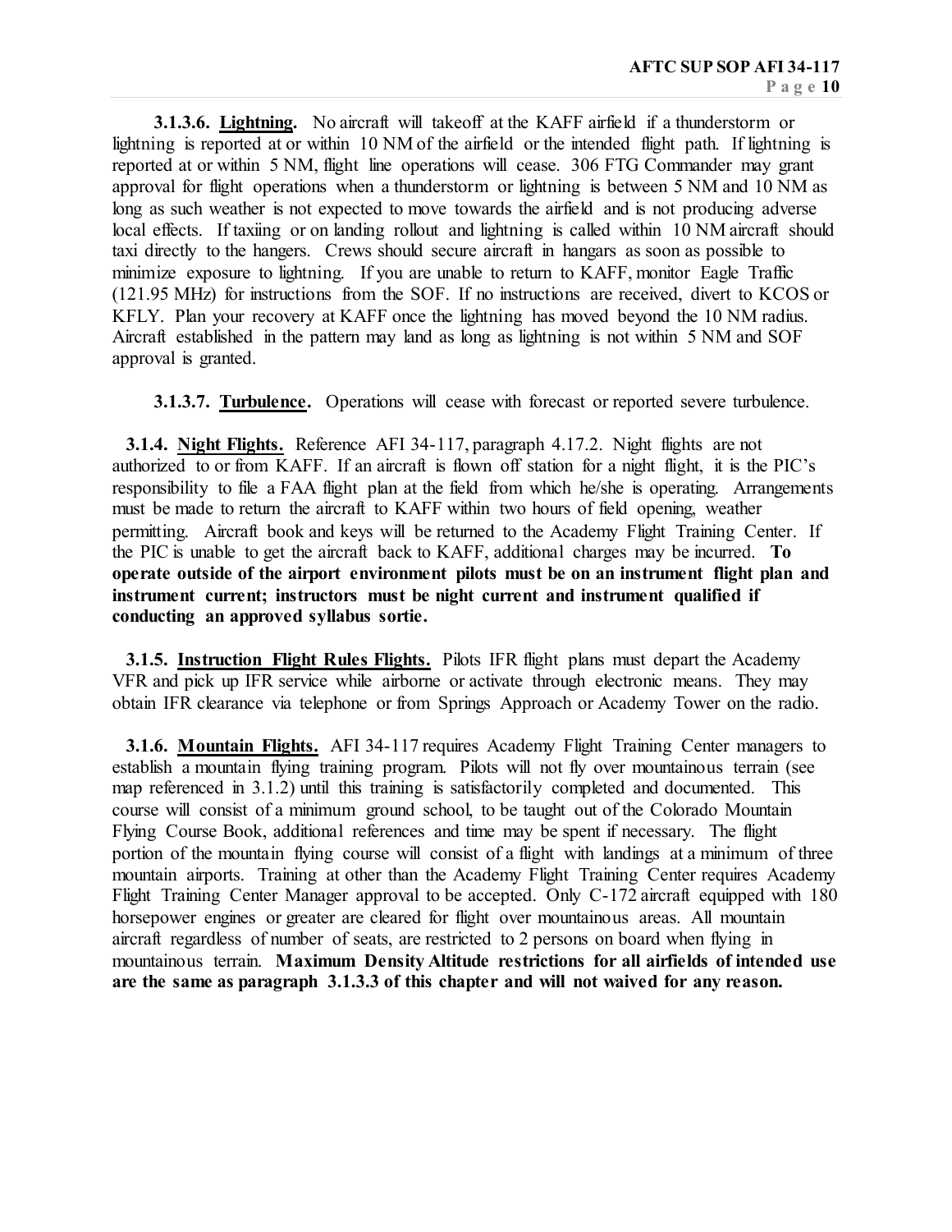**3.1.3.6. <u>Lightning</u>.** No aircraft will takeoff at the KAFF airfield if a thunderstorm or lightning is reported at or within 10 NM of the airfield or the intended flight path. If lightning is reported at or within 5 NM, flight line operations will cease. 306 FTG Commander may grant approval for flight operations when a thunderstorm or lightning is between 5 NM and 10 NM as long as such weather is not expected to move towards the airfield and is not producing adverse local effects. If taxiing or on landing rollout and lightning is called within 10 NM aircraft should taxi directly to the hangers. Crews should secure aircraft in hangars as soon as possible to minimize exposure to lightning. If you are unable to return to KAFF, monitor Eagle Traffic (121.95 MHz) for instructions from the SOF. If no instructions are received, divert to KCOS or KFLY. Plan your recovery at KAFF once the lightning has moved beyond the 10 NM radius. Aircraft established in the pattern may land as long as lightning is not within 5 NM and SOF approval is granted.

**3.1.3.7. <u>Turbulence</u>.** Operations will cease with forecast or reported severe turbulence.

**3.1.4. <u>Night Flights</u>.** Reference AFI 34-117, paragraph 4.17.2. Night flights are not authorized to or from KAFF. If an aircraft is flown off station for a night flight, it is the PIC's responsibility to file a FAA flight plan at the field from which he/she is operating. Arrangements must be made to return the aircraft to KAFF within two hours of field opening, weather permitting. Aircraft book and keys will be returned to the Academy Flight Training Center. If the PIC is unable to get the aircraft back to KAFF, additional charges may be incurred. **To operate outside of the airport environment pilots must be on an instrument flight plan and instrument current; instructors must be night current and instrument qualified if conducting an approved syllabus sortie.**

**3.1.5. <u>Instruction Flight Rules Flights</u>.** Pilots IFR flight plans must depart the Academy VFR and pick up IFR service while airborne or activate through electronic means. They may obtain IFR clearance via telephone or from Springs Approach or Academy Tower on the radio.

**3.1.6. <u>Mountain Flights</u>.** AFI 34-117 requires Academy Flight Training Center managers to establish a mountain flying training program. Pilots will not fly over mountainous terrain (see map referenced in 3.1.2) until this training is satisfactorily completed and documented. This course will consist of a minimum ground school, to be taught out of the Colorado Mountain Flying Course Book, additional references and time may be spent if necessary. The flight portion of the mountain flying course will consist of a flight with landings at a minimum of three mountain airports. Training at other than the Academy Flight Training Center requires Academy Flight Training Center Manager approval to be accepted. Only C-172 aircraft equipped with 180 horsepower engines or greater are cleared for flight over mountainous areas. All mountain aircraft regardless of number of seats, are restricted to 2 persons on board when flying in mountainous terrain. **Maximum Density Altitude restrictions for all airfields of intended use are the same as paragraph 3.1.3.3 of this chapter and will not waived for any reason.**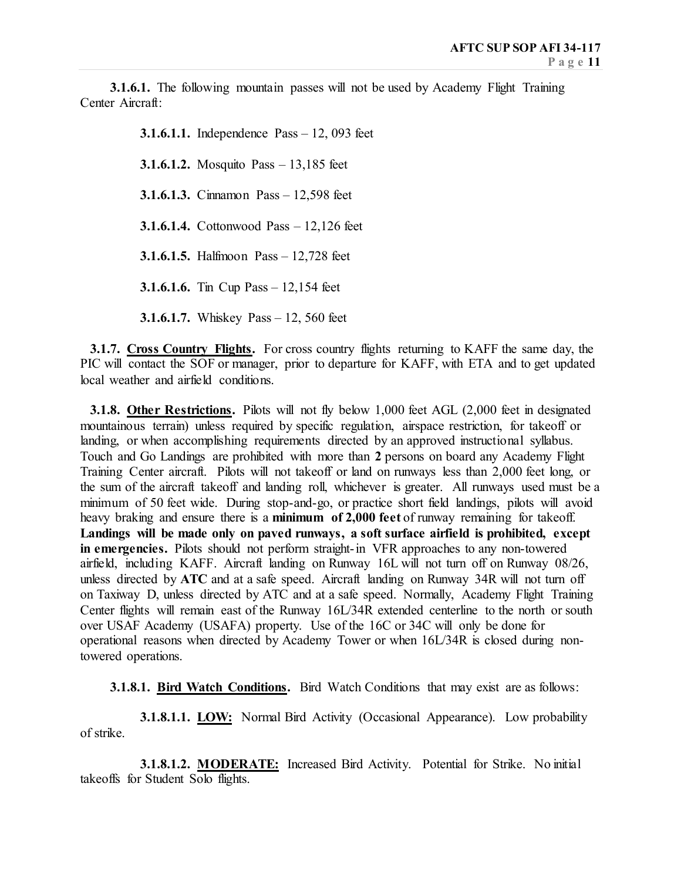**3.1.6.1.** The following mountain passes will not be used by Academy Flight Training Center Aircraft:

**3.1.6.1.1.** Independence Pass – 12, 093 feet

**3.1.6.1.2.** Mosquito Pass – 13,185 feet

**3.1.6.1.3.** Cinnamon Pass – 12,598 feet

**3.1.6.1.4.** Cottonwood Pass – 12,126 feet

**3.1.6.1.5.** Halfmoon Pass – 12,728 feet

**3.1.6.1.6.** Tin Cup Pass – 12,154 feet

**3.1.6.1.7.** Whiskey Pass – 12, 560 feet

**3.1.7. <u>Cross Country Flights</u>.** For cross country flights returning to KAFF the same day, the PIC will contact the SOF or manager, prior to departure for KAFF, with ETA and to get updated local weather and airfield conditions.

**3.1.8. <u>Other Restrictions</u>.** Pilots will not fly below 1,000 feet AGL (2,000 feet in designated mountainous terrain) unless required by specific regulation, airspace restriction, for takeoff or landing, or when accomplishing requirements directed by an approved instructional syllabus. Touch and Go Landings are prohibited with more than **2** persons on board any Academy Flight Training Center aircraft. Pilots will not takeoff or land on runways less than 2,000 feet long, or the sum of the aircraft takeoff and landing roll, whichever is greater. All runways used must be a minimum of 50 feet wide. During stop-and-go, or practice short field landings, pilots will avoid heavy braking and ensure there is a **minimum of 2,000 feet** of runway remaining for takeoff. **Landings will be made only on paved runways, a soft surface airfield is prohibited, except in emergencies.** Pilots should not perform straight-in VFR approaches to any non-towered airfield, including KAFF. Aircraft landing on Runway 16L will not turn off on Runway 08/26, unless directed by **ATC** and at a safe speed. Aircraft landing on Runway 34R will not turn off on Taxiway D, unless directed by ATC and at a safe speed. Normally, Academy Flight Training Center flights will remain east of the Runway 16L/34R extended centerline to the north or south over USAF Academy (USAFA) property. Use of the 16C or 34C will only be done for operational reasons when directed by Academy Tower or when 16L/34R is closed during non-towered operations.

**3.1.8.1. <u>Bird Watch Conditions</u>.** Bird Watch Conditions that may exist are as follows:

**3.1.8.1.1. <u>LOW:</u>** Normal Bird Activity (Occasional Appearance). Low probability of strike.

**3.1.8.1.2. <u>MODERATE:</u>** Increased Bird Activity. Potential for Strike. No initial takeoffs for Student Solo flights.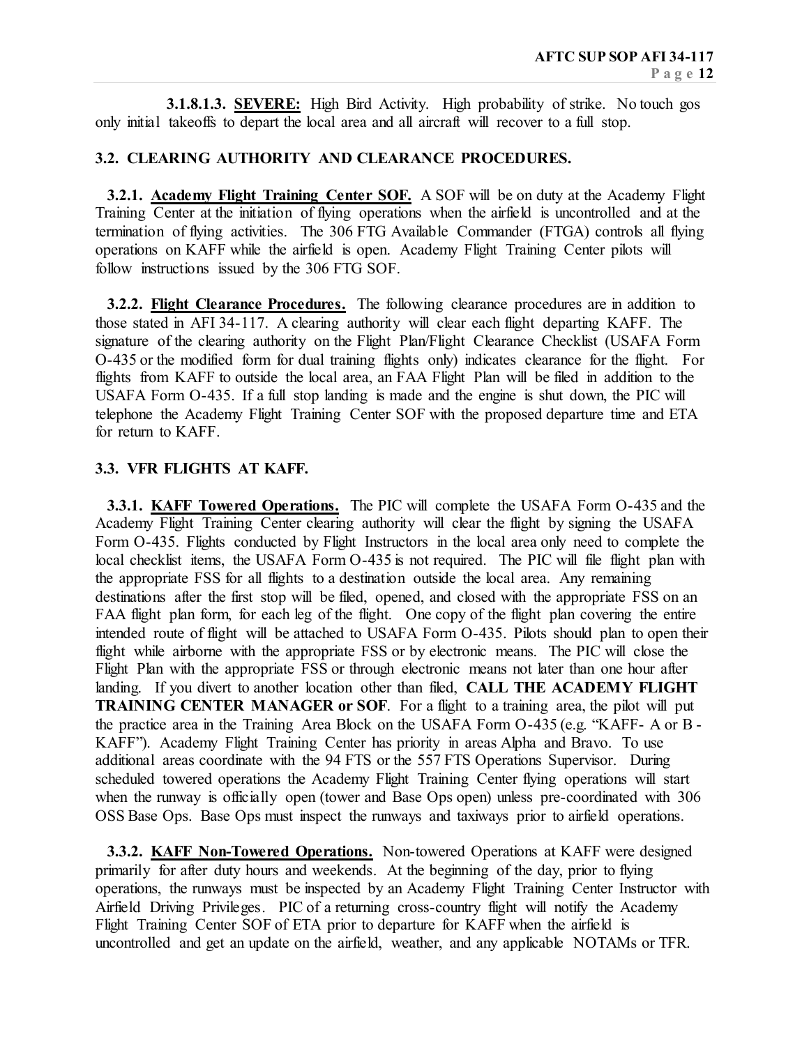**3.1.8.1.3. <u>SEVERE:</u>** High Bird Activity. High probability of strike. No touch gos only initial takeoffs to depart the local area and all aircraft will recover to a full stop.

### 3.2. CLEARING AUTHORITY AND CLEARANCE PROCEDURES.

**3.2.1. <u>Academy Flight Training Center SOF.</u>** A SOF will be on duty at the Academy Flight Training Center at the initiation of flying operations when the airfield is uncontrolled and at the termination of flying activities. The 306 FTG Available Commander (FTGA) controls all flying operations on KAFF while the airfield is open. Academy Flight Training Center pilots will follow instructions issued by the 306 FTG SOF.

**3.2.2. <u>Flight Clearance Procedures.</u>** The following clearance procedures are in addition to those stated in AFI 34-117. A clearing authority will clear each flight departing KAFF. The signature of the clearing authority on the Flight Plan/Flight Clearance Checklist (USAFA Form O-435 or the modified form for dual training flights only) indicates clearance for the flight. For flights from KAFF to outside the local area, an FAA Flight Plan will be filed in addition to the USAFA Form O-435. If a full stop landing is made and the engine is shut down, the PIC will telephone the Academy Flight Training Center SOF with the proposed departure time and ETA for return to KAFF.

### 3.3. VFR FLIGHTS AT KAFF.

**3.3.1. <u>KAFF Towered Operations.</u>** The PIC will complete the USAFA Form O-435 and the Academy Flight Training Center clearing authority will clear the flight by signing the USAFA Form O-435. Flights conducted by Flight Instructors in the local area only need to complete the local checklist items, the USAFA Form O-435 is not required. The PIC will file flight plan with the appropriate FSS for all flights to a destination outside the local area. Any remaining destinations after the first stop will be filed, opened, and closed with the appropriate FSS on an FAA flight plan form, for each leg of the flight. One copy of the flight plan covering the entire intended route of flight will be attached to USAFA Form O-435. Pilots should plan to open their flight while airborne with the appropriate FSS or by electronic means. The PIC will close the Flight Plan with the appropriate FSS or through electronic means not later than one hour after landing. If you divert to another location other than filed, **CALL THE ACADEMY FLIGHT TRAINING CENTER MANAGER or SOF**. For a flight to a training area, the pilot will put the practice area in the Training Area Block on the USAFA Form O-435 (e.g. "KAFF- A or B - KAFF"). Academy Flight Training Center has priority in areas Alpha and Bravo. To use additional areas coordinate with the 94 FTS or the 557 FTS Operations Supervisor. During scheduled towered operations the Academy Flight Training Center flying operations will start when the runway is officially open (tower and Base Ops open) unless pre-coordinated with 306 OSS Base Ops. Base Ops must inspect the runways and taxiways prior to airfield operations.

**3.3.2. <u>KAFF Non-Towered Operations.</u>** Non-towered Operations at KAFF were designed primarily for after duty hours and weekends. At the beginning of the day, prior to flying operations, the runways must be inspected by an Academy Flight Training Center Instructor with Airfield Driving Privileges. PIC of a returning cross-country flight will notify the Academy Flight Training Center SOF of ETA prior to departure for KAFF when the airfield is uncontrolled and get an update on the airfield, weather, and any applicable NOTAMs or TFR.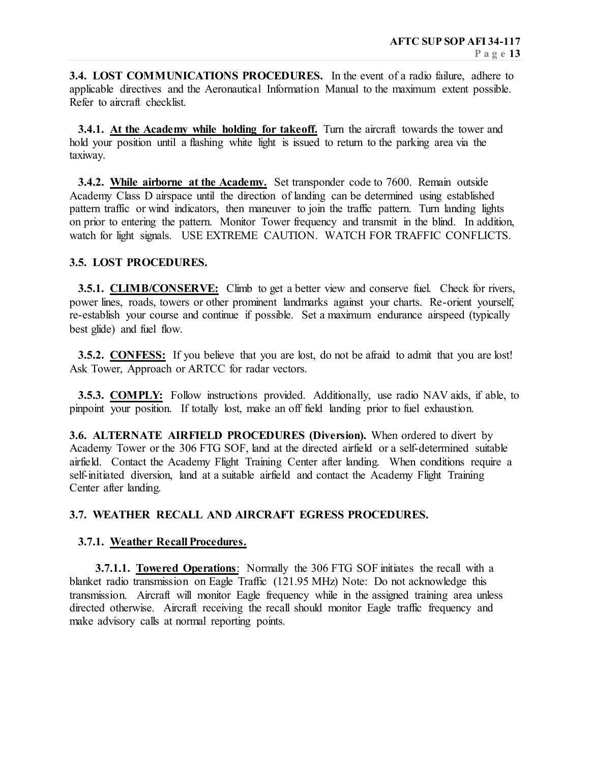**3.4. LOST COMMUNICATIONS PROCEDURES.** In the event of a radio failure, adhere to applicable directives and the Aeronautical Information Manual to the maximum extent possible. Refer to aircraft checklist.

**3.4.1. <u>At the Academy while holding for takeoff.</u>** Turn the aircraft towards the tower and hold your position until a flashing white light is issued to return to the parking area via the taxiway.

**3.4.2. <u>While airborne at the Academy.</u>** Set transponder code to 7600. Remain outside Academy Class D airspace until the direction of landing can be determined using established pattern traffic or wind indicators, then maneuver to join the traffic pattern. Turn landing lights on prior to entering the pattern. Monitor Tower frequency and transmit in the blind. In addition, watch for light signals. USE EXTREME CAUTION. WATCH FOR TRAFFIC CONFLICTS.

**3.5. LOST PROCEDURES.**

**3.5.1. <u>CLIMB/CONSERVE:</u>** Climb to get a better view and conserve fuel. Check for rivers, power lines, roads, towers or other prominent landmarks against your charts. Re-orient yourself, re-establish your course and continue if possible. Set a maximum endurance airspeed (typically best glide) and fuel flow.

**3.5.2. <u>CONFESS:</u>** If you believe that you are lost, do not be afraid to admit that you are lost! Ask Tower, Approach or ARTCC for radar vectors.

**3.5.3. <u>COMPLY:</u>** Follow instructions provided. Additionally, use radio NAV aids, if able, to pinpoint your position. If totally lost, make an off field landing prior to fuel exhaustion.

**3.6. ALTERNATE AIRFIELD PROCEDURES (Diversion).** When ordered to divert by Academy Tower or the 306 FTG SOF, land at the directed airfield or a self-determined suitable airfield. Contact the Academy Flight Training Center after landing. When conditions require a self-initiated diversion, land at a suitable airfield and contact the Academy Flight Training Center after landing.

**3.7. WEATHER RECALL AND AIRCRAFT EGRESS PROCEDURES.**

**3.7.1. <u>Weather Recall Procedures.</u>**

**3.7.1.1. <u>Towered Operations</u>**: Normally the 306 FTG SOF initiates the recall with a blanket radio transmission on Eagle Traffic (121.95 MHz) Note: Do not acknowledge this transmission. Aircraft will monitor Eagle frequency while in the assigned training area unless directed otherwise. Aircraft receiving the recall should monitor Eagle traffic frequency and make advisory calls at normal reporting points.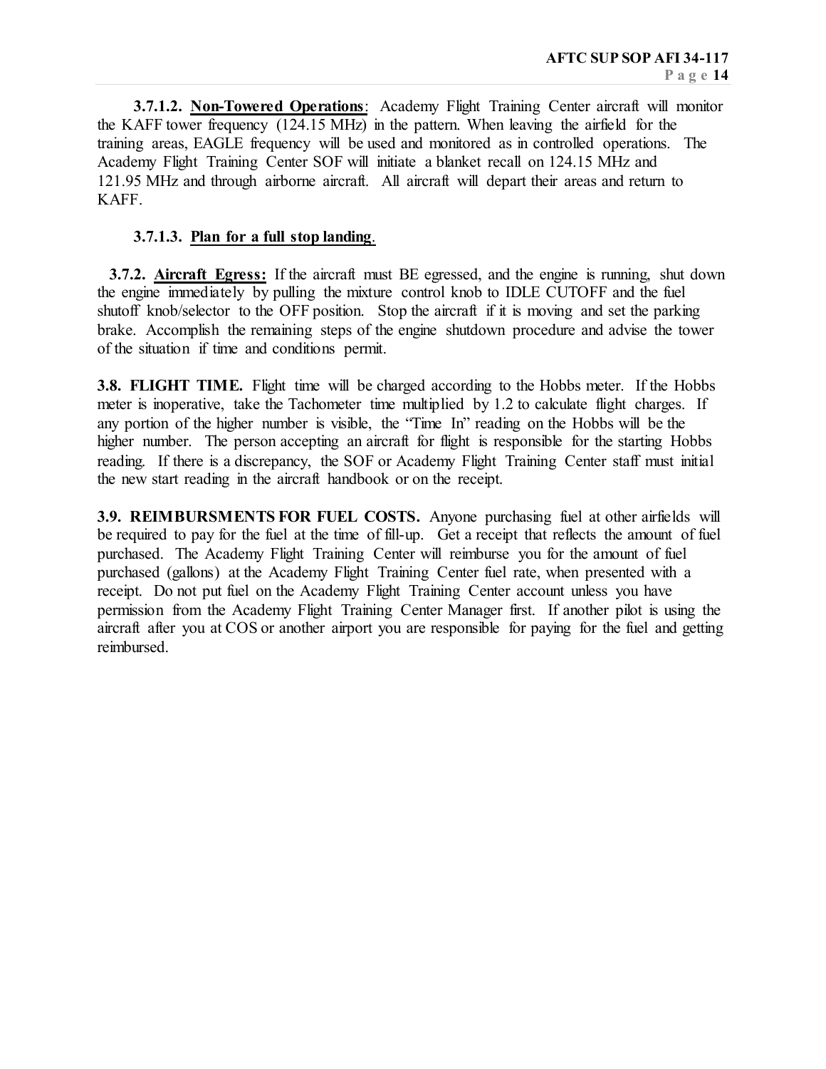**3.7.1.2. <u>Non-Towered Operations</u>**: Academy Flight Training Center aircraft will monitor the KAFF tower frequency (124.15 MHz) in the pattern. When leaving the airfield for the training areas, EAGLE frequency will be used and monitored as in controlled operations. The Academy Flight Training Center SOF will initiate a blanket recall on 124.15 MHz and 121.95 MHz and through airborne aircraft. All aircraft will depart their areas and return to KAFF.

**3.7.1.3. <u>Plan for a full stop landing</u>**.

**3.7.2. <u>Aircraft Egress:</u>** If the aircraft must BE egressed, and the engine is running, shut down the engine immediately by pulling the mixture control knob to IDLE CUTOFF and the fuel shutoff knob/selector to the OFF position. Stop the aircraft if it is moving and set the parking brake. Accomplish the remaining steps of the engine shutdown procedure and advise the tower of the situation if time and conditions permit.

**3.8. FLIGHT TIME.** Flight time will be charged according to the Hobbs meter. If the Hobbs meter is inoperative, take the Tachometer time multiplied by 1.2 to calculate flight charges. If any portion of the higher number is visible, the "Time In" reading on the Hobbs will be the higher number. The person accepting an aircraft for flight is responsible for the starting Hobbs reading. If there is a discrepancy, the SOF or Academy Flight Training Center staff must initial the new start reading in the aircraft handbook or on the receipt.

**3.9. REIMBURSMENTS FOR FUEL COSTS.** Anyone purchasing fuel at other airfields will be required to pay for the fuel at the time of fill-up. Get a receipt that reflects the amount of fuel purchased. The Academy Flight Training Center will reimburse you for the amount of fuel purchased (gallons) at the Academy Flight Training Center fuel rate, when presented with a receipt. Do not put fuel on the Academy Flight Training Center account unless you have permission from the Academy Flight Training Center Manager first. If another pilot is using the aircraft after you at COS or another airport you are responsible for paying for the fuel and getting reimbursed.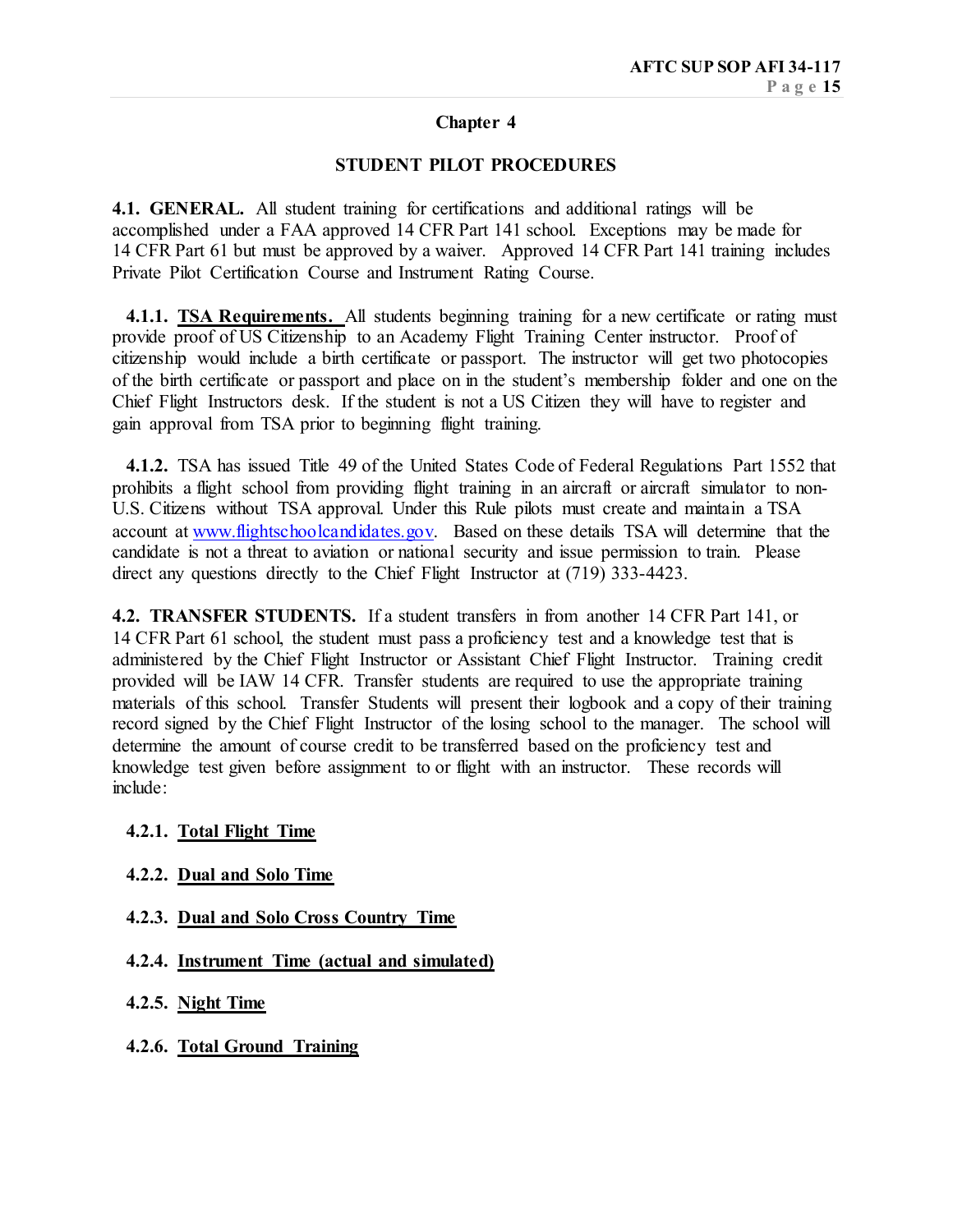## Chapter 4

### STUDENT PILOT PROCEDURES

**4.1. GENERAL.** All student training for certifications and additional ratings will be accomplished under a FAA approved 14 CFR Part 141 school. Exceptions may be made for 14 CFR Part 61 but must be approved by a waiver. Approved 14 CFR Part 141 training includes Private Pilot Certification Course and Instrument Rating Course.

**4.1.1.** **TSA Requirements.** All students beginning training for a new certificate or rating must provide proof of US Citizenship to an Academy Flight Training Center instructor. Proof of citizenship would include a birth certificate or passport. The instructor will get two photocopies of the birth certificate or passport and place on in the student's membership folder and one on the Chief Flight Instructors desk. If the student is not a US Citizen they will have to register and gain approval from TSA prior to beginning flight training.

**4.1.2.** TSA has issued Title 49 of the United States Code of Federal Regulations Part 1552 that prohibits a flight school from providing flight training in an aircraft or aircraft simulator to non-U.S. Citizens without TSA approval. Under this Rule pilots must create and maintain a TSA account at www.flightschoolcandidates.gov. Based on these details TSA will determine that the candidate is not a threat to aviation or national security and issue permission to train. Please direct any questions directly to the Chief Flight Instructor at (719) 333-4423.

**4.2. TRANSFER STUDENTS.** If a student transfers in from another 14 CFR Part 141, or 14 CFR Part 61 school, the student must pass a proficiency test and a knowledge test that is administered by the Chief Flight Instructor or Assistant Chief Flight Instructor. Training credit provided will be IAW 14 CFR. Transfer students are required to use the appropriate training materials of this school. Transfer Students will present their logbook and a copy of their training record signed by the Chief Flight Instructor of the losing school to the manager. The school will determine the amount of course credit to be transferred based on the proficiency test and knowledge test given before assignment to or flight with an instructor. These records will include:

**4.2.1.** **Total Flight Time**

**4.2.2.** **Dual and Solo Time**

**4.2.3.** **Dual and Solo Cross Country Time**

**4.2.4.** **Instrument Time (actual and simulated)**

**4.2.5.** **Night Time**

**4.2.6.** **Total Ground Training**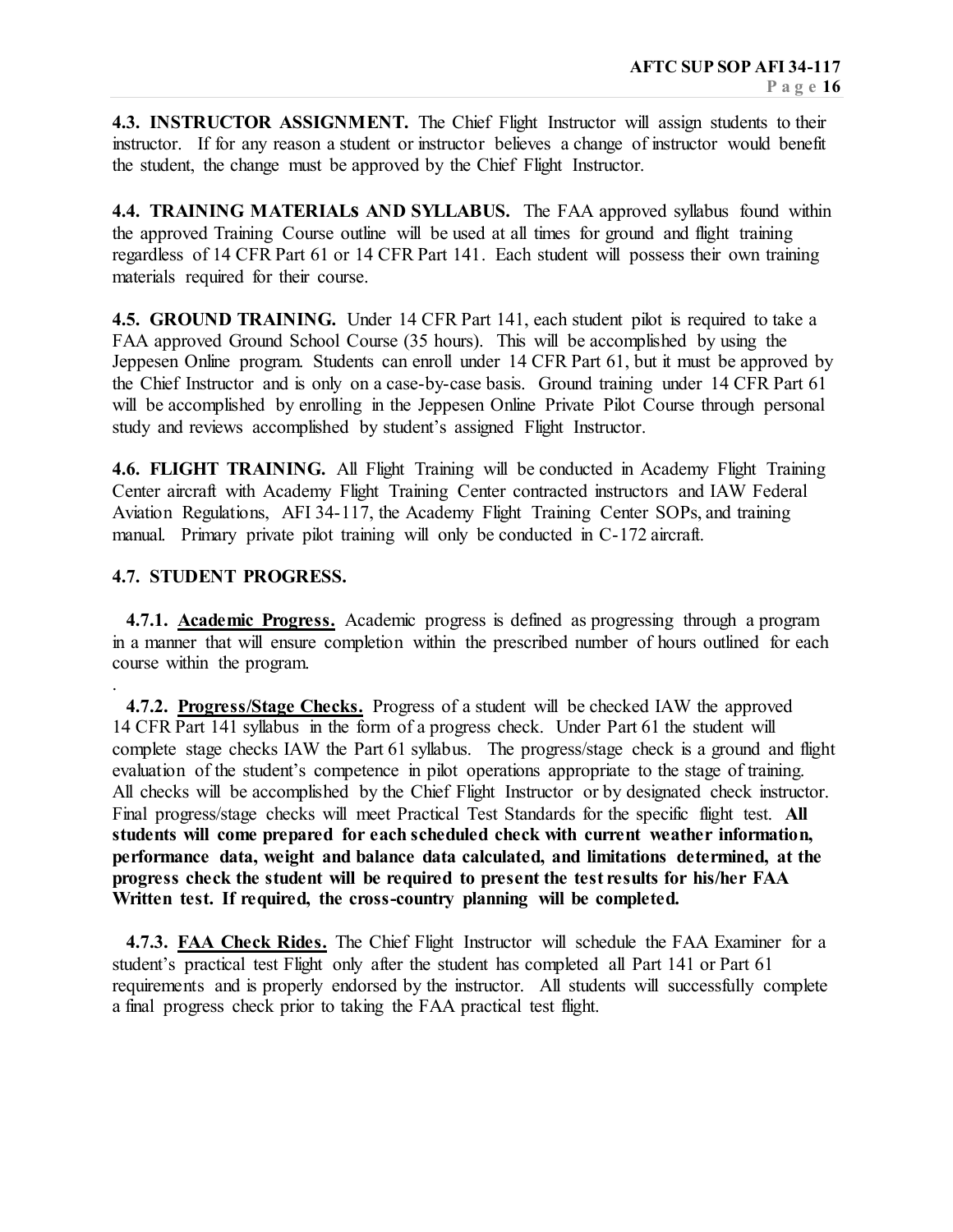**4.3. INSTRUCTOR ASSIGNMENT.** The Chief Flight Instructor will assign students to their instructor. If for any reason a student or instructor believes a change of instructor would benefit the student, the change must be approved by the Chief Flight Instructor.

**4.4. TRAINING MATERIALs AND SYLLABUS.** The FAA approved syllabus found within the approved Training Course outline will be used at all times for ground and flight training regardless of 14 CFR Part 61 or 14 CFR Part 141. Each student will possess their own training materials required for their course.

**4.5. GROUND TRAINING.** Under 14 CFR Part 141, each student pilot is required to take a FAA approved Ground School Course (35 hours). This will be accomplished by using the Jeppesen Online program. Students can enroll under 14 CFR Part 61, but it must be approved by the Chief Instructor and is only on a case-by-case basis. Ground training under 14 CFR Part 61 will be accomplished by enrolling in the Jeppesen Online Private Pilot Course through personal study and reviews accomplished by student's assigned Flight Instructor.

**4.6. FLIGHT TRAINING.** All Flight Training will be conducted in Academy Flight Training Center aircraft with Academy Flight Training Center contracted instructors and IAW Federal Aviation Regulations, AFI 34-117, the Academy Flight Training Center SOPs, and training manual. Primary private pilot training will only be conducted in C-172 aircraft.

**4.7. STUDENT PROGRESS.**

**4.7.1. <u>Academic Progress.</u>** Academic progress is defined as progressing through a program in a manner that will ensure completion within the prescribed number of hours outlined for each course within the program.

**4.7.2. <u>Progress/Stage Checks.</u>** Progress of a student will be checked IAW the approved 14 CFR Part 141 syllabus in the form of a progress check. Under Part 61 the student will complete stage checks IAW the Part 61 syllabus. The progress/stage check is a ground and flight evaluation of the student's competence in pilot operations appropriate to the stage of training. All checks will be accomplished by the Chief Flight Instructor or by designated check instructor. Final progress/stage checks will meet Practical Test Standards for the specific flight test. **All students will come prepared for each scheduled check with current weather information, performance data, weight and balance data calculated, and limitations determined, at the progress check the student will be required to present the test results for his/her FAA Written test. If required, the cross-country planning will be completed.**

**4.7.3. <u>FAA Check Rides.</u>** The Chief Flight Instructor will schedule the FAA Examiner for a student's practical test Flight only after the student has completed all Part 141 or Part 61 requirements and is properly endorsed by the instructor. All students will successfully complete a final progress check prior to taking the FAA practical test flight.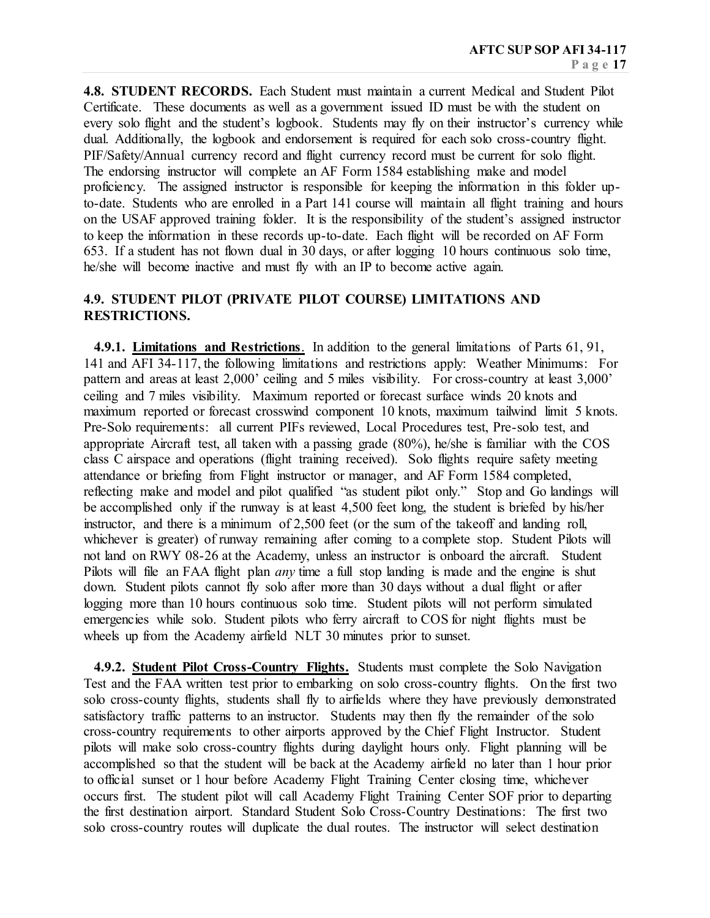**4.8. STUDENT RECORDS.** Each Student must maintain a current Medical and Student Pilot Certificate. These documents as well as a government issued ID must be with the student on every solo flight and the student's logbook. Students may fly on their instructor's currency while dual. Additionally, the logbook and endorsement is required for each solo cross-country flight. PIF/Safety/Annual currency record and flight currency record must be current for solo flight. The endorsing instructor will complete an AF Form 1584 establishing make and model proficiency. The assigned instructor is responsible for keeping the information in this folder up-to-date. Students who are enrolled in a Part 141 course will maintain all flight training and hours on the USAF approved training folder. It is the responsibility of the student's assigned instructor to keep the information in these records up-to-date. Each flight will be recorded on AF Form 653. If a student has not flown dual in 30 days, or after logging 10 hours continuous solo time, he/she will become inactive and must fly with an IP to become active again.

**4.9. STUDENT PILOT (PRIVATE PILOT COURSE) LIMITATIONS AND RESTRICTIONS.**

**4.9.1. Limitations and Restrictions**. In addition to the general limitations of Parts 61, 91, 141 and AFI 34-117, the following limitations and restrictions apply: Weather Minimums: For pattern and areas at least 2,000' ceiling and 5 miles visibility. For cross-country at least 3,000' ceiling and 7 miles visibility. Maximum reported or forecast surface winds 20 knots and maximum reported or forecast crosswind component 10 knots, maximum tailwind limit 5 knots. Pre-Solo requirements: all current PIFs reviewed, Local Procedures test, Pre-solo test, and appropriate Aircraft test, all taken with a passing grade (80%), he/she is familiar with the COS class C airspace and operations (flight training received). Solo flights require safety meeting attendance or briefing from Flight instructor or manager, and AF Form 1584 completed, reflecting make and model and pilot qualified "as student pilot only." Stop and Go landings will be accomplished only if the runway is at least 4,500 feet long, the student is briefed by his/her instructor, and there is a minimum of 2,500 feet (or the sum of the takeoff and landing roll, whichever is greater) of runway remaining after coming to a complete stop. Student Pilots will not land on RWY 08-26 at the Academy, unless an instructor is onboard the aircraft. Student Pilots will file an FAA flight plan *any* time a full stop landing is made and the engine is shut down. Student pilots cannot fly solo after more than 30 days without a dual flight or after logging more than 10 hours continuous solo time. Student pilots will not perform simulated emergencies while solo. Student pilots who ferry aircraft to COS for night flights must be wheels up from the Academy airfield NLT 30 minutes prior to sunset.

**4.9.2. Student Pilot Cross-Country Flights.** Students must complete the Solo Navigation Test and the FAA written test prior to embarking on solo cross-country flights. On the first two solo cross-county flights, students shall fly to airfields where they have previously demonstrated satisfactory traffic patterns to an instructor. Students may then fly the remainder of the solo cross-country requirements to other airports approved by the Chief Flight Instructor. Student pilots will make solo cross-country flights during daylight hours only. Flight planning will be accomplished so that the student will be back at the Academy airfield no later than 1 hour prior to official sunset or 1 hour before Academy Flight Training Center closing time, whichever occurs first. The student pilot will call Academy Flight Training Center SOF prior to departing the first destination airport. Standard Student Solo Cross-Country Destinations: The first two solo cross-country routes will duplicate the dual routes. The instructor will select destination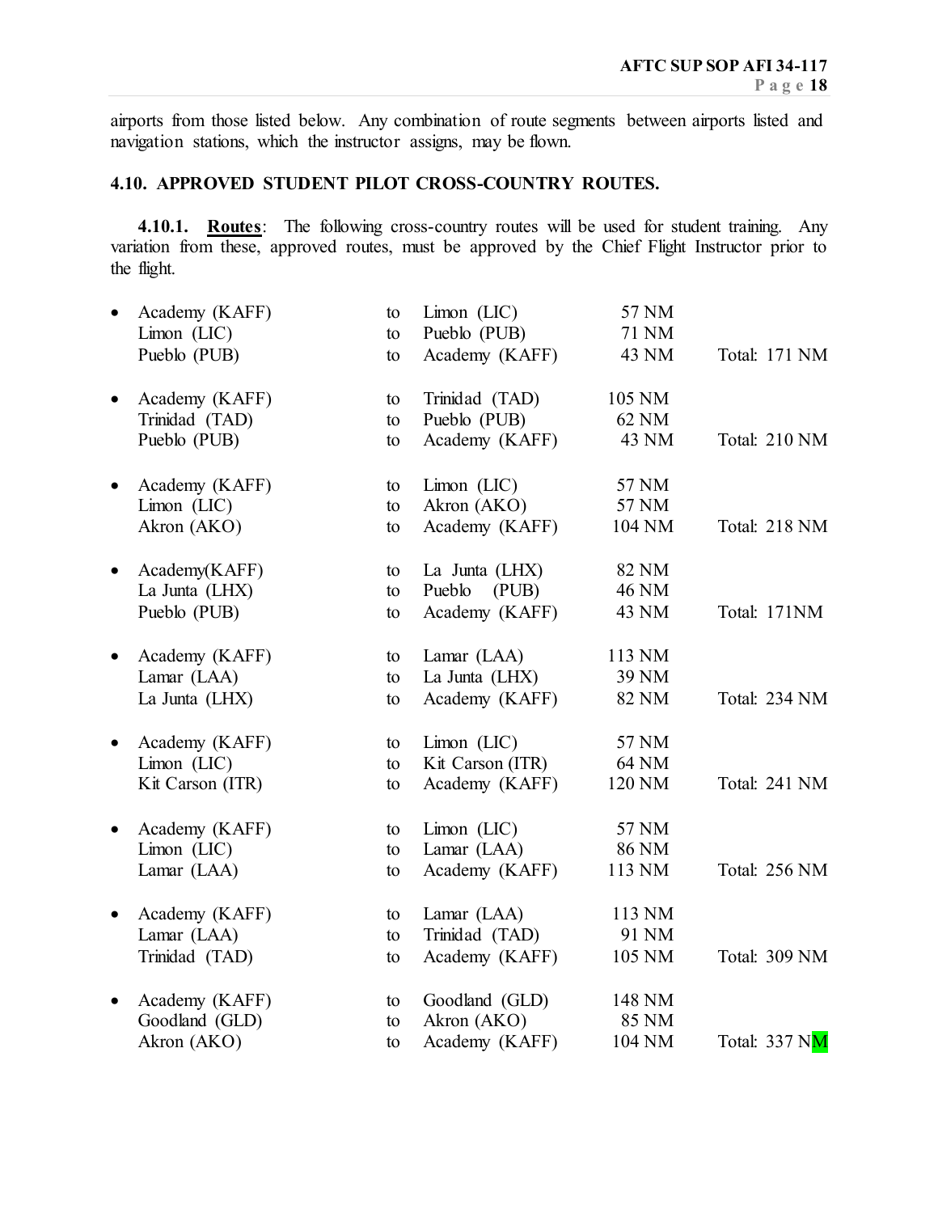airports from those listed below. Any combination of route segments between airports listed and navigation stations, which the instructor assigns, may be flown.

## 4.10. APPROVED STUDENT PILOT CROSS-COUNTRY ROUTES.

**4.10.1.** **Routes**: The following cross-country routes will be used for student training. Any variation from these, approved routes, must be approved by the Chief Flight Instructor prior to the flight.

- Academy (KAFF) to Limon (LIC) 57 NM
  Limon (LIC) to Pueblo (PUB) 71 NM
  Pueblo (PUB) to Academy (KAFF) 43 NM Total: 171 NM

- Academy (KAFF) to Trinidad (TAD) 105 NM
  Trinidad (TAD) to Pueblo (PUB) 62 NM
  Pueblo (PUB) to Academy (KAFF) 43 NM Total: 210 NM

- Academy (KAFF) to Limon (LIC) 57 NM
  Limon (LIC) to Akron (AKO) 57 NM
  Akron (AKO) to Academy (KAFF) 104 NM Total: 218 NM

- Academy(KAFF) to La Junta (LHX) 82 NM
  La Junta (LHX) to Pueblo (PUB) 46 NM
  Pueblo (PUB) to Academy (KAFF) 43 NM Total: 171NM

- Academy (KAFF) to Lamar (LAA) 113 NM
  Lamar (LAA) to La Junta (LHX) 39 NM
  La Junta (LHX) to Academy (KAFF) 82 NM Total: 234 NM

- Academy (KAFF) to Limon (LIC) 57 NM
  Limon (LIC) to Kit Carson (ITR) 64 NM
  Kit Carson (ITR) to Academy (KAFF) 120 NM Total: 241 NM

- Academy (KAFF) to Limon (LIC) 57 NM
  Limon (LIC) to Lamar (LAA) 86 NM
  Lamar (LAA) to Academy (KAFF) 113 NM Total: 256 NM

- Academy (KAFF) to Lamar (LAA) 113 NM
  Lamar (LAA) to Trinidad (TAD) 91 NM
  Trinidad (TAD) to Academy (KAFF) 105 NM Total: 309 NM

- Academy (KAFF) to Goodland (GLD) 148 NM
  Goodland (GLD) to Akron (AKO) 85 NM
  Akron (AKO) to Academy (KAFF) 104 NM Total: 337 NM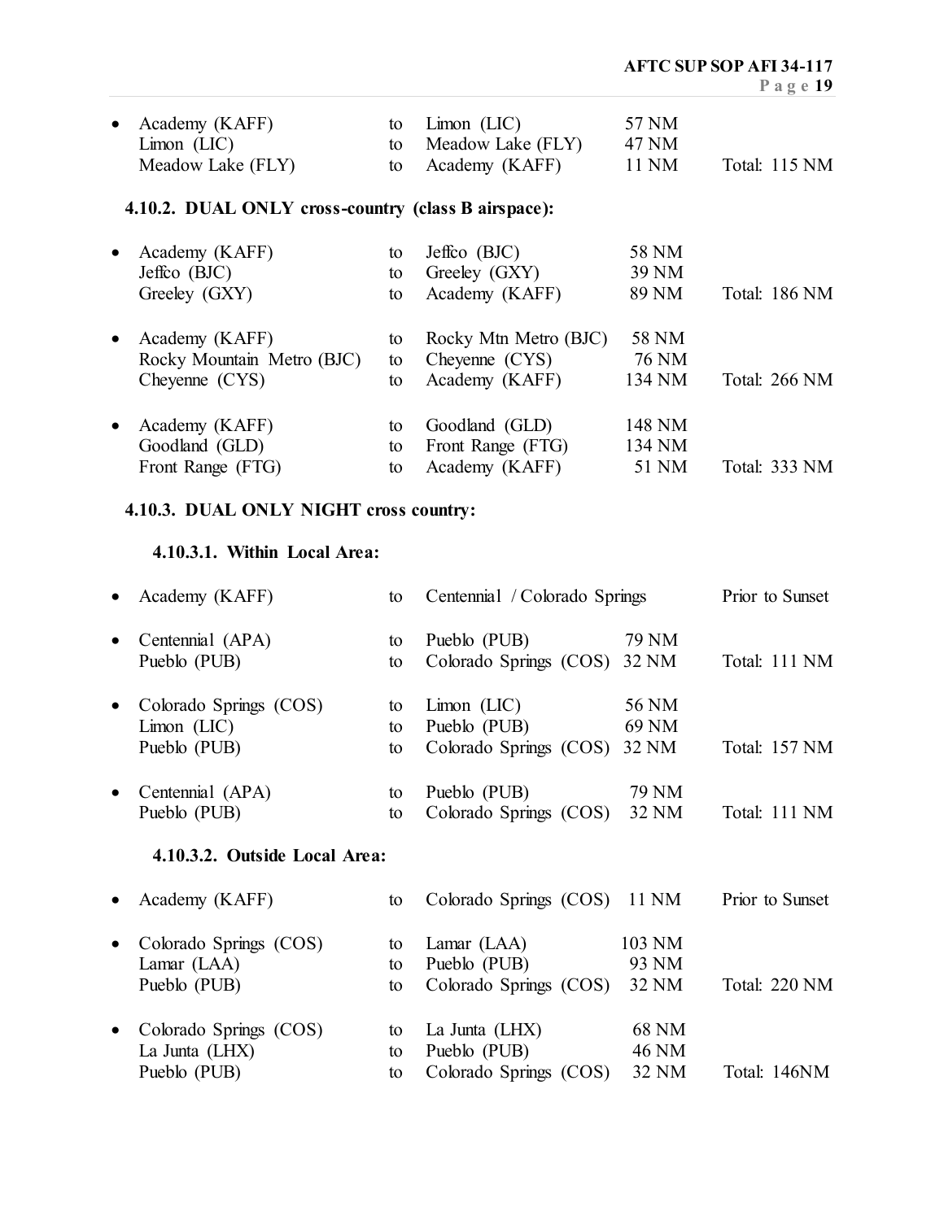- Academy (KAFF) to Limon (LIC) 57 NM
  Limon (LIC) to Meadow Lake (FLY) 47 NM
  Meadow Lake (FLY) to Academy (KAFF) 11 NM Total: 115 NM

### 4.10.2. DUAL ONLY cross-country (class B airspace):

- Academy (KAFF) to Jeffco (BJC) 58 NM
  Jeffco (BJC) to Greeley (GXY) 39 NM
  Greeley (GXY) to Academy (KAFF) 89 NM Total: 186 NM

- Academy (KAFF) to Rocky Mtn Metro (BJC) 58 NM
  Rocky Mountain Metro (BJC) to Cheyenne (CYS) 76 NM
  Cheyenne (CYS) to Academy (KAFF) 134 NM Total: 266 NM

- Academy (KAFF) to Goodland (GLD) 148 NM
  Goodland (GLD) to Front Range (FTG) 134 NM
  Front Range (FTG) to Academy (KAFF) 51 NM Total: 333 NM

### 4.10.3. DUAL ONLY NIGHT cross country:

#### 4.10.3.1. Within Local Area:

- Academy (KAFF) to Centennial / Colorado Springs Prior to Sunset

- Centennial (APA) to Pueblo (PUB) 79 NM
  Pueblo (PUB) to Colorado Springs (COS) 32 NM Total: 111 NM

- Colorado Springs (COS) to Limon (LIC) 56 NM
  Limon (LIC) to Pueblo (PUB) 69 NM
  Pueblo (PUB) to Colorado Springs (COS) 32 NM Total: 157 NM

- Centennial (APA) to Pueblo (PUB) 79 NM
  Pueblo (PUB) to Colorado Springs (COS) 32 NM Total: 111 NM

#### 4.10.3.2. Outside Local Area:

- Academy (KAFF) to Colorado Springs (COS) 11 NM Prior to Sunset

- Colorado Springs (COS) to Lamar (LAA) 103 NM
  Lamar (LAA) to Pueblo (PUB) 93 NM
  Pueblo (PUB) to Colorado Springs (COS) 32 NM Total: 220 NM

- Colorado Springs (COS) to La Junta (LHX) 68 NM
  La Junta (LHX) to Pueblo (PUB) 46 NM
  Pueblo (PUB) to Colorado Springs (COS) 32 NM Total: 146NM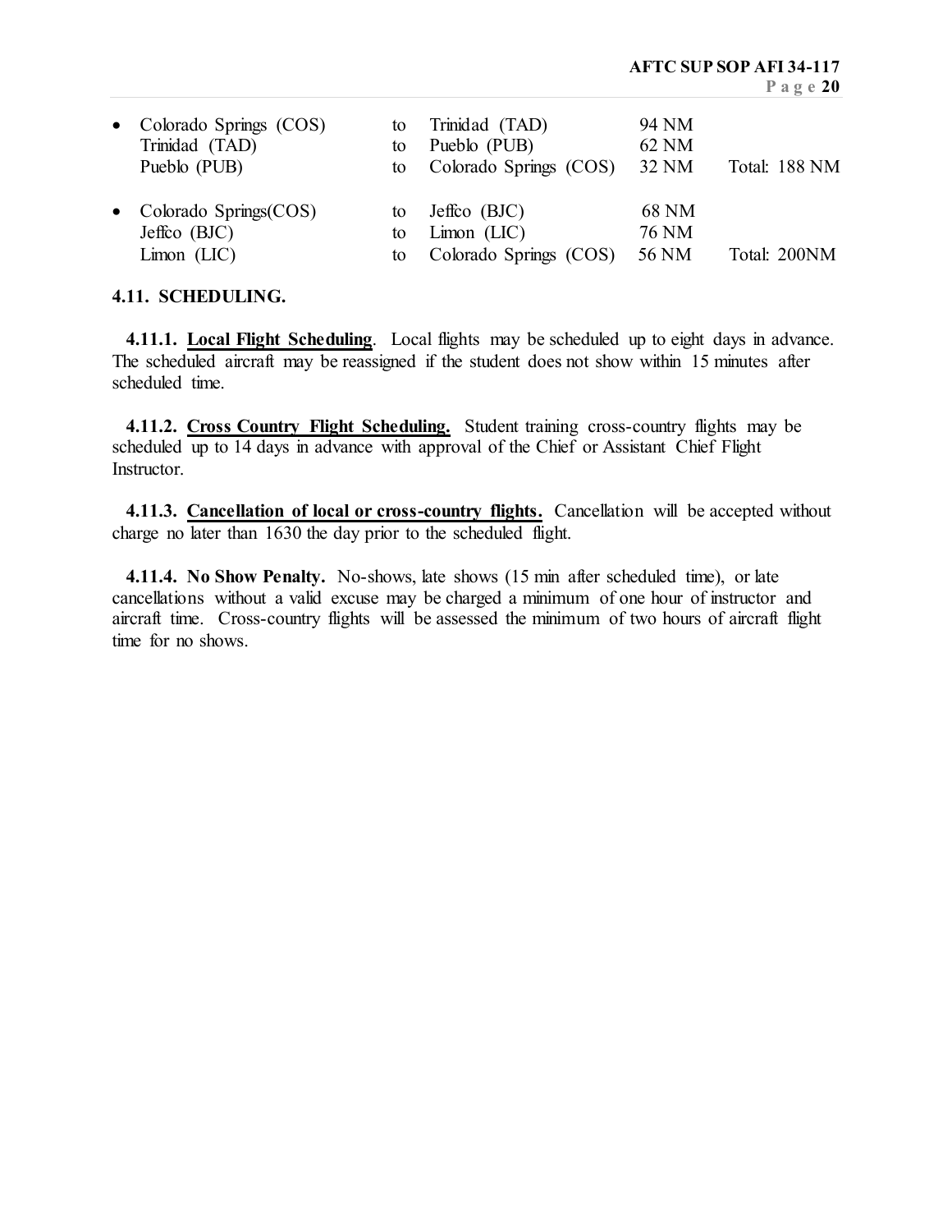- Colorado Springs (COS) to Trinidad (TAD) 94 NM
  Trinidad (TAD) to Pueblo (PUB) 62 NM
  Pueblo (PUB) to Colorado Springs (COS) 32 NM Total: 188 NM

- Colorado Springs(COS) to Jeffco (BJC) 68 NM
  Jeffco (BJC) to Limon (LIC) 76 NM
  Limon (LIC) to Colorado Springs (COS) 56 NM Total: 200NM

**4.11. SCHEDULING.**

**4.11.1. Local Flight Scheduling**. Local flights may be scheduled up to eight days in advance. The scheduled aircraft may be reassigned if the student does not show within 15 minutes after scheduled time.

**4.11.2. Cross Country Flight Scheduling.** Student training cross-country flights may be scheduled up to 14 days in advance with approval of the Chief or Assistant Chief Flight Instructor.

**4.11.3. Cancellation of local or cross-country flights.** Cancellation will be accepted without charge no later than 1630 the day prior to the scheduled flight.

**4.11.4. No Show Penalty.** No-shows, late shows (15 min after scheduled time), or late cancellations without a valid excuse may be charged a minimum of one hour of instructor and aircraft time. Cross-country flights will be assessed the minimum of two hours of aircraft flight time for no shows.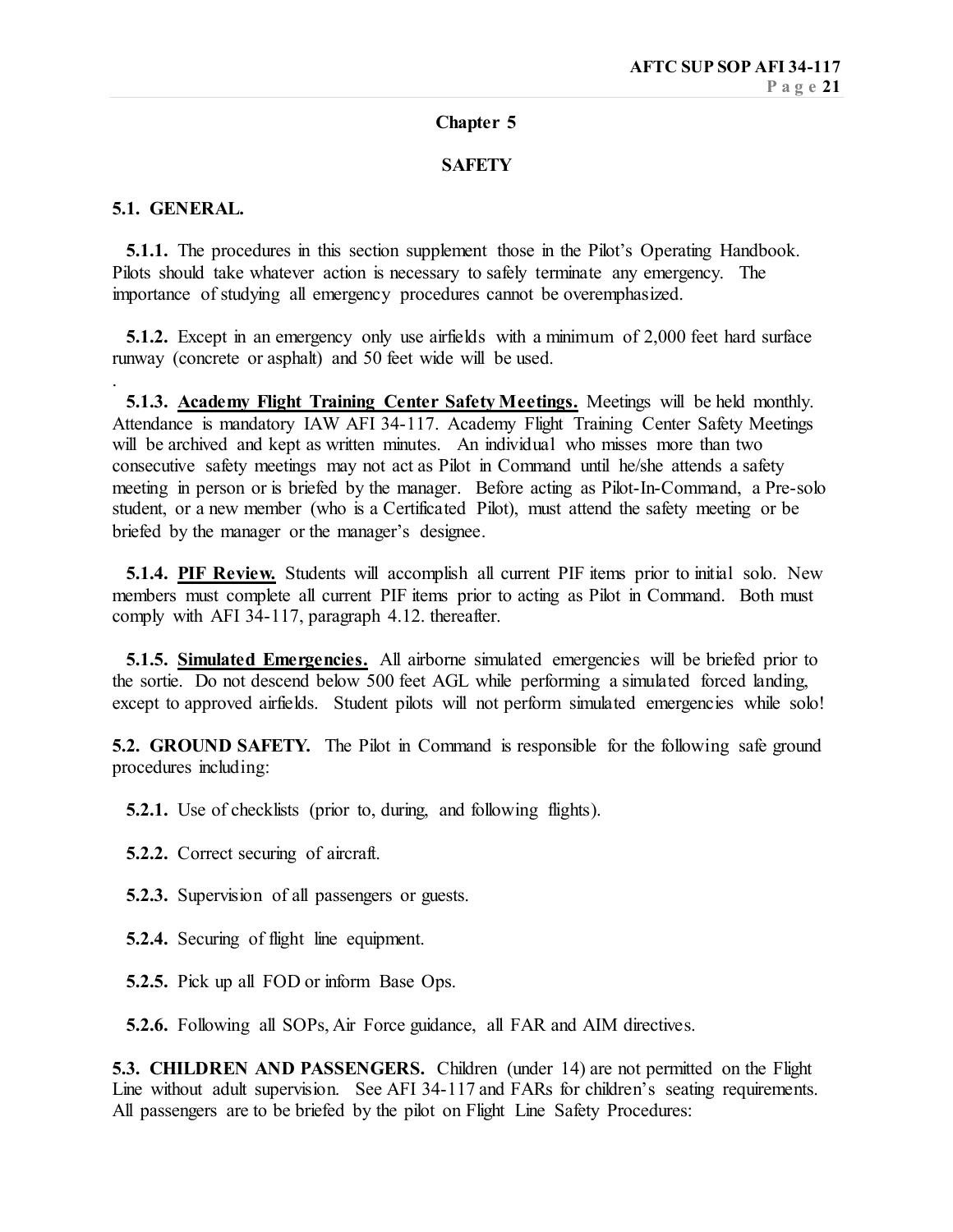## Chapter 5

## SAFETY

### 5.1. GENERAL.

**5.1.1.** The procedures in this section supplement those in the Pilot's Operating Handbook. Pilots should take whatever action is necessary to safely terminate any emergency. The importance of studying all emergency procedures cannot be overemphasized.

**5.1.2.** Except in an emergency only use airfields with a minimum of 2,000 feet hard surface runway (concrete or asphalt) and 50 feet wide will be used.

.

**5.1.3.** **<u>Academy Flight Training Center Safety Meetings.</u>** Meetings will be held monthly. Attendance is mandatory IAW AFI 34-117. Academy Flight Training Center Safety Meetings will be archived and kept as written minutes. An individual who misses more than two consecutive safety meetings may not act as Pilot in Command until he/she attends a safety meeting in person or is briefed by the manager. Before acting as Pilot-In-Command, a Pre-solo student, or a new member (who is a Certificated Pilot), must attend the safety meeting or be briefed by the manager or the manager's designee.

**5.1.4.** **<u>PIF Review.</u>** Students will accomplish all current PIF items prior to initial solo. New members must complete all current PIF items prior to acting as Pilot in Command. Both must comply with AFI 34-117, paragraph 4.12. thereafter.

**5.1.5.** **<u>Simulated Emergencies.</u>** All airborne simulated emergencies will be briefed prior to the sortie. Do not descend below 500 feet AGL while performing a simulated forced landing, except to approved airfields. Student pilots will not perform simulated emergencies while solo!

**5.2. GROUND SAFETY.** The Pilot in Command is responsible for the following safe ground procedures including:

**5.2.1.** Use of checklists (prior to, during, and following flights).

**5.2.2.** Correct securing of aircraft.

**5.2.3.** Supervision of all passengers or guests.

**5.2.4.** Securing of flight line equipment.

**5.2.5.** Pick up all FOD or inform Base Ops.

**5.2.6.** Following all SOPs, Air Force guidance, all FAR and AIM directives.

**5.3. CHILDREN AND PASSENGERS.** Children (under 14) are not permitted on the Flight Line without adult supervision. See AFI 34-117 and FARs for children's seating requirements. All passengers are to be briefed by the pilot on Flight Line Safety Procedures: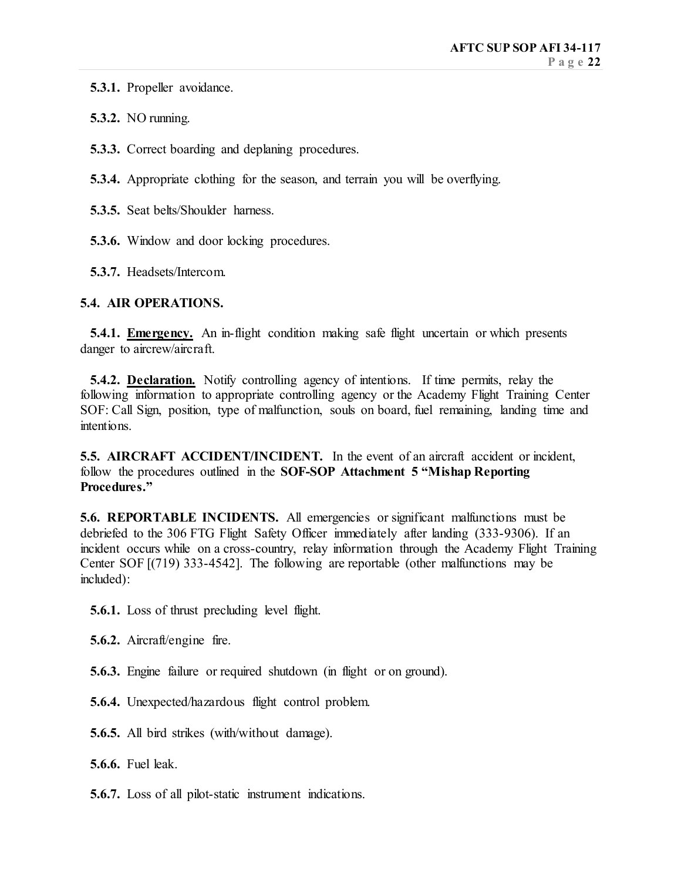**5.3.1.** Propeller avoidance.

**5.3.2.** NO running.

**5.3.3.** Correct boarding and deplaning procedures.

**5.3.4.** Appropriate clothing for the season, and terrain you will be overflying.

**5.3.5.** Seat belts/Shoulder harness.

**5.3.6.** Window and door locking procedures.

**5.3.7.** Headsets/Intercom.

**5.4. AIR OPERATIONS.**

**5.4.1. <u>Emergency.</u>** An in-flight condition making safe flight uncertain or which presents danger to aircrew/aircraft.

**5.4.2. <u>Declaration.</u>** Notify controlling agency of intentions. If time permits, relay the following information to appropriate controlling agency or the Academy Flight Training Center SOF: Call Sign, position, type of malfunction, souls on board, fuel remaining, landing time and intentions.

**5.5. AIRCRAFT ACCIDENT/INCIDENT.** In the event of an aircraft accident or incident, follow the procedures outlined in the **SOF-SOP Attachment 5 "Mishap Reporting Procedures."**

**5.6. REPORTABLE INCIDENTS.** All emergencies or significant malfunctions must be debriefed to the 306 FTG Flight Safety Officer immediately after landing (333-9306). If an incident occurs while on a cross-country, relay information through the Academy Flight Training Center SOF [(719) 333-4542]. The following are reportable (other malfunctions may be included):

**5.6.1.** Loss of thrust precluding level flight.

**5.6.2.** Aircraft/engine fire.

**5.6.3.** Engine failure or required shutdown (in flight or on ground).

**5.6.4.** Unexpected/hazardous flight control problem.

**5.6.5.** All bird strikes (with/without damage).

**5.6.6.** Fuel leak.

**5.6.7.** Loss of all pilot-static instrument indications.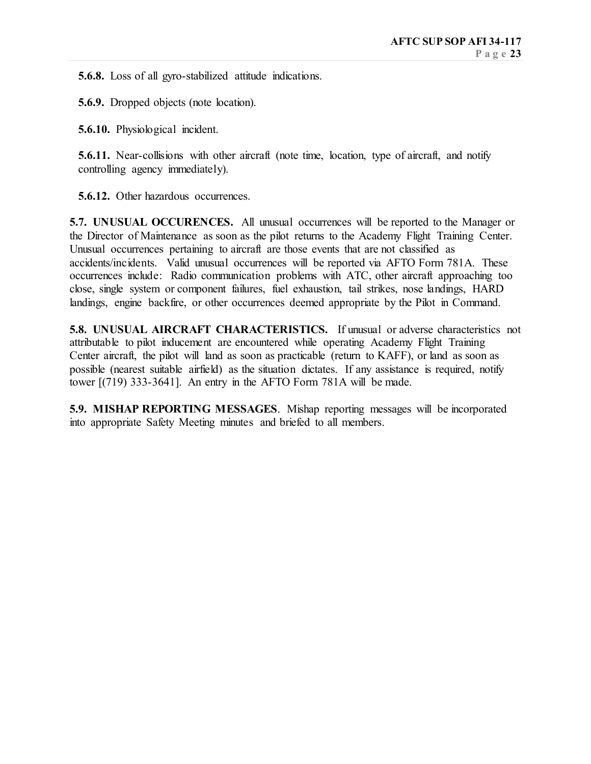**5.6.8.** Loss of all gyro-stabilized attitude indications.

**5.6.9.** Dropped objects (note location).

**5.6.10.** Physiological incident.

**5.6.11.** Near-collisions with other aircraft (note time, location, type of aircraft, and notify controlling agency immediately).

**5.6.12.** Other hazardous occurrences.

**5.7. UNUSUAL OCCURENCES.** All unusual occurrences will be reported to the Manager or the Director of Maintenance as soon as the pilot returns to the Academy Flight Training Center. Unusual occurrences pertaining to aircraft are those events that are not classified as accidents/incidents. Valid unusual occurrences will be reported via AFTO Form 781A. These occurrences include: Radio communication problems with ATC, other aircraft approaching too close, single system or component failures, fuel exhaustion, tail strikes, nose landings, HARD landings, engine backfire, or other occurrences deemed appropriate by the Pilot in Command.

**5.8. UNUSUAL AIRCRAFT CHARACTERISTICS.** If unusual or adverse characteristics not attributable to pilot inducement are encountered while operating Academy Flight Training Center aircraft, the pilot will land as soon as practicable (return to KAFF), or land as soon as possible (nearest suitable airfield) as the situation dictates. If any assistance is required, notify tower [(719) 333-3641]. An entry in the AFTO Form 781A will be made.

**5.9. MISHAP REPORTING MESSAGES**. Mishap reporting messages will be incorporated into appropriate Safety Meeting minutes and briefed to all members.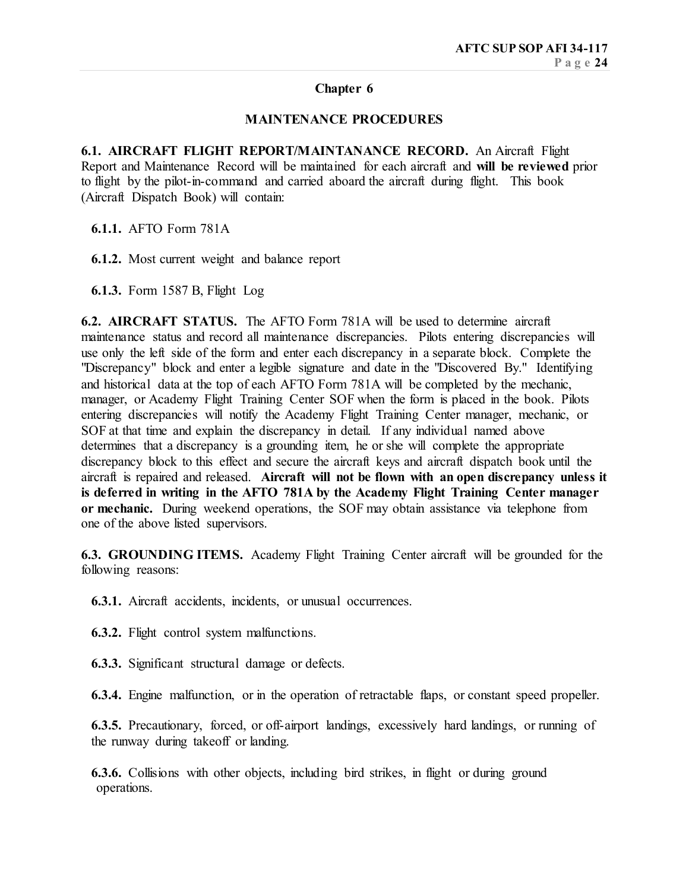## Chapter 6

## MAINTENANCE PROCEDURES

**6.1. AIRCRAFT FLIGHT REPORT/MAINTANANCE RECORD.** An Aircraft Flight Report and Maintenance Record will be maintained for each aircraft and **will be reviewed** prior to flight by the pilot-in-command and carried aboard the aircraft during flight. This book (Aircraft Dispatch Book) will contain:

**6.1.1.** AFTO Form 781A

**6.1.2.** Most current weight and balance report

**6.1.3.** Form 1587 B, Flight Log

**6.2. AIRCRAFT STATUS.** The AFTO Form 781A will be used to determine aircraft maintenance status and record all maintenance discrepancies. Pilots entering discrepancies will use only the left side of the form and enter each discrepancy in a separate block. Complete the "Discrepancy" block and enter a legible signature and date in the "Discovered By." Identifying and historical data at the top of each AFTO Form 781A will be completed by the mechanic, manager, or Academy Flight Training Center SOF when the form is placed in the book. Pilots entering discrepancies will notify the Academy Flight Training Center manager, mechanic, or SOF at that time and explain the discrepancy in detail. If any individual named above determines that a discrepancy is a grounding item, he or she will complete the appropriate discrepancy block to this effect and secure the aircraft keys and aircraft dispatch book until the aircraft is repaired and released. **Aircraft will not be flown with an open discrepancy unless it is deferred in writing in the AFTO 781A by the Academy Flight Training Center manager or mechanic.** During weekend operations, the SOF may obtain assistance via telephone from one of the above listed supervisors.

**6.3. GROUNDING ITEMS.** Academy Flight Training Center aircraft will be grounded for the following reasons:

**6.3.1.** Aircraft accidents, incidents, or unusual occurrences.

**6.3.2.** Flight control system malfunctions.

**6.3.3.** Significant structural damage or defects.

**6.3.4.** Engine malfunction, or in the operation of retractable flaps, or constant speed propeller.

**6.3.5.** Precautionary, forced, or off-airport landings, excessively hard landings, or running of the runway during takeoff or landing.

**6.3.6.** Collisions with other objects, including bird strikes, in flight or during ground operations.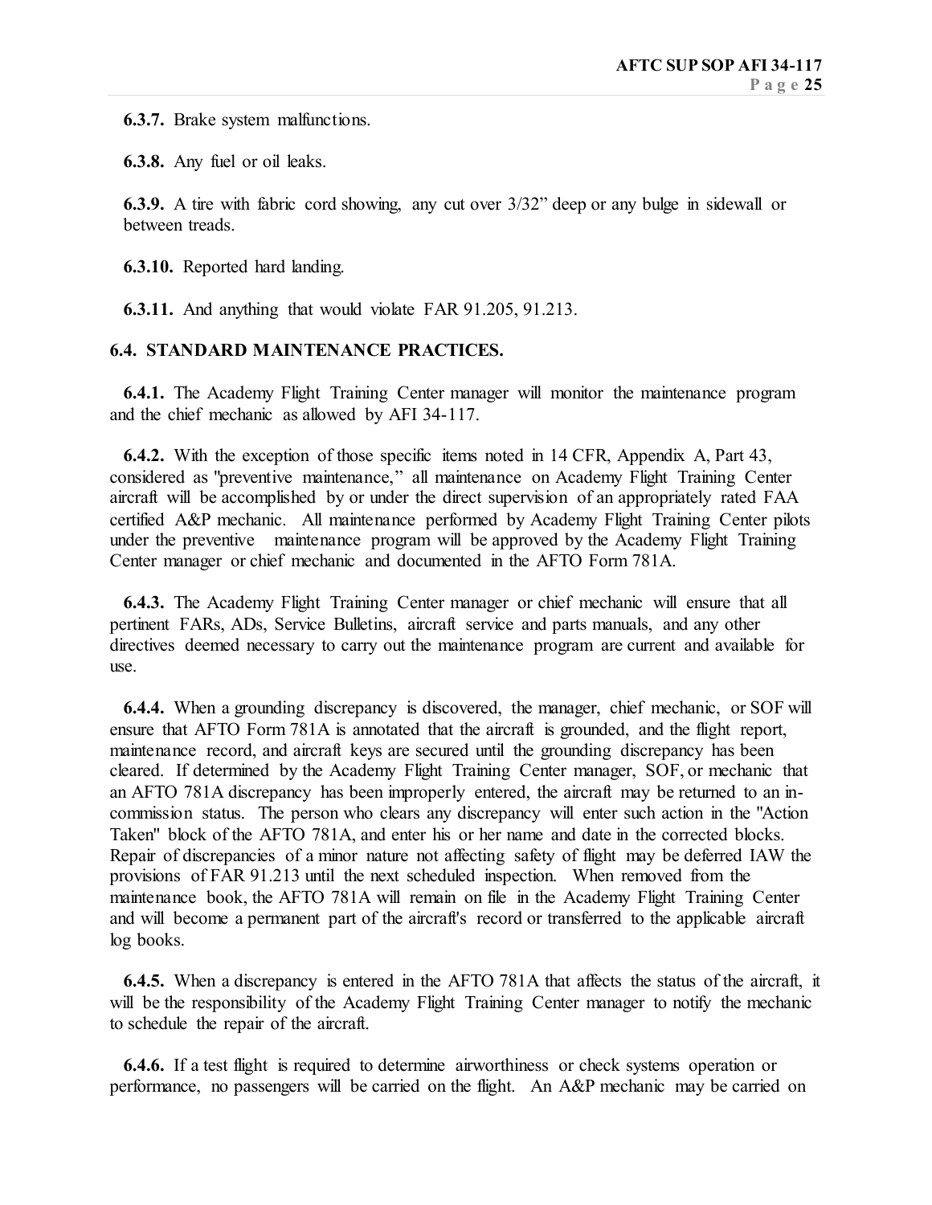**6.3.7.** Brake system malfunctions.

**6.3.8.** Any fuel or oil leaks.

**6.3.9.** A tire with fabric cord showing, any cut over 3/32" deep or any bulge in sidewall or between treads.

**6.3.10.** Reported hard landing.

**6.3.11.** And anything that would violate FAR 91.205, 91.213.

**6.4. STANDARD MAINTENANCE PRACTICES.**

**6.4.1.** The Academy Flight Training Center manager will monitor the maintenance program and the chief mechanic as allowed by AFI 34-117.

**6.4.2.** With the exception of those specific items noted in 14 CFR, Appendix A, Part 43, considered as "preventive maintenance," all maintenance on Academy Flight Training Center aircraft will be accomplished by or under the direct supervision of an appropriately rated FAA certified A&P mechanic. All maintenance performed by Academy Flight Training Center pilots under the preventive maintenance program will be approved by the Academy Flight Training Center manager or chief mechanic and documented in the AFTO Form 781A.

**6.4.3.** The Academy Flight Training Center manager or chief mechanic will ensure that all pertinent FARs, ADs, Service Bulletins, aircraft service and parts manuals, and any other directives deemed necessary to carry out the maintenance program are current and available for use.

**6.4.4.** When a grounding discrepancy is discovered, the manager, chief mechanic, or SOF will ensure that AFTO Form 781A is annotated that the aircraft is grounded, and the flight report, maintenance record, and aircraft keys are secured until the grounding discrepancy has been cleared. If determined by the Academy Flight Training Center manager, SOF, or mechanic that an AFTO 781A discrepancy has been improperly entered, the aircraft may be returned to an in-commission status. The person who clears any discrepancy will enter such action in the "Action Taken" block of the AFTO 781A, and enter his or her name and date in the corrected blocks. Repair of discrepancies of a minor nature not affecting safety of flight may be deferred IAW the provisions of FAR 91.213 until the next scheduled inspection. When removed from the maintenance book, the AFTO 781A will remain on file in the Academy Flight Training Center and will become a permanent part of the aircraft's record or transferred to the applicable aircraft log books.

**6.4.5.** When a discrepancy is entered in the AFTO 781A that affects the status of the aircraft, it will be the responsibility of the Academy Flight Training Center manager to notify the mechanic to schedule the repair of the aircraft.

**6.4.6.** If a test flight is required to determine airworthiness or check systems operation or performance, no passengers will be carried on the flight. An A&P mechanic may be carried on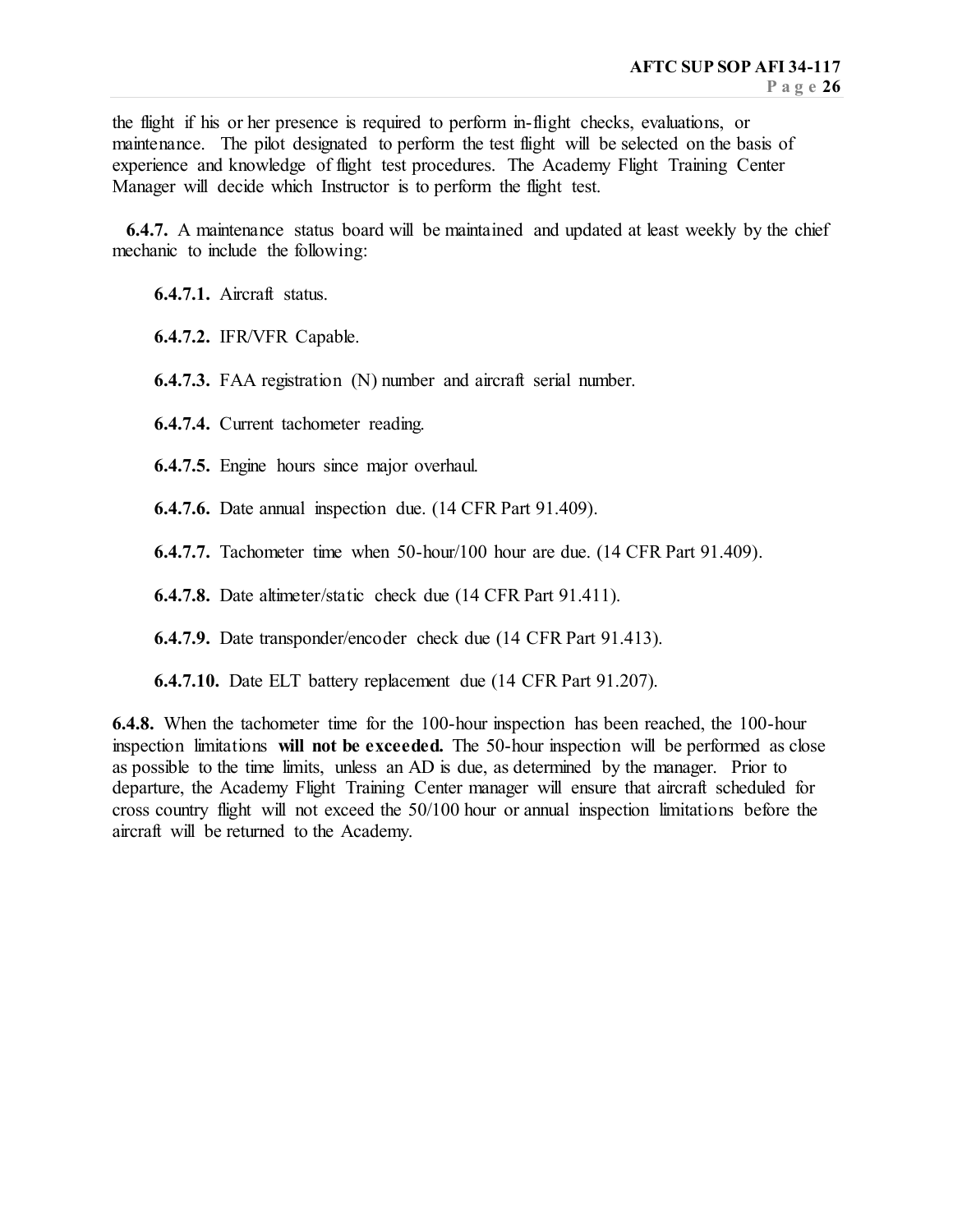the flight if his or her presence is required to perform in-flight checks, evaluations, or maintenance. The pilot designated to perform the test flight will be selected on the basis of experience and knowledge of flight test procedures. The Academy Flight Training Center Manager will decide which Instructor is to perform the flight test.

**6.4.7.** A maintenance status board will be maintained and updated at least weekly by the chief mechanic to include the following:

**6.4.7.1.** Aircraft status.

**6.4.7.2.** IFR/VFR Capable.

**6.4.7.3.** FAA registration (N) number and aircraft serial number.

**6.4.7.4.** Current tachometer reading.

**6.4.7.5.** Engine hours since major overhaul.

**6.4.7.6.** Date annual inspection due. (14 CFR Part 91.409).

**6.4.7.7.** Tachometer time when 50-hour/100 hour are due. (14 CFR Part 91.409).

**6.4.7.8.** Date altimeter/static check due (14 CFR Part 91.411).

**6.4.7.9.** Date transponder/encoder check due (14 CFR Part 91.413).

**6.4.7.10.** Date ELT battery replacement due (14 CFR Part 91.207).

**6.4.8.** When the tachometer time for the 100-hour inspection has been reached, the 100-hour inspection limitations **will not be exceeded.** The 50-hour inspection will be performed as close as possible to the time limits, unless an AD is due, as determined by the manager. Prior to departure, the Academy Flight Training Center manager will ensure that aircraft scheduled for cross country flight will not exceed the 50/100 hour or annual inspection limitations before the aircraft will be returned to the Academy.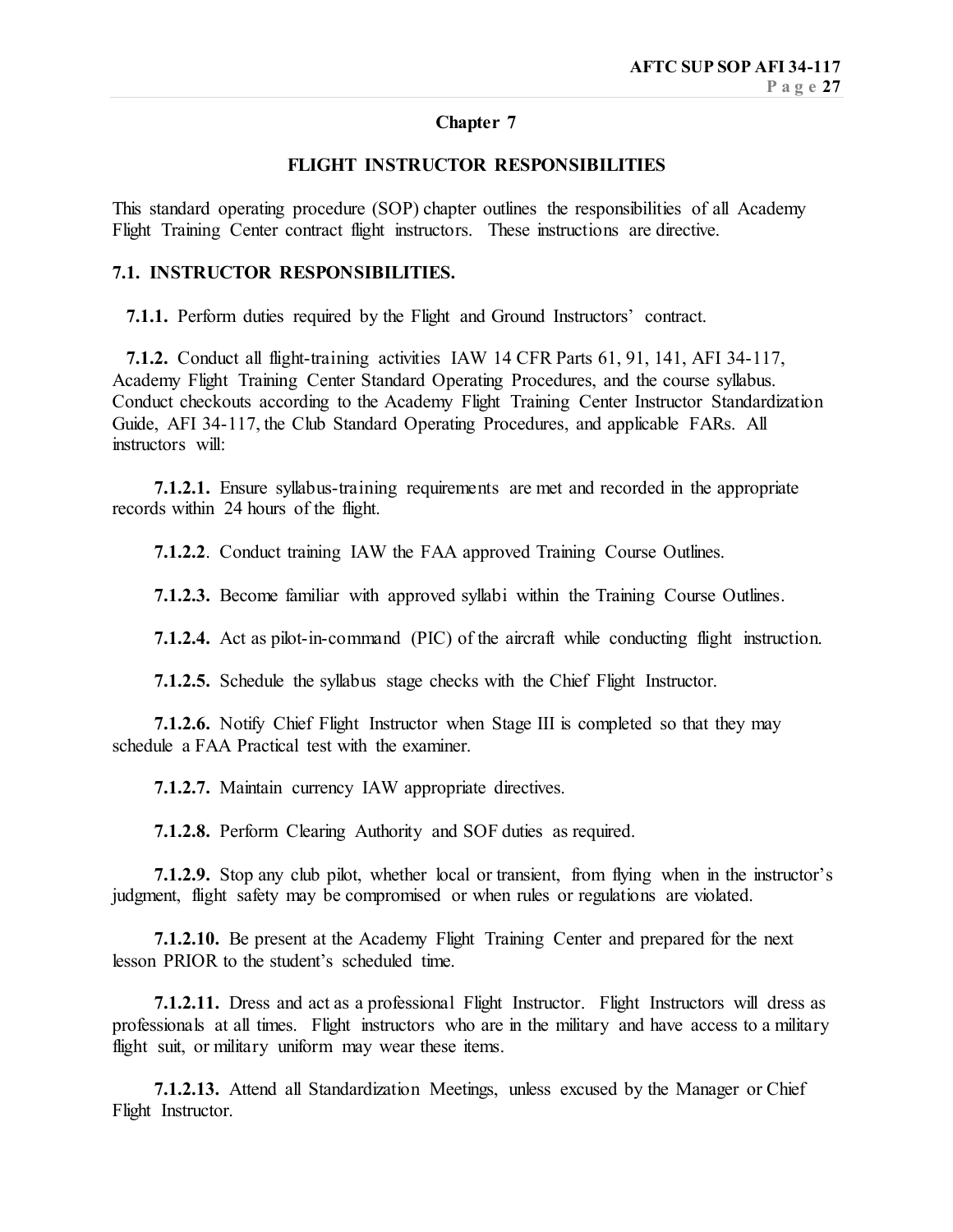## Chapter 7

## FLIGHT INSTRUCTOR RESPONSIBILITIES

This standard operating procedure (SOP) chapter outlines the responsibilities of all Academy Flight Training Center contract flight instructors. These instructions are directive.

### 7.1. INSTRUCTOR RESPONSIBILITIES.

**7.1.1.** Perform duties required by the Flight and Ground Instructors' contract.

**7.1.2.** Conduct all flight-training activities IAW 14 CFR Parts 61, 91, 141, AFI 34-117, Academy Flight Training Center Standard Operating Procedures, and the course syllabus. Conduct checkouts according to the Academy Flight Training Center Instructor Standardization Guide, AFI 34-117, the Club Standard Operating Procedures, and applicable FARs. All instructors will:

**7.1.2.1.** Ensure syllabus-training requirements are met and recorded in the appropriate records within 24 hours of the flight.

**7.1.2.2**. Conduct training IAW the FAA approved Training Course Outlines.

**7.1.2.3.** Become familiar with approved syllabi within the Training Course Outlines.

**7.1.2.4.** Act as pilot-in-command (PIC) of the aircraft while conducting flight instruction.

**7.1.2.5.** Schedule the syllabus stage checks with the Chief Flight Instructor.

**7.1.2.6.** Notify Chief Flight Instructor when Stage III is completed so that they may schedule a FAA Practical test with the examiner.

**7.1.2.7.** Maintain currency IAW appropriate directives.

**7.1.2.8.** Perform Clearing Authority and SOF duties as required.

**7.1.2.9.** Stop any club pilot, whether local or transient, from flying when in the instructor's judgment, flight safety may be compromised or when rules or regulations are violated.

**7.1.2.10.** Be present at the Academy Flight Training Center and prepared for the next lesson PRIOR to the student's scheduled time.

**7.1.2.11.** Dress and act as a professional Flight Instructor. Flight Instructors will dress as professionals at all times. Flight instructors who are in the military and have access to a military flight suit, or military uniform may wear these items.

**7.1.2.13.** Attend all Standardization Meetings, unless excused by the Manager or Chief Flight Instructor.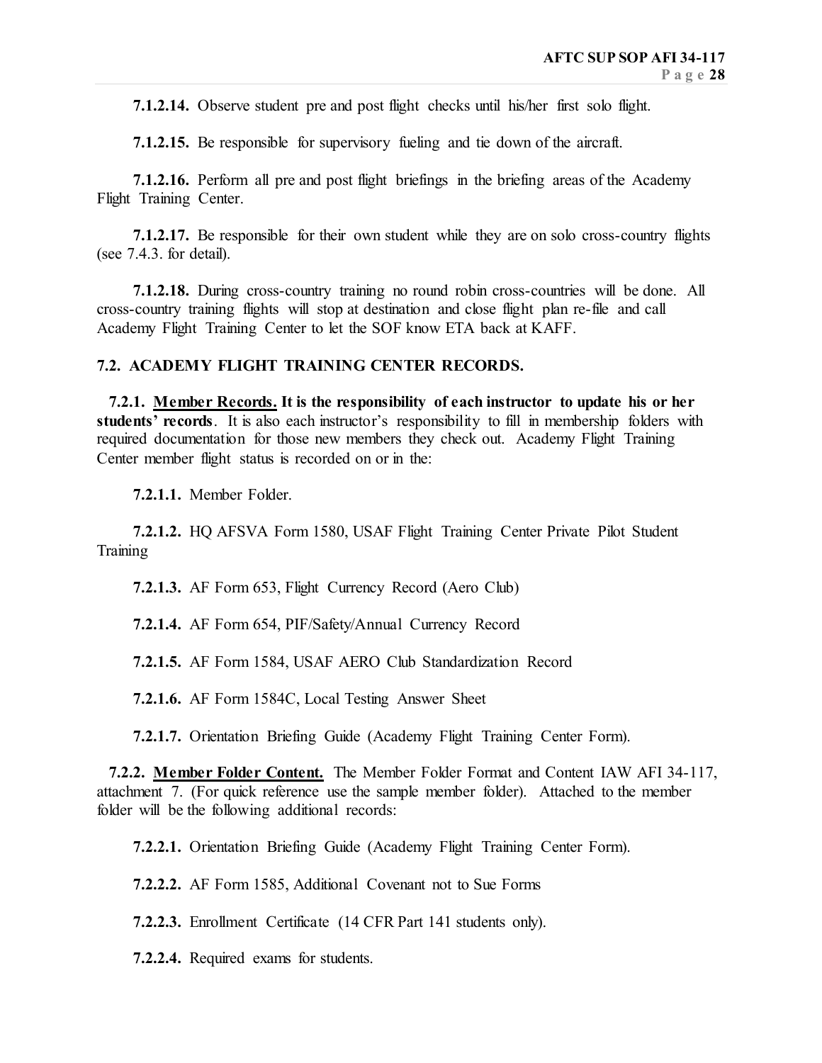**7.1.2.14.** Observe student pre and post flight checks until his/her first solo flight.

**7.1.2.15.** Be responsible for supervisory fueling and tie down of the aircraft.

**7.1.2.16.** Perform all pre and post flight briefings in the briefing areas of the Academy Flight Training Center.

**7.1.2.17.** Be responsible for their own student while they are on solo cross-country flights (see 7.4.3. for detail).

**7.1.2.18.** During cross-country training no round robin cross-countries will be done. All cross-country training flights will stop at destination and close flight plan re-file and call Academy Flight Training Center to let the SOF know ETA back at KAFF.

## 7.2. ACADEMY FLIGHT TRAINING CENTER RECORDS.

**7.2.1. <u>Member Records.</u> It is the responsibility of each instructor to update his or her students' records**. It is also each instructor's responsibility to fill in membership folders with required documentation for those new members they check out. Academy Flight Training Center member flight status is recorded on or in the:

**7.2.1.1.** Member Folder.

**7.2.1.2.** HQ AFSVA Form 1580, USAF Flight Training Center Private Pilot Student Training

**7.2.1.3.** AF Form 653, Flight Currency Record (Aero Club)

**7.2.1.4.** AF Form 654, PIF/Safety/Annual Currency Record

**7.2.1.5.** AF Form 1584, USAF AERO Club Standardization Record

**7.2.1.6.** AF Form 1584C, Local Testing Answer Sheet

**7.2.1.7.** Orientation Briefing Guide (Academy Flight Training Center Form).

**7.2.2. <u>Member Folder Content.</u>** The Member Folder Format and Content IAW AFI 34-117, attachment 7. (For quick reference use the sample member folder). Attached to the member folder will be the following additional records:

**7.2.2.1.** Orientation Briefing Guide (Academy Flight Training Center Form).

**7.2.2.2.** AF Form 1585, Additional Covenant not to Sue Forms

**7.2.2.3.** Enrollment Certificate (14 CFR Part 141 students only).

**7.2.2.4.** Required exams for students.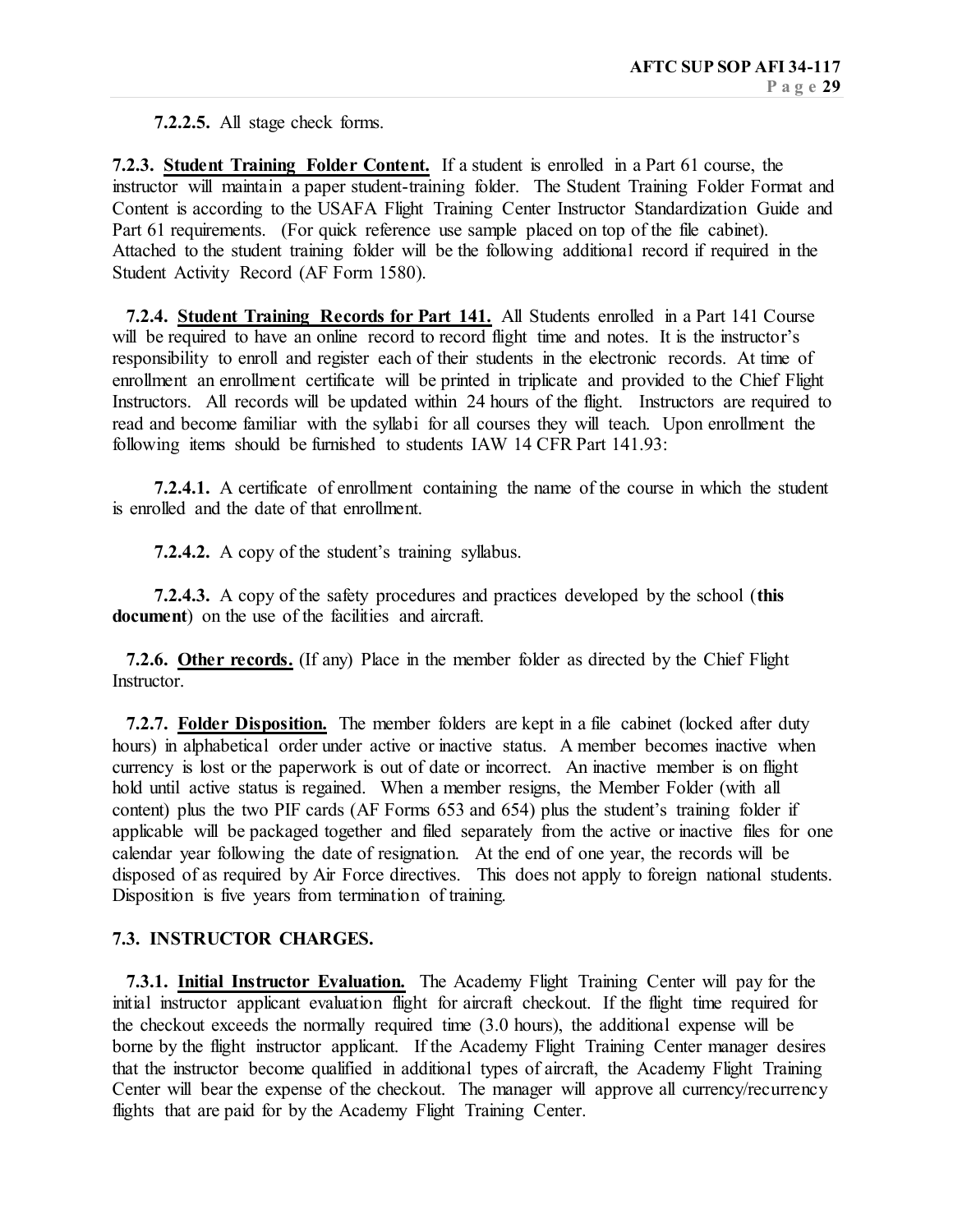**7.2.2.5.** All stage check forms.

**7.2.3. Student Training Folder Content.** If a student is enrolled in a Part 61 course, the instructor will maintain a paper student-training folder. The Student Training Folder Format and Content is according to the USAFA Flight Training Center Instructor Standardization Guide and Part 61 requirements. (For quick reference use sample placed on top of the file cabinet). Attached to the student training folder will be the following additional record if required in the Student Activity Record (AF Form 1580).

**7.2.4. Student Training Records for Part 141.** All Students enrolled in a Part 141 Course will be required to have an online record to record flight time and notes. It is the instructor's responsibility to enroll and register each of their students in the electronic records. At time of enrollment an enrollment certificate will be printed in triplicate and provided to the Chief Flight Instructors. All records will be updated within 24 hours of the flight. Instructors are required to read and become familiar with the syllabi for all courses they will teach. Upon enrollment the following items should be furnished to students IAW 14 CFR Part 141.93:

**7.2.4.1.** A certificate of enrollment containing the name of the course in which the student is enrolled and the date of that enrollment.

**7.2.4.2.** A copy of the student's training syllabus.

**7.2.4.3.** A copy of the safety procedures and practices developed by the school (**this document**) on the use of the facilities and aircraft.

**7.2.6. Other records.** (If any) Place in the member folder as directed by the Chief Flight Instructor.

**7.2.7. Folder Disposition.** The member folders are kept in a file cabinet (locked after duty hours) in alphabetical order under active or inactive status. A member becomes inactive when currency is lost or the paperwork is out of date or incorrect. An inactive member is on flight hold until active status is regained. When a member resigns, the Member Folder (with all content) plus the two PIF cards (AF Forms 653 and 654) plus the student's training folder if applicable will be packaged together and filed separately from the active or inactive files for one calendar year following the date of resignation. At the end of one year, the records will be disposed of as required by Air Force directives. This does not apply to foreign national students. Disposition is five years from termination of training.

**7.3. INSTRUCTOR CHARGES.**

**7.3.1. Initial Instructor Evaluation.** The Academy Flight Training Center will pay for the initial instructor applicant evaluation flight for aircraft checkout. If the flight time required for the checkout exceeds the normally required time (3.0 hours), the additional expense will be borne by the flight instructor applicant. If the Academy Flight Training Center manager desires that the instructor become qualified in additional types of aircraft, the Academy Flight Training Center will bear the expense of the checkout. The manager will approve all currency/recurrency flights that are paid for by the Academy Flight Training Center.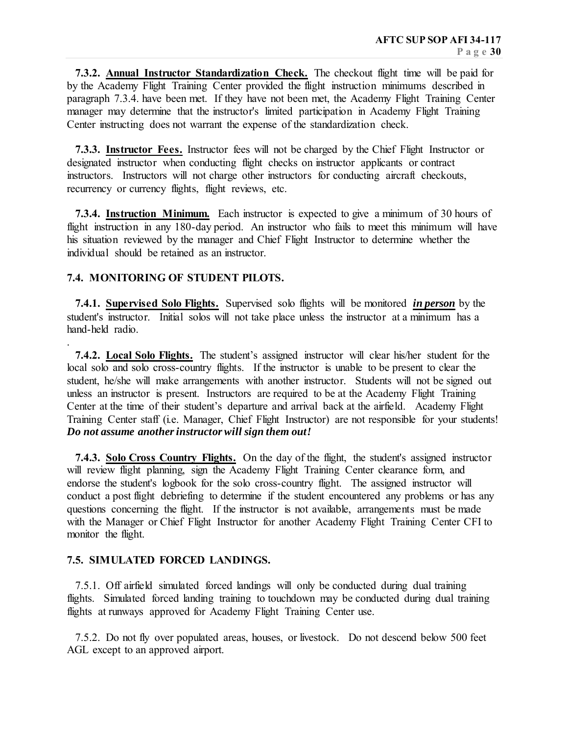**7.3.2. <u>Annual Instructor Standardization Check.</u>** The checkout flight time will be paid for by the Academy Flight Training Center provided the flight instruction minimums described in paragraph 7.3.4. have been met. If they have not been met, the Academy Flight Training Center manager may determine that the instructor's limited participation in Academy Flight Training Center instructing does not warrant the expense of the standardization check.

**7.3.3. <u>Instructor Fees.</u>** Instructor fees will not be charged by the Chief Flight Instructor or designated instructor when conducting flight checks on instructor applicants or contract instructors. Instructors will not charge other instructors for conducting aircraft checkouts, recurrency or currency flights, flight reviews, etc.

**7.3.4. <u>Instruction Minimum.</u>** Each instructor is expected to give a minimum of 30 hours of flight instruction in any 180-day period. An instructor who fails to meet this minimum will have his situation reviewed by the manager and Chief Flight Instructor to determine whether the individual should be retained as an instructor.

## 7.4. MONITORING OF STUDENT PILOTS.

**7.4.1. <u>Supervised Solo Flights.</u>** Supervised solo flights will be monitored ***<u>in person</u>*** by the student's instructor. Initial solos will not take place unless the instructor at a minimum has a hand-held radio.

.

**7.4.2. <u>Local Solo Flights.</u>** The student's assigned instructor will clear his/her student for the local solo and solo cross-country flights. If the instructor is unable to be present to clear the student, he/she will make arrangements with another instructor. Students will not be signed out unless an instructor is present. Instructors are required to be at the Academy Flight Training Center at the time of their student's departure and arrival back at the airfield. Academy Flight Training Center staff (i.e. Manager, Chief Flight Instructor) are not responsible for your students! ***Do not assume another instructor will sign them out!***

**7.4.3. <u>Solo Cross Country Flights.</u>** On the day of the flight, the student's assigned instructor will review flight planning, sign the Academy Flight Training Center clearance form, and endorse the student's logbook for the solo cross-country flight. The assigned instructor will conduct a post flight debriefing to determine if the student encountered any problems or has any questions concerning the flight. If the instructor is not available, arrangements must be made with the Manager or Chief Flight Instructor for another Academy Flight Training Center CFI to monitor the flight.

## 7.5. SIMULATED FORCED LANDINGS.

7.5.1. Off airfield simulated forced landings will only be conducted during dual training flights. Simulated forced landing training to touchdown may be conducted during dual training flights at runways approved for Academy Flight Training Center use.

7.5.2. Do not fly over populated areas, houses, or livestock. Do not descend below 500 feet AGL except to an approved airport.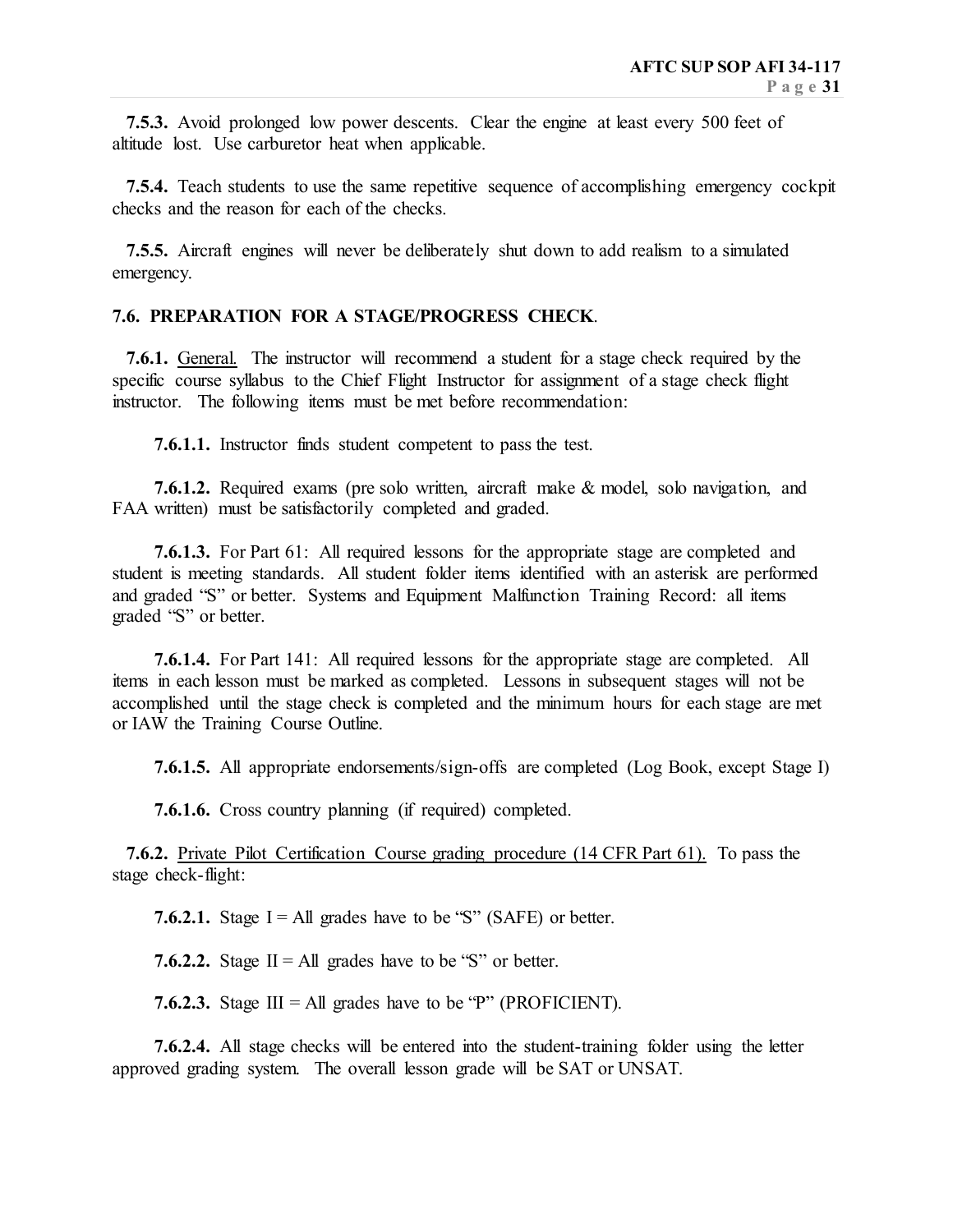**7.5.3.** Avoid prolonged low power descents. Clear the engine at least every 500 feet of altitude lost. Use carburetor heat when applicable.

**7.5.4.** Teach students to use the same repetitive sequence of accomplishing emergency cockpit checks and the reason for each of the checks.

**7.5.5.** Aircraft engines will never be deliberately shut down to add realism to a simulated emergency.

### 7.6. PREPARATION FOR A STAGE/PROGRESS CHECK.

**7.6.1.** General. The instructor will recommend a student for a stage check required by the specific course syllabus to the Chief Flight Instructor for assignment of a stage check flight instructor. The following items must be met before recommendation:

**7.6.1.1.** Instructor finds student competent to pass the test.

**7.6.1.2.** Required exams (pre solo written, aircraft make & model, solo navigation, and FAA written) must be satisfactorily completed and graded.

**7.6.1.3.** For Part 61: All required lessons for the appropriate stage are completed and student is meeting standards. All student folder items identified with an asterisk are performed and graded "S" or better. Systems and Equipment Malfunction Training Record: all items graded "S" or better.

**7.6.1.4.** For Part 141: All required lessons for the appropriate stage are completed. All items in each lesson must be marked as completed. Lessons in subsequent stages will not be accomplished until the stage check is completed and the minimum hours for each stage are met or IAW the Training Course Outline.

**7.6.1.5.** All appropriate endorsements/sign-offs are completed (Log Book, except Stage I)

**7.6.1.6.** Cross country planning (if required) completed.

**7.6.2.** Private Pilot Certification Course grading procedure (14 CFR Part 61). To pass the stage check-flight:

**7.6.2.1.** Stage I = All grades have to be "S" (SAFE) or better.

**7.6.2.2.** Stage II = All grades have to be "S" or better.

**7.6.2.3.** Stage III = All grades have to be "P" (PROFICIENT).

**7.6.2.4.** All stage checks will be entered into the student-training folder using the letter approved grading system. The overall lesson grade will be SAT or UNSAT.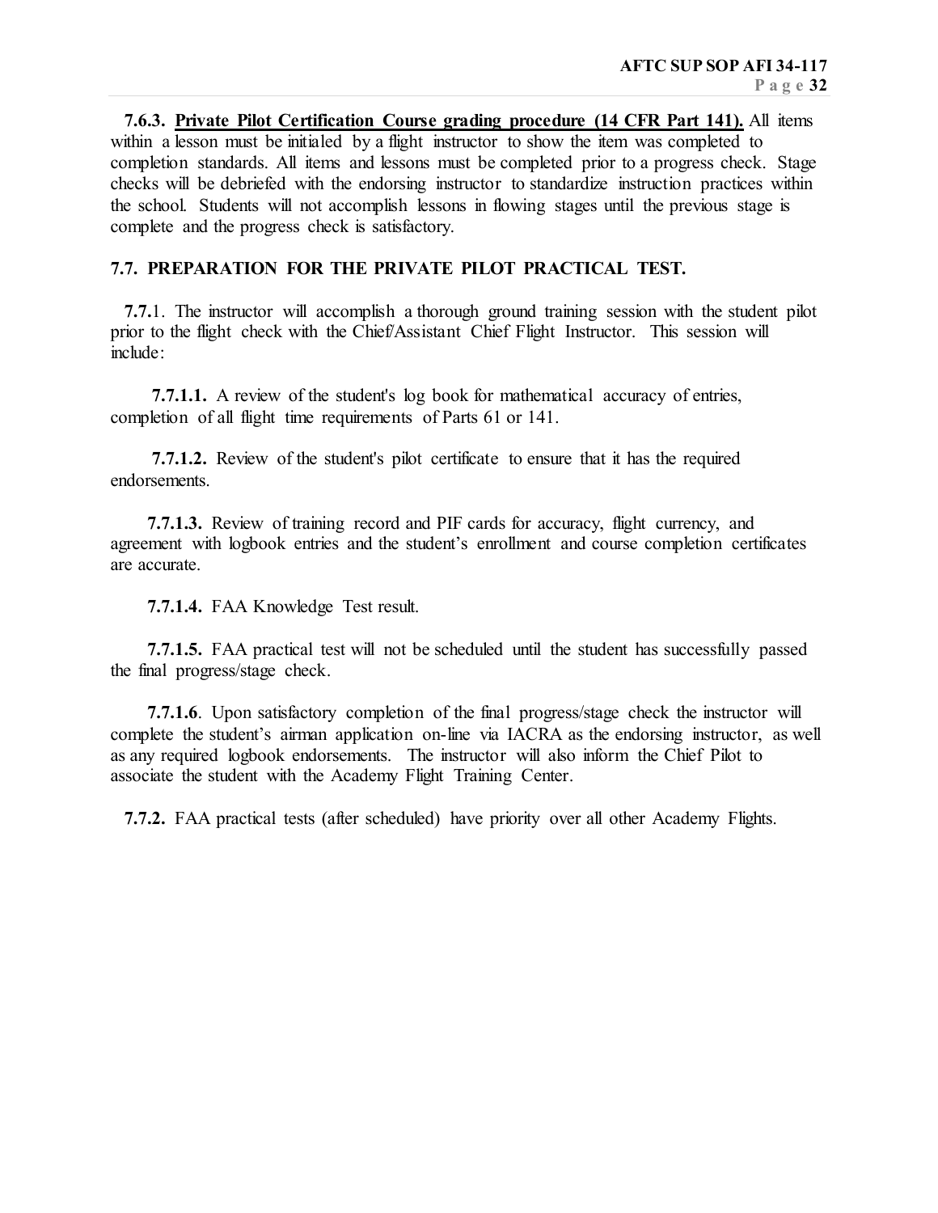**7.6.3. <u>Private Pilot Certification Course grading procedure (14 CFR Part 141).</u>** All items within a lesson must be initialed by a flight instructor to show the item was completed to completion standards. All items and lessons must be completed prior to a progress check. Stage checks will be debriefed with the endorsing instructor to standardize instruction practices within the school. Students will not accomplish lessons in flowing stages until the previous stage is complete and the progress check is satisfactory.

## 7.7. PREPARATION FOR THE PRIVATE PILOT PRACTICAL TEST.

**7.7.**1. The instructor will accomplish a thorough ground training session with the student pilot prior to the flight check with the Chief/Assistant Chief Flight Instructor. This session will include:

**7.7.1.1.** A review of the student's log book for mathematical accuracy of entries, completion of all flight time requirements of Parts 61 or 141.

**7.7.1.2.** Review of the student's pilot certificate to ensure that it has the required endorsements.

**7.7.1.3.** Review of training record and PIF cards for accuracy, flight currency, and agreement with logbook entries and the student's enrollment and course completion certificates are accurate.

**7.7.1.4.** FAA Knowledge Test result.

**7.7.1.5.** FAA practical test will not be scheduled until the student has successfully passed the final progress/stage check.

**7.7.1.6**. Upon satisfactory completion of the final progress/stage check the instructor will complete the student's airman application on-line via IACRA as the endorsing instructor, as well as any required logbook endorsements. The instructor will also inform the Chief Pilot to associate the student with the Academy Flight Training Center.

**7.7.2.** FAA practical tests (after scheduled) have priority over all other Academy Flights.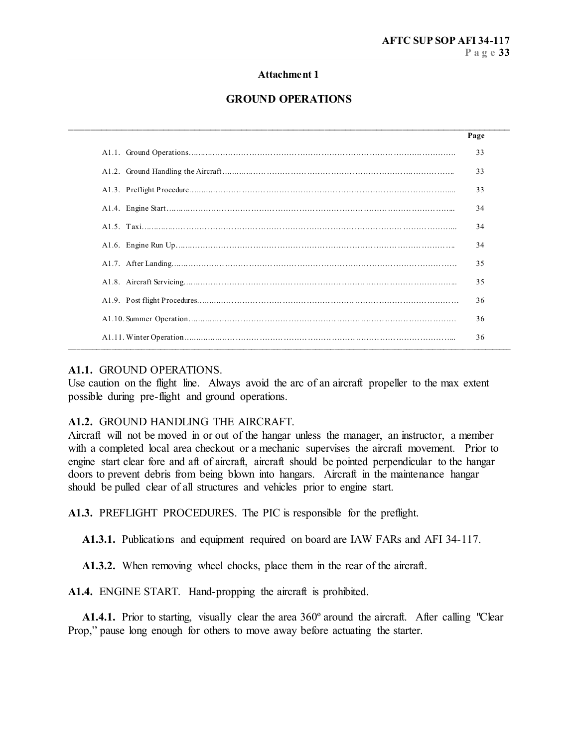### Attachment 1

## GROUND OPERATIONS

| | Page |
|---|---|
| A1.1. Ground Operations | 33 |
| A1.2. Ground Handling the Aircraft | 33 |
| A1.3. Preflight Procedure | 33 |
| A1.4. Engine Start | 34 |
| A1.5. Taxi | 34 |
| A1.6. Engine Run Up | 34 |
| A1.7. After Landing | 35 |
| A1.8. Aircraft Servicing | 35 |
| A1.9. Post flight Procedures | 36 |
| A1.10. Summer Operation | 36 |
| A1.11. Winter Operation | 36 |

**A1.1.** GROUND OPERATIONS.
Use caution on the flight line. Always avoid the arc of an aircraft propeller to the max extent possible during pre-flight and ground operations.

**A1.2.** GROUND HANDLING THE AIRCRAFT.
Aircraft will not be moved in or out of the hangar unless the manager, an instructor, a member with a completed local area checkout or a mechanic supervises the aircraft movement. Prior to engine start clear fore and aft of aircraft, aircraft should be pointed perpendicular to the hangar doors to prevent debris from being blown into hangars. Aircraft in the maintenance hangar should be pulled clear of all structures and vehicles prior to engine start.

**A1.3.** PREFLIGHT PROCEDURES. The PIC is responsible for the preflight.

**A1.3.1.** Publications and equipment required on board are IAW FARs and AFI 34-117.

**A1.3.2.** When removing wheel chocks, place them in the rear of the aircraft.

**A1.4.** ENGINE START. Hand-propping the aircraft is prohibited.

**A1.4.1.** Prior to starting, visually clear the area 360º around the aircraft. After calling "Clear Prop," pause long enough for others to move away before actuating the starter.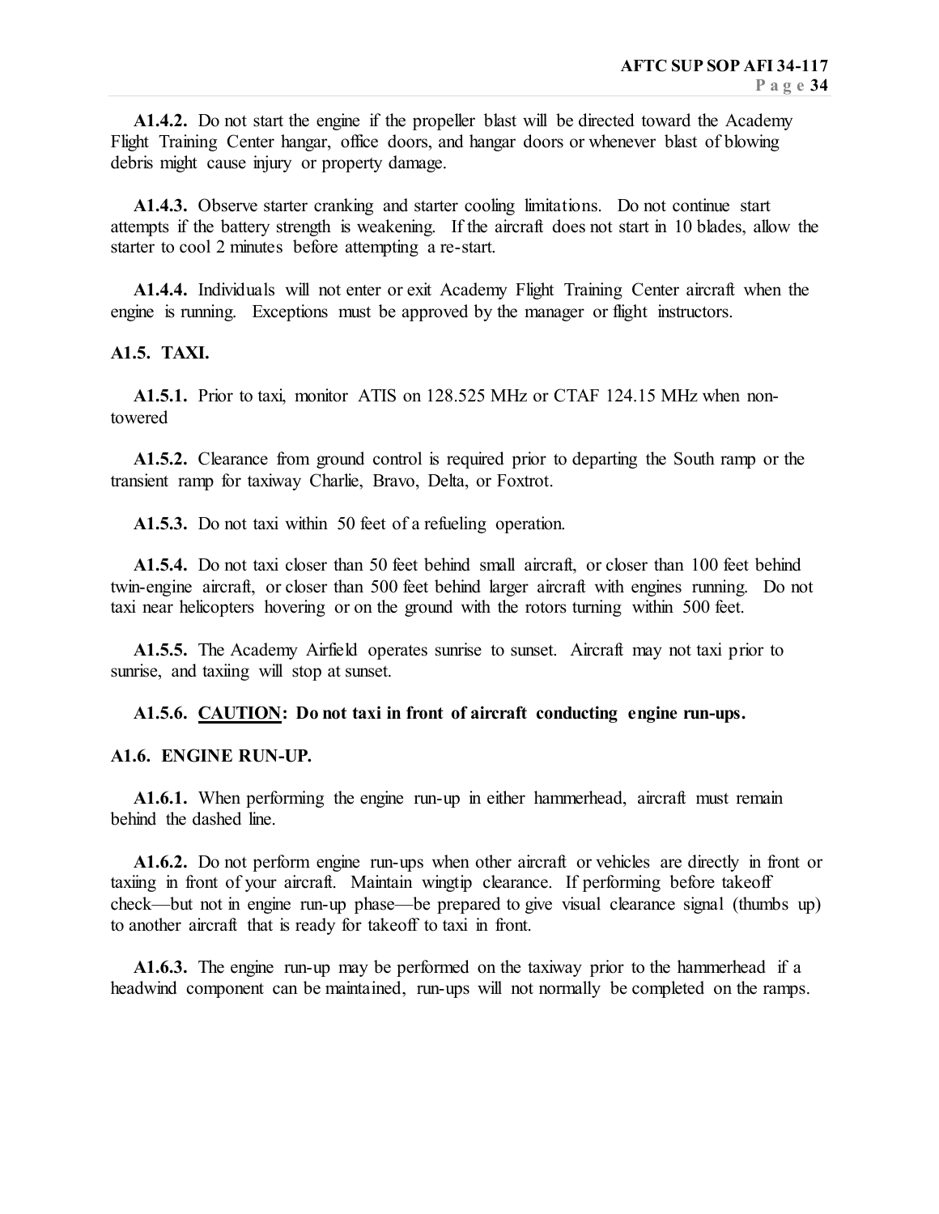**A1.4.2.** Do not start the engine if the propeller blast will be directed toward the Academy Flight Training Center hangar, office doors, and hangar doors or whenever blast of blowing debris might cause injury or property damage.

**A1.4.3.** Observe starter cranking and starter cooling limitations. Do not continue start attempts if the battery strength is weakening. If the aircraft does not start in 10 blades, allow the starter to cool 2 minutes before attempting a re-start.

**A1.4.4.** Individuals will not enter or exit Academy Flight Training Center aircraft when the engine is running. Exceptions must be approved by the manager or flight instructors.

**A1.5. TAXI.**

**A1.5.1.** Prior to taxi, monitor ATIS on 128.525 MHz or CTAF 124.15 MHz when non-towered

**A1.5.2.** Clearance from ground control is required prior to departing the South ramp or the transient ramp for taxiway Charlie, Bravo, Delta, or Foxtrot.

**A1.5.3.** Do not taxi within 50 feet of a refueling operation.

**A1.5.4.** Do not taxi closer than 50 feet behind small aircraft, or closer than 100 feet behind twin-engine aircraft, or closer than 500 feet behind larger aircraft with engines running. Do not taxi near helicopters hovering or on the ground with the rotors turning within 500 feet.

**A1.5.5.** The Academy Airfield operates sunrise to sunset. Aircraft may not taxi prior to sunrise, and taxiing will stop at sunset.

**A1.5.6. CAUTION: Do not taxi in front of aircraft conducting engine run-ups.**

**A1.6. ENGINE RUN-UP.**

**A1.6.1.** When performing the engine run-up in either hammerhead, aircraft must remain behind the dashed line.

**A1.6.2.** Do not perform engine run-ups when other aircraft or vehicles are directly in front or taxiing in front of your aircraft. Maintain wingtip clearance. If performing before takeoff check—but not in engine run-up phase—be prepared to give visual clearance signal (thumbs up) to another aircraft that is ready for takeoff to taxi in front.

**A1.6.3.** The engine run-up may be performed on the taxiway prior to the hammerhead if a headwind component can be maintained, run-ups will not normally be completed on the ramps.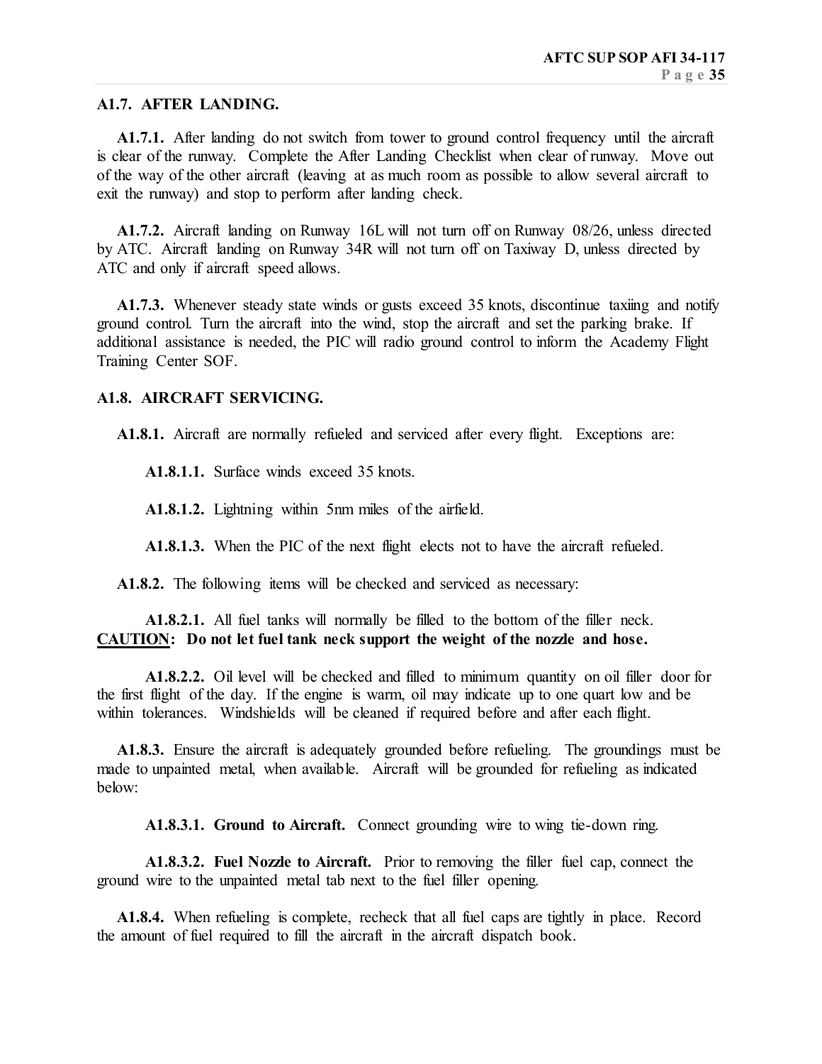**A1.7. AFTER LANDING.**

**A1.7.1.** After landing do not switch from tower to ground control frequency until the aircraft is clear of the runway. Complete the After Landing Checklist when clear of runway. Move out of the way of the other aircraft (leaving at as much room as possible to allow several aircraft to exit the runway) and stop to perform after landing check.

**A1.7.2.** Aircraft landing on Runway 16L will not turn off on Runway 08/26, unless directed by ATC. Aircraft landing on Runway 34R will not turn off on Taxiway D, unless directed by ATC and only if aircraft speed allows.

**A1.7.3.** Whenever steady state winds or gusts exceed 35 knots, discontinue taxiing and notify ground control. Turn the aircraft into the wind, stop the aircraft and set the parking brake. If additional assistance is needed, the PIC will radio ground control to inform the Academy Flight Training Center SOF.

**A1.8. AIRCRAFT SERVICING.**

**A1.8.1.** Aircraft are normally refueled and serviced after every flight. Exceptions are:

**A1.8.1.1.** Surface winds exceed 35 knots.

**A1.8.1.2.** Lightning within 5nm miles of the airfield.

**A1.8.1.3.** When the PIC of the next flight elects not to have the aircraft refueled.

**A1.8.2.** The following items will be checked and serviced as necessary:

**A1.8.2.1.** All fuel tanks will normally be filled to the bottom of the filler neck.
**CAUTION: Do not let fuel tank neck support the weight of the nozzle and hose.**

**A1.8.2.2.** Oil level will be checked and filled to minimum quantity on oil filler door for the first flight of the day. If the engine is warm, oil may indicate up to one quart low and be within tolerances. Windshields will be cleaned if required before and after each flight.

**A1.8.3.** Ensure the aircraft is adequately grounded before refueling. The groundings must be made to unpainted metal, when available. Aircraft will be grounded for refueling as indicated below:

**A1.8.3.1. Ground to Aircraft.** Connect grounding wire to wing tie-down ring.

**A1.8.3.2. Fuel Nozzle to Aircraft.** Prior to removing the filler fuel cap, connect the ground wire to the unpainted metal tab next to the fuel filler opening.

**A1.8.4.** When refueling is complete, recheck that all fuel caps are tightly in place. Record the amount of fuel required to fill the aircraft in the aircraft dispatch book.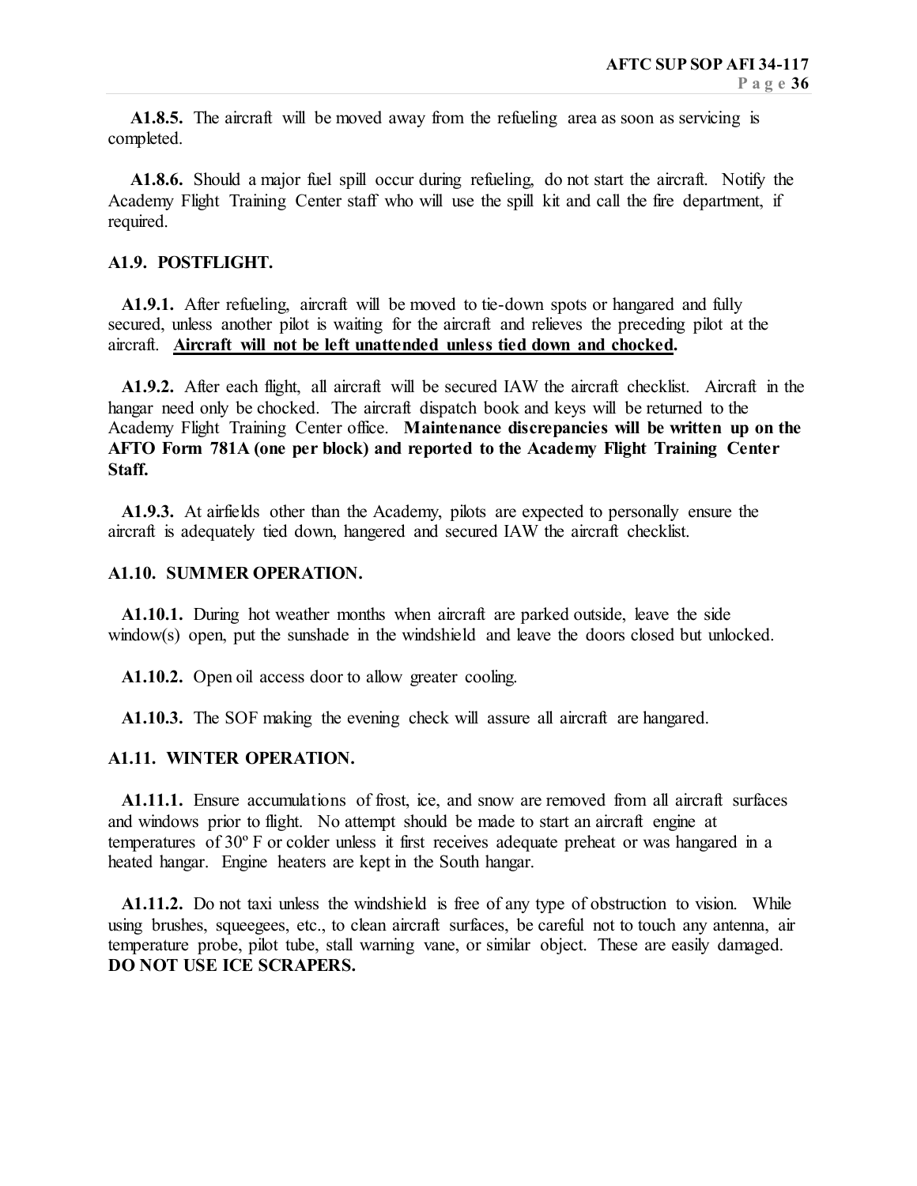**A1.8.5.** The aircraft will be moved away from the refueling area as soon as servicing is completed.

**A1.8.6.** Should a major fuel spill occur during refueling, do not start the aircraft. Notify the Academy Flight Training Center staff who will use the spill kit and call the fire department, if required.

## A1.9. POSTFLIGHT.

**A1.9.1.** After refueling, aircraft will be moved to tie-down spots or hangared and fully secured, unless another pilot is waiting for the aircraft and relieves the preceding pilot at the aircraft. **Aircraft will not be left unattended unless tied down and chocked.**

**A1.9.2.** After each flight, all aircraft will be secured IAW the aircraft checklist. Aircraft in the hangar need only be chocked. The aircraft dispatch book and keys will be returned to the Academy Flight Training Center office. **Maintenance discrepancies will be written up on the AFTO Form 781A (one per block) and reported to the Academy Flight Training Center Staff.**

**A1.9.3.** At airfields other than the Academy, pilots are expected to personally ensure the aircraft is adequately tied down, hangered and secured IAW the aircraft checklist.

## A1.10. SUMMER OPERATION.

**A1.10.1.** During hot weather months when aircraft are parked outside, leave the side window(s) open, put the sunshade in the windshield and leave the doors closed but unlocked.

**A1.10.2.** Open oil access door to allow greater cooling.

**A1.10.3.** The SOF making the evening check will assure all aircraft are hangared.

## A1.11. WINTER OPERATION.

**A1.11.1.** Ensure accumulations of frost, ice, and snow are removed from all aircraft surfaces and windows prior to flight. No attempt should be made to start an aircraft engine at temperatures of 30º F or colder unless it first receives adequate preheat or was hangared in a heated hangar. Engine heaters are kept in the South hangar.

**A1.11.2.** Do not taxi unless the windshield is free of any type of obstruction to vision. While using brushes, squeegees, etc., to clean aircraft surfaces, be careful not to touch any antenna, air temperature probe, pilot tube, stall warning vane, or similar object. These are easily damaged. **DO NOT USE ICE SCRAPERS.**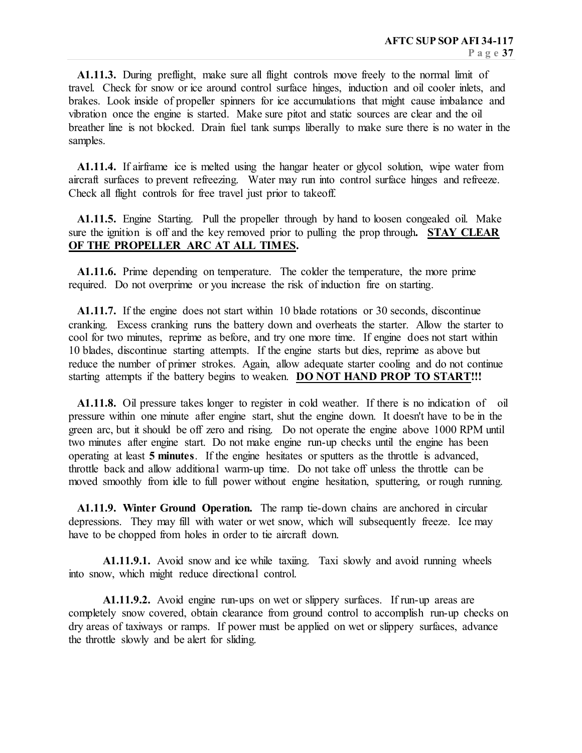**A1.11.3.** During preflight, make sure all flight controls move freely to the normal limit of travel. Check for snow or ice around control surface hinges, induction and oil cooler inlets, and brakes. Look inside of propeller spinners for ice accumulations that might cause imbalance and vibration once the engine is started. Make sure pitot and static sources are clear and the oil breather line is not blocked. Drain fuel tank sumps liberally to make sure there is no water in the samples.

**A1.11.4.** If airframe ice is melted using the hangar heater or glycol solution, wipe water from aircraft surfaces to prevent refreezing. Water may run into control surface hinges and refreeze. Check all flight controls for free travel just prior to takeoff.

**A1.11.5.** Engine Starting. Pull the propeller through by hand to loosen congealed oil. Make sure the ignition is off and the key removed prior to pulling the prop through**. <u>STAY CLEAR OF THE PROPELLER ARC AT ALL TIMES</u>.**

**A1.11.6.** Prime depending on temperature. The colder the temperature, the more prime required. Do not overprime or you increase the risk of induction fire on starting.

**A1.11.7.** If the engine does not start within 10 blade rotations or 30 seconds, discontinue cranking. Excess cranking runs the battery down and overheats the starter. Allow the starter to cool for two minutes, reprime as before, and try one more time. If engine does not start within 10 blades, discontinue starting attempts. If the engine starts but dies, reprime as above but reduce the number of primer strokes. Again, allow adequate starter cooling and do not continue starting attempts if the battery begins to weaken. **<u>DO NOT HAND PROP TO START</u>!!!**

**A1.11.8.** Oil pressure takes longer to register in cold weather. If there is no indication of oil pressure within one minute after engine start, shut the engine down. It doesn't have to be in the green arc, but it should be off zero and rising. Do not operate the engine above 1000 RPM until two minutes after engine start. Do not make engine run-up checks until the engine has been operating at least **5 minutes**. If the engine hesitates or sputters as the throttle is advanced, throttle back and allow additional warm-up time. Do not take off unless the throttle can be moved smoothly from idle to full power without engine hesitation, sputtering, or rough running.

**A1.11.9. Winter Ground Operation.** The ramp tie-down chains are anchored in circular depressions. They may fill with water or wet snow, which will subsequently freeze. Ice may have to be chopped from holes in order to tie aircraft down.

**A1.11.9.1.** Avoid snow and ice while taxiing. Taxi slowly and avoid running wheels into snow, which might reduce directional control.

**A1.11.9.2.** Avoid engine run-ups on wet or slippery surfaces. If run-up areas are completely snow covered, obtain clearance from ground control to accomplish run-up checks on dry areas of taxiways or ramps. If power must be applied on wet or slippery surfaces, advance the throttle slowly and be alert for sliding.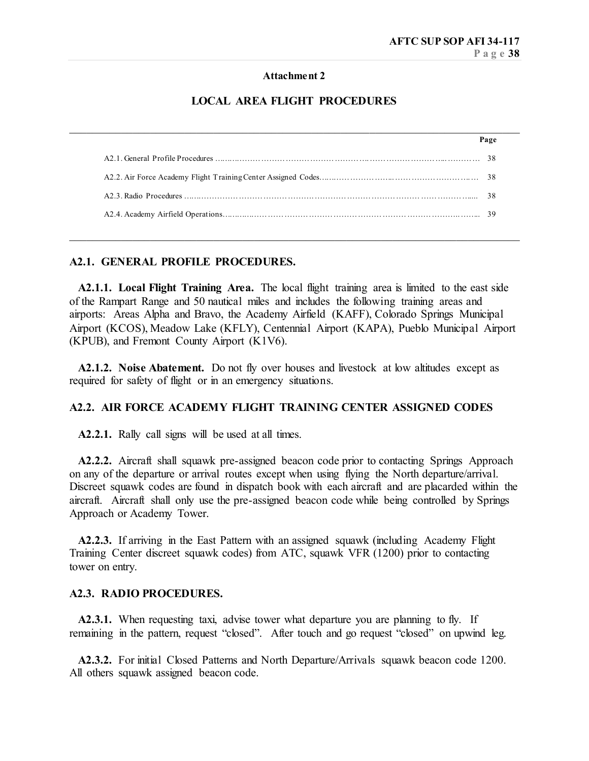**Attachment 2**

# LOCAL AREA FLIGHT PROCEDURES

| | Page |
|---|---|
| A2.1. General Profile Procedures | 38 |
| A2.2. Air Force Academy Flight Training Center Assigned Codes | 38 |
| A2.3. Radio Procedures | 38 |
| A2.4. Academy Airfield Operations | 39 |

## A2.1. GENERAL PROFILE PROCEDURES.

**A2.1.1. Local Flight Training Area.** The local flight training area is limited to the east side of the Rampart Range and 50 nautical miles and includes the following training areas and airports: Areas Alpha and Bravo, the Academy Airfield (KAFF), Colorado Springs Municipal Airport (KCOS), Meadow Lake (KFLY), Centennial Airport (KAPA), Pueblo Municipal Airport (KPUB), and Fremont County Airport (K1V6).

**A2.1.2. Noise Abatement.** Do not fly over houses and livestock at low altitudes except as required for safety of flight or in an emergency situations.

## A2.2. AIR FORCE ACADEMY FLIGHT TRAINING CENTER ASSIGNED CODES

**A2.2.1.** Rally call signs will be used at all times.

**A2.2.2.** Aircraft shall squawk pre-assigned beacon code prior to contacting Springs Approach on any of the departure or arrival routes except when using flying the North departure/arrival. Discreet squawk codes are found in dispatch book with each aircraft and are placarded within the aircraft. Aircraft shall only use the pre-assigned beacon code while being controlled by Springs Approach or Academy Tower.

**A2.2.3.** If arriving in the East Pattern with an assigned squawk (including Academy Flight Training Center discreet squawk codes) from ATC, squawk VFR (1200) prior to contacting tower on entry.

## A2.3. RADIO PROCEDURES.

**A2.3.1.** When requesting taxi, advise tower what departure you are planning to fly. If remaining in the pattern, request "closed". After touch and go request "closed" on upwind leg.

**A2.3.2.** For initial Closed Patterns and North Departure/Arrivals squawk beacon code 1200. All others squawk assigned beacon code.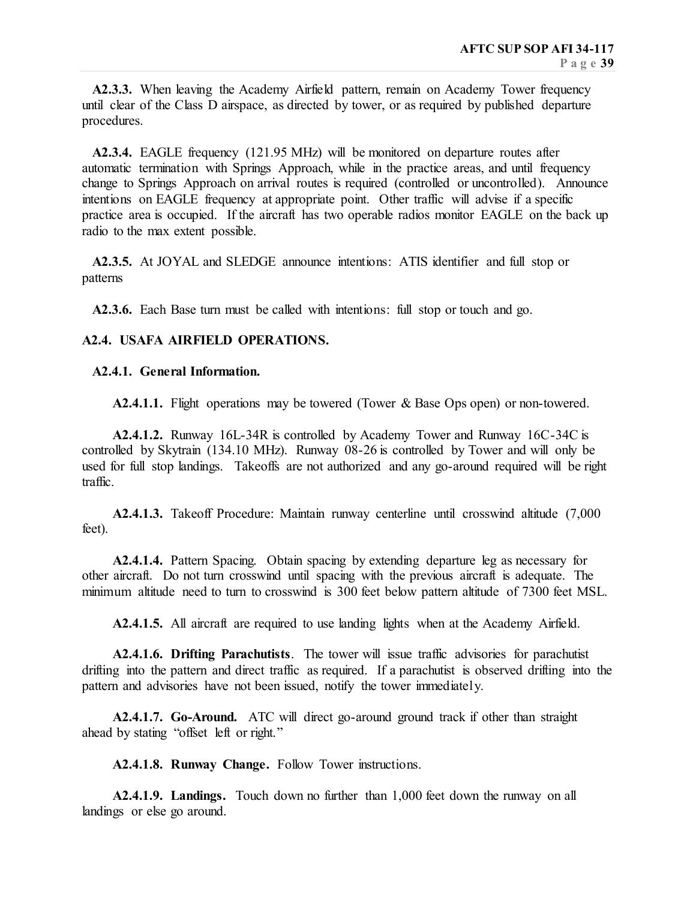**A2.3.3.** When leaving the Academy Airfield pattern, remain on Academy Tower frequency until clear of the Class D airspace, as directed by tower, or as required by published departure procedures.

**A2.3.4.** EAGLE frequency (121.95 MHz) will be monitored on departure routes after automatic termination with Springs Approach, while in the practice areas, and until frequency change to Springs Approach on arrival routes is required (controlled or uncontrolled). Announce intentions on EAGLE frequency at appropriate point. Other traffic will advise if a specific practice area is occupied. If the aircraft has two operable radios monitor EAGLE on the back up radio to the max extent possible.

**A2.3.5.** At JOYAL and SLEDGE announce intentions: ATIS identifier and full stop or patterns

**A2.3.6.** Each Base turn must be called with intentions: full stop or touch and go.

**A2.4. USAFA AIRFIELD OPERATIONS.**

**A2.4.1. General Information.**

**A2.4.1.1.** Flight operations may be towered (Tower & Base Ops open) or non-towered.

**A2.4.1.2.** Runway 16L-34R is controlled by Academy Tower and Runway 16C-34C is controlled by Skytrain (134.10 MHz). Runway 08-26 is controlled by Tower and will only be used for full stop landings. Takeoffs are not authorized and any go-around required will be right traffic.

**A2.4.1.3.** Takeoff Procedure: Maintain runway centerline until crosswind altitude (7,000 feet).

**A2.4.1.4.** Pattern Spacing. Obtain spacing by extending departure leg as necessary for other aircraft. Do not turn crosswind until spacing with the previous aircraft is adequate. The minimum altitude need to turn to crosswind is 300 feet below pattern altitude of 7300 feet MSL.

**A2.4.1.5.** All aircraft are required to use landing lights when at the Academy Airfield.

**A2.4.1.6. Drifting Parachutists**. The tower will issue traffic advisories for parachutist drifting into the pattern and direct traffic as required. If a parachutist is observed drifting into the pattern and advisories have not been issued, notify the tower immediately.

**A2.4.1.7. Go-Around.** ATC will direct go-around ground track if other than straight ahead by stating "offset left or right."

**A2.4.1.8. Runway Change.** Follow Tower instructions.

**A2.4.1.9. Landings.** Touch down no further than 1,000 feet down the runway on all landings or else go around.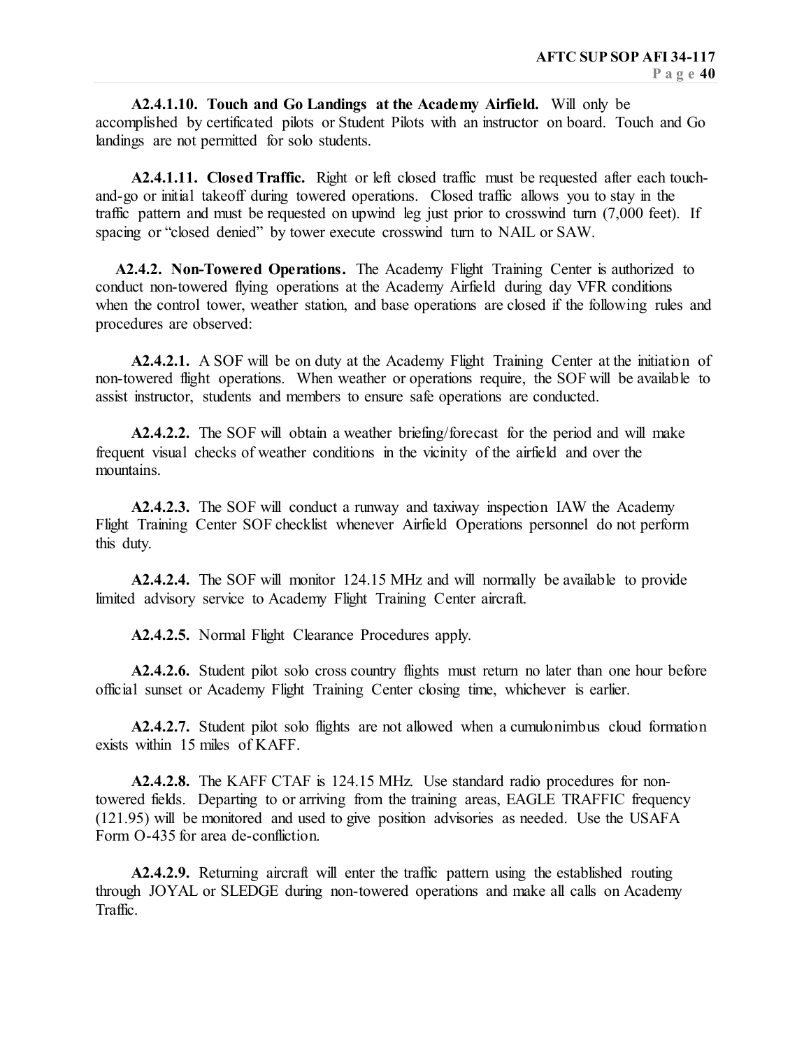**A2.4.1.10. Touch and Go Landings at the Academy Airfield.** Will only be accomplished by certificated pilots or Student Pilots with an instructor on board. Touch and Go landings are not permitted for solo students.

**A2.4.1.11. Closed Traffic.** Right or left closed traffic must be requested after each touch-and-go or initial takeoff during towered operations. Closed traffic allows you to stay in the traffic pattern and must be requested on upwind leg just prior to crosswind turn (7,000 feet). If spacing or "closed denied" by tower execute crosswind turn to NAIL or SAW.

**A2.4.2. Non-Towered Operations.** The Academy Flight Training Center is authorized to conduct non-towered flying operations at the Academy Airfield during day VFR conditions when the control tower, weather station, and base operations are closed if the following rules and procedures are observed:

**A2.4.2.1.** A SOF will be on duty at the Academy Flight Training Center at the initiation of non-towered flight operations. When weather or operations require, the SOF will be available to assist instructor, students and members to ensure safe operations are conducted.

**A2.4.2.2.** The SOF will obtain a weather briefing/forecast for the period and will make frequent visual checks of weather conditions in the vicinity of the airfield and over the mountains.

**A2.4.2.3.** The SOF will conduct a runway and taxiway inspection IAW the Academy Flight Training Center SOF checklist whenever Airfield Operations personnel do not perform this duty.

**A2.4.2.4.** The SOF will monitor 124.15 MHz and will normally be available to provide limited advisory service to Academy Flight Training Center aircraft.

**A2.4.2.5.** Normal Flight Clearance Procedures apply.

**A2.4.2.6.** Student pilot solo cross country flights must return no later than one hour before official sunset or Academy Flight Training Center closing time, whichever is earlier.

**A2.4.2.7.** Student pilot solo flights are not allowed when a cumulonimbus cloud formation exists within 15 miles of KAFF.

**A2.4.2.8.** The KAFF CTAF is 124.15 MHz. Use standard radio procedures for non-towered fields. Departing to or arriving from the training areas, EAGLE TRAFFIC frequency (121.95) will be monitored and used to give position advisories as needed. Use the USAFA Form O-435 for area de-confliction.

**A2.4.2.9.** Returning aircraft will enter the traffic pattern using the established routing through JOYAL or SLEDGE during non-towered operations and make all calls on Academy Traffic.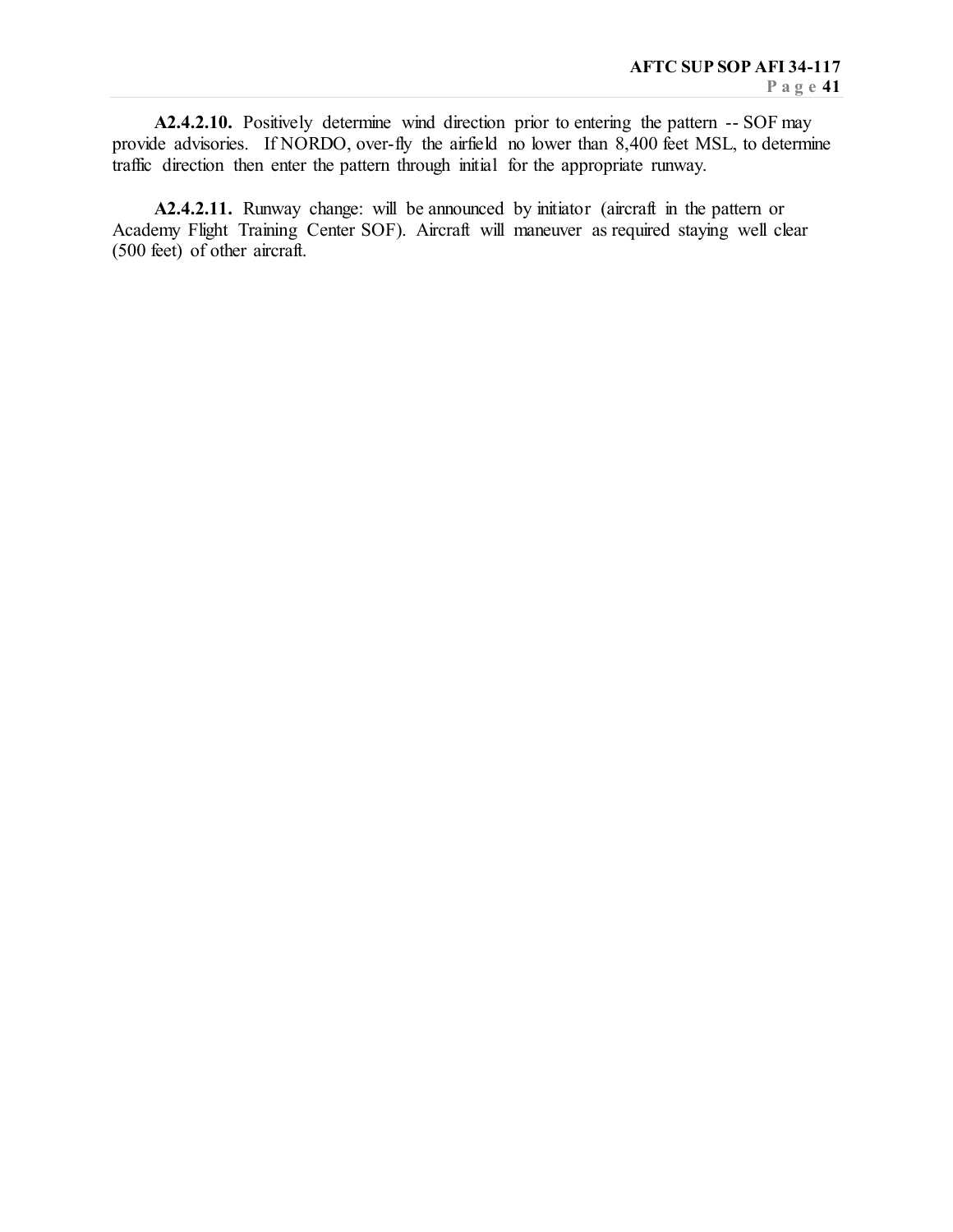**A2.4.2.10.** Positively determine wind direction prior to entering the pattern -- SOF may provide advisories. If NORDO, over-fly the airfield no lower than 8,400 feet MSL, to determine traffic direction then enter the pattern through initial for the appropriate runway.

**A2.4.2.11.** Runway change: will be announced by initiator (aircraft in the pattern or Academy Flight Training Center SOF). Aircraft will maneuver as required staying well clear (500 feet) of other aircraft.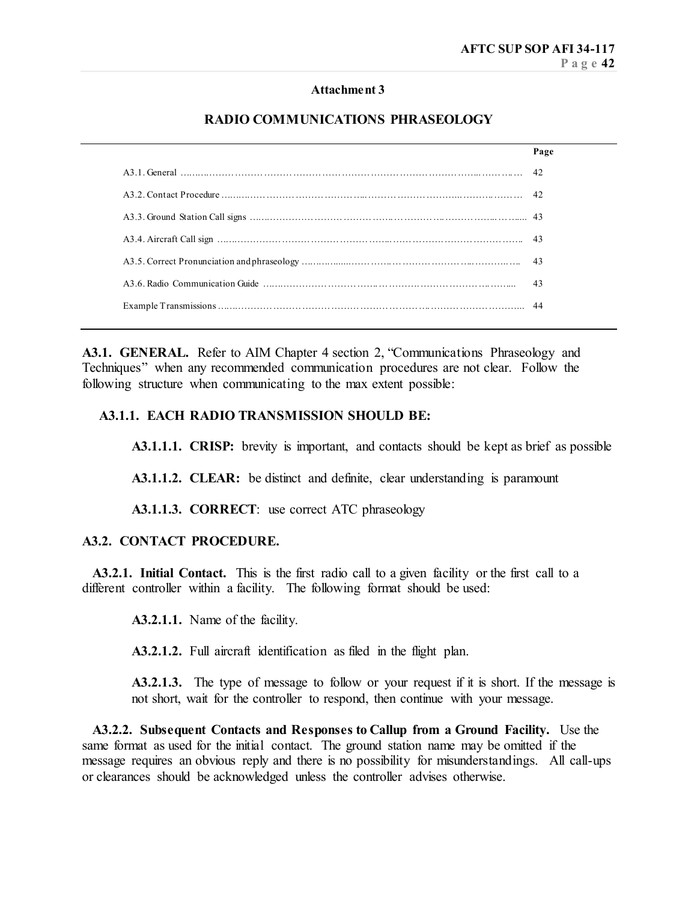## Attachment 3

## RADIO COMMUNICATIONS PHRASEOLOGY

| | Page |
|---|---|
| A3.1. General | 42 |
| A3.2. Contact Procedure | 42 |
| A3.3. Ground Station Call signs | 43 |
| A3.4. Aircraft Call sign | 43 |
| A3.5. Correct Pronunciation and phraseology | 43 |
| A3.6. Radio Communication Guide | 43 |
| Example Transmissions | 44 |

**A3.1. GENERAL.** Refer to AIM Chapter 4 section 2, "Communications Phraseology and Techniques" when any recommended communication procedures are not clear. Follow the following structure when communicating to the max extent possible:

**A3.1.1. EACH RADIO TRANSMISSION SHOULD BE:**

**A3.1.1.1. CRISP:** brevity is important, and contacts should be kept as brief as possible

**A3.1.1.2. CLEAR:** be distinct and definite, clear understanding is paramount

**A3.1.1.3. CORRECT**: use correct ATC phraseology

**A3.2. CONTACT PROCEDURE.**

**A3.2.1. Initial Contact.** This is the first radio call to a given facility or the first call to a different controller within a facility. The following format should be used:

**A3.2.1.1.** Name of the facility.

**A3.2.1.2.** Full aircraft identification as filed in the flight plan.

**A3.2.1.3.** The type of message to follow or your request if it is short. If the message is not short, wait for the controller to respond, then continue with your message.

**A3.2.2. Subsequent Contacts and Responses to Callup from a Ground Facility.** Use the same format as used for the initial contact. The ground station name may be omitted if the message requires an obvious reply and there is no possibility for misunderstandings. All call-ups or clearances should be acknowledged unless the controller advises otherwise.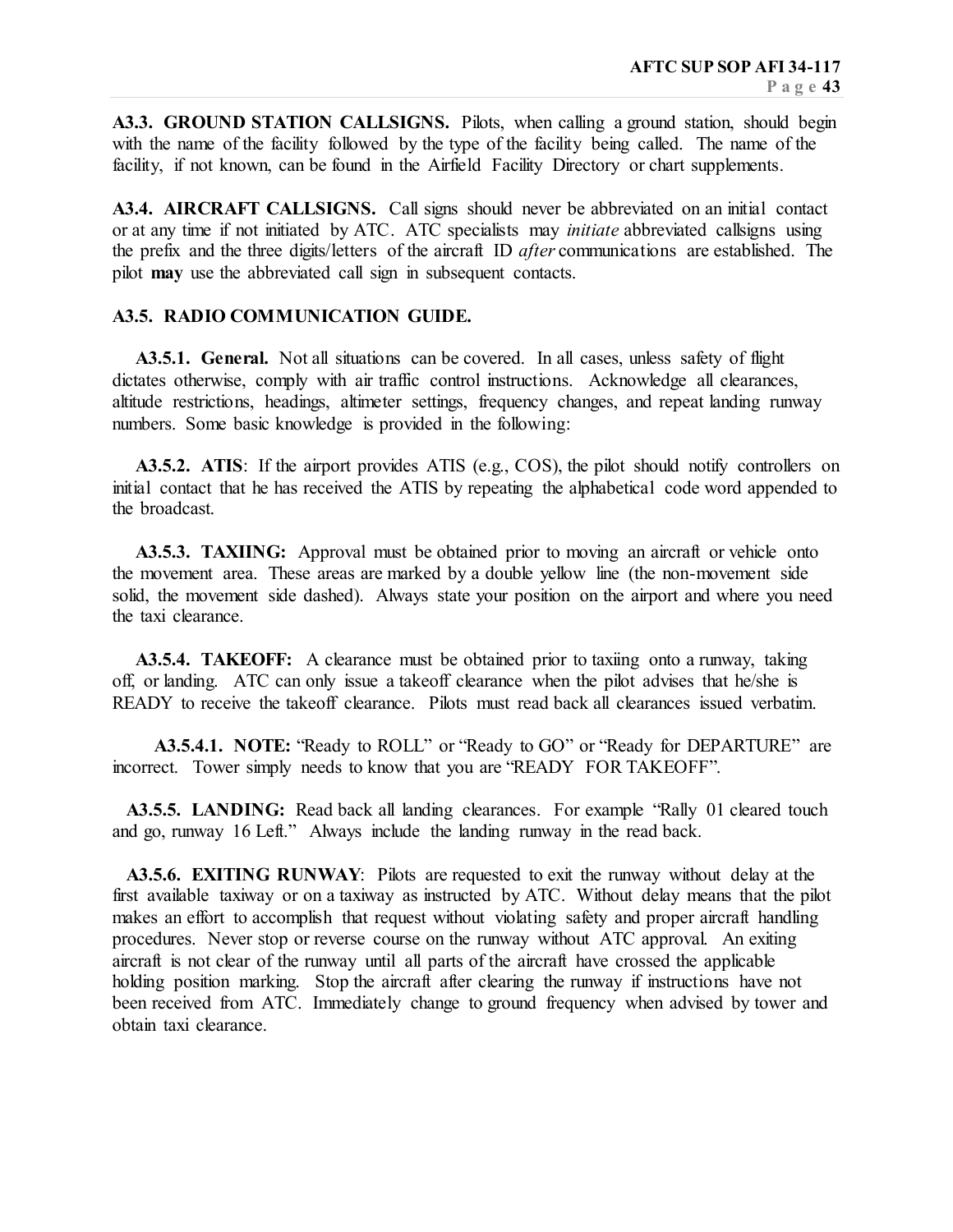**A3.3. GROUND STATION CALLSIGNS.** Pilots, when calling a ground station, should begin with the name of the facility followed by the type of the facility being called. The name of the facility, if not known, can be found in the Airfield Facility Directory or chart supplements.

**A3.4. AIRCRAFT CALLSIGNS.** Call signs should never be abbreviated on an initial contact or at any time if not initiated by ATC. ATC specialists may *initiate* abbreviated callsigns using the prefix and the three digits/letters of the aircraft ID *after* communications are established. The pilot **may** use the abbreviated call sign in subsequent contacts.

**A3.5. RADIO COMMUNICATION GUIDE.**

**A3.5.1. General.** Not all situations can be covered. In all cases, unless safety of flight dictates otherwise, comply with air traffic control instructions. Acknowledge all clearances, altitude restrictions, headings, altimeter settings, frequency changes, and repeat landing runway numbers. Some basic knowledge is provided in the following:

**A3.5.2. ATIS**: If the airport provides ATIS (e.g., COS), the pilot should notify controllers on initial contact that he has received the ATIS by repeating the alphabetical code word appended to the broadcast.

**A3.5.3. TAXIING:** Approval must be obtained prior to moving an aircraft or vehicle onto the movement area. These areas are marked by a double yellow line (the non-movement side solid, the movement side dashed). Always state your position on the airport and where you need the taxi clearance.

**A3.5.4. TAKEOFF:** A clearance must be obtained prior to taxiing onto a runway, taking off, or landing. ATC can only issue a takeoff clearance when the pilot advises that he/she is READY to receive the takeoff clearance. Pilots must read back all clearances issued verbatim.

**A3.5.4.1. NOTE:** "Ready to ROLL" or "Ready to GO" or "Ready for DEPARTURE" are incorrect. Tower simply needs to know that you are "READY FOR TAKEOFF".

**A3.5.5. LANDING:** Read back all landing clearances. For example "Rally 01 cleared touch and go, runway 16 Left." Always include the landing runway in the read back.

**A3.5.6. EXITING RUNWAY**: Pilots are requested to exit the runway without delay at the first available taxiway or on a taxiway as instructed by ATC. Without delay means that the pilot makes an effort to accomplish that request without violating safety and proper aircraft handling procedures. Never stop or reverse course on the runway without ATC approval. An exiting aircraft is not clear of the runway until all parts of the aircraft have crossed the applicable holding position marking. Stop the aircraft after clearing the runway if instructions have not been received from ATC. Immediately change to ground frequency when advised by tower and obtain taxi clearance.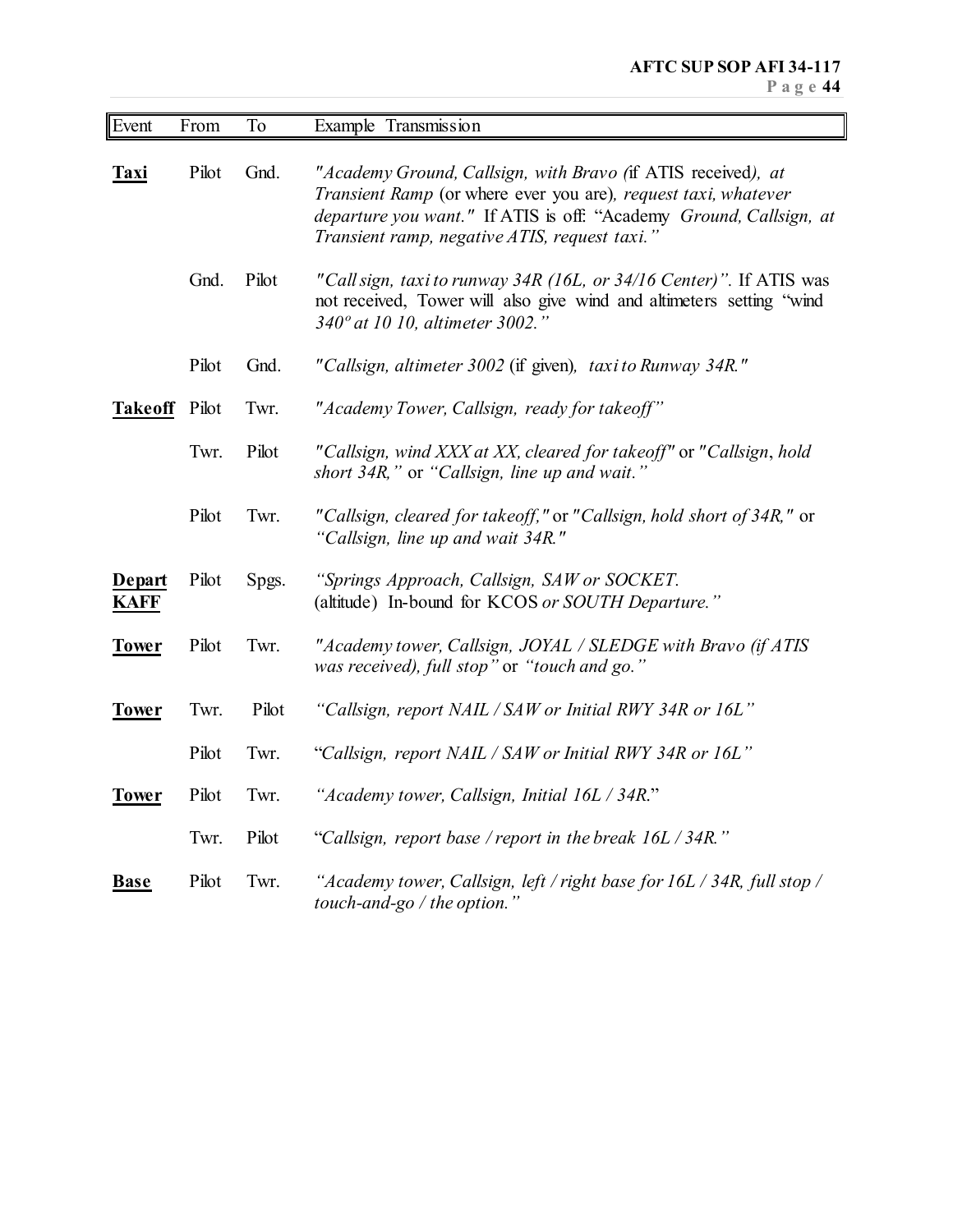| Event | From | To | Example Transmission |
|---|---|---|---|
| **Taxi** | Pilot | Gnd. | *"Academy Ground, Callsign, with Bravo (*if ATIS received*), at Transient Ramp* (or where ever you are)*, request taxi, whatever departure you want."* If ATIS is off: "Academy *Ground, Callsign, at Transient ramp, negative ATIS, request taxi."* |
| | Gnd. | Pilot | *"Call sign, taxi to runway 34R (16L, or 34/16 Center)".* If ATIS was not received, Tower will also give wind and altimeters setting "wind *340º at 10 10, altimeter 3002."* |
| | Pilot | Gnd. | *"Callsign, altimeter 3002* (if given)*, taxi to Runway 34R."* |
| **Takeoff** | Pilot | Twr. | *"Academy Tower, Callsign, ready for takeoff"* |
| | Twr. | Pilot | *"Callsign, wind XXX at XX, cleared for takeoff"* or *"Callsign, hold short 34R,"* or *"Callsign, line up and wait."* |
| | Pilot | Twr. | *"Callsign, cleared for takeoff,"* or *"Callsign, hold short of 34R,"* or *"Callsign, line up and wait 34R."* |
| **Depart KAFF** | Pilot | Spgs. | *"Springs Approach, Callsign, SAW or SOCKET.* (altitude) In-bound for KCOS *or SOUTH Departure."* |
| **Tower** | Pilot | Twr. | *"Academy tower, Callsign, JOYAL / SLEDGE with Bravo (if ATIS was received), full stop"* or *"touch and go."* |
| **Tower** | Twr. | Pilot | *"Callsign, report NAIL / SAW or Initial RWY 34R or 16L"* |
| | Pilot | Twr. | "*Callsign, report NAIL / SAW or Initial RWY 34R or 16L"* |
| **Tower** | Pilot | Twr. | *"Academy tower, Callsign, Initial 16L / 34R.*" |
| | Twr. | Pilot | "*Callsign, report base / report in the break 16L / 34R."* |
| **Base** | Pilot | Twr. | *"Academy tower, Callsign, left / right base for 16L / 34R, full stop / touch-and-go / the option."* |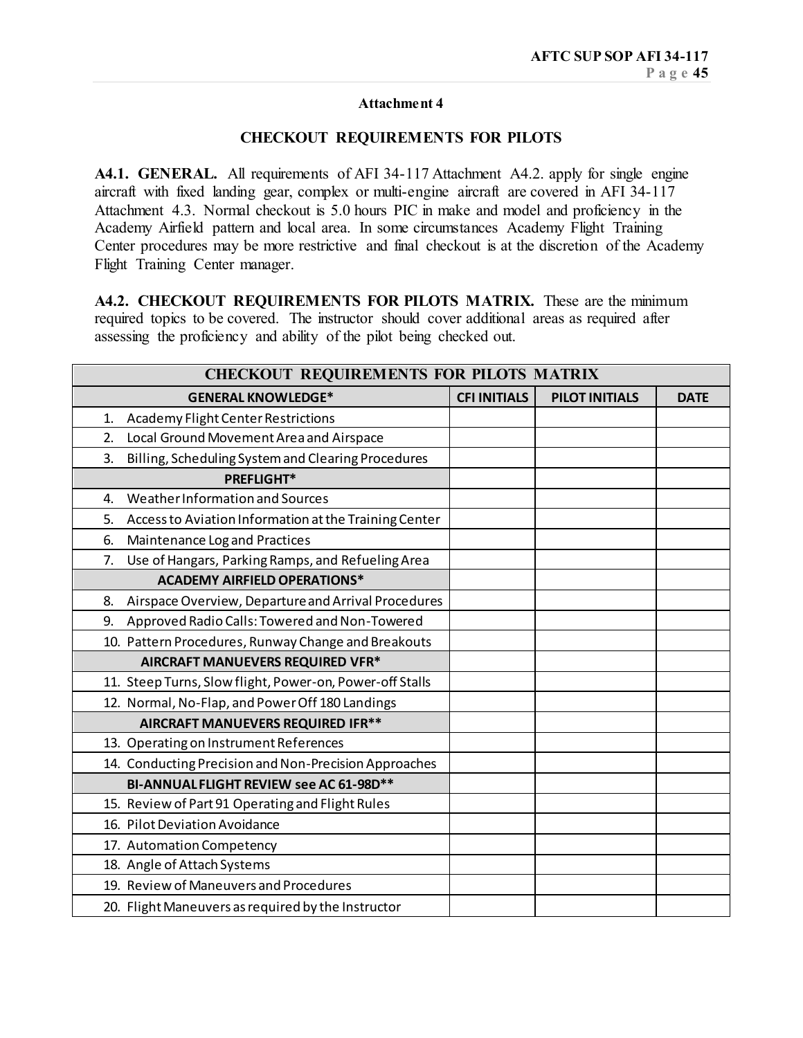## Attachment 4

## CHECKOUT REQUIREMENTS FOR PILOTS

**A4.1. GENERAL.** All requirements of AFI 34-117 Attachment A4.2. apply for single engine aircraft with fixed landing gear, complex or multi-engine aircraft are covered in AFI 34-117 Attachment 4.3. Normal checkout is 5.0 hours PIC in make and model and proficiency in the Academy Airfield pattern and local area. In some circumstances Academy Flight Training Center procedures may be more restrictive and final checkout is at the discretion of the Academy Flight Training Center manager.

**A4.2. CHECKOUT REQUIREMENTS FOR PILOTS MATRIX.** These are the minimum required topics to be covered. The instructor should cover additional areas as required after assessing the proficiency and ability of the pilot being checked out.

| CHECKOUT REQUIREMENTS FOR PILOTS MATRIX | | | |
|---|---|---|---|
| **GENERAL KNOWLEDGE*** | **CFI INITIALS** | **PILOT INITIALS** | **DATE** |
| 1. Academy Flight Center Restrictions | | | |
| 2. Local Ground Movement Area and Airspace | | | |
| 3. Billing, Scheduling System and Clearing Procedures | | | |
| **PREFLIGHT*** | | | |
| 4. Weather Information and Sources | | | |
| 5. Access to Aviation Information at the Training Center | | | |
| 6. Maintenance Log and Practices | | | |
| 7. Use of Hangars, Parking Ramps, and Refueling Area | | | |
| **ACADEMY AIRFIELD OPERATIONS*** | | | |
| 8. Airspace Overview, Departure and Arrival Procedures | | | |
| 9. Approved Radio Calls: Towered and Non-Towered | | | |
| 10. Pattern Procedures, Runway Change and Breakouts | | | |
| **AIRCRAFT MANUEVERS REQUIRED VFR*** | | | |
| 11. Steep Turns, Slow flight, Power-on, Power-off Stalls | | | |
| 12. Normal, No-Flap, and Power Off 180 Landings | | | |
| **AIRCRAFT MANUEVERS REQUIRED IFR**** | | | |
| 13. Operating on Instrument References | | | |
| 14. Conducting Precision and Non-Precision Approaches | | | |
| **BI-ANNUAL FLIGHT REVIEW see AC 61-98D**** | | | |
| 15. Review of Part 91 Operating and Flight Rules | | | |
| 16. Pilot Deviation Avoidance | | | |
| 17. Automation Competency | | | |
| 18. Angle of Attach Systems | | | |
| 19. Review of Maneuvers and Procedures | | | |
| 20. Flight Maneuvers as required by the Instructor | | | |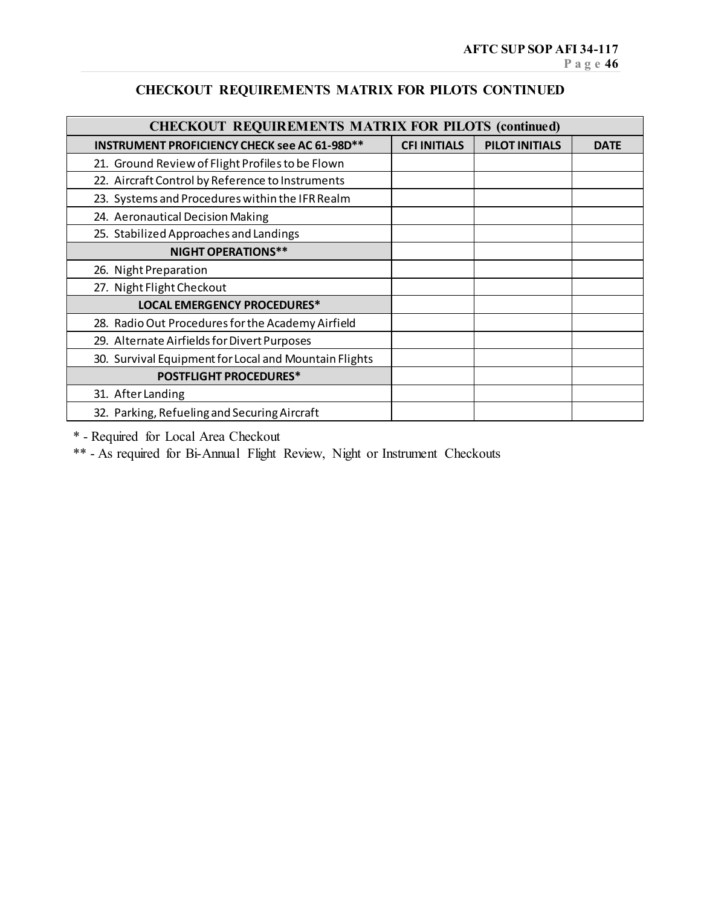## CHECKOUT REQUIREMENTS MATRIX FOR PILOTS CONTINUED

| CHECKOUT REQUIREMENTS MATRIX FOR PILOTS (continued) | | | |
|---|---|---|---|
| **INSTRUMENT PROFICIENCY CHECK see AC 61-98D**** | **CFI INITIALS** | **PILOT INITIALS** | **DATE** |
| 21. Ground Review of Flight Profiles to be Flown | | | |
| 22. Aircraft Control by Reference to Instruments | | | |
| 23. Systems and Procedures within the IFR Realm | | | |
| 24. Aeronautical Decision Making | | | |
| 25. Stabilized Approaches and Landings | | | |
| **NIGHT OPERATIONS**** | | | |
| 26. Night Preparation | | | |
| 27. Night Flight Checkout | | | |
| **LOCAL EMERGENCY PROCEDURES*** | | | |
| 28. Radio Out Procedures for the Academy Airfield | | | |
| 29. Alternate Airfields for Divert Purposes | | | |
| 30. Survival Equipment for Local and Mountain Flights | | | |
| **POSTFLIGHT PROCEDURES*** | | | |
| 31. After Landing | | | |
| 32. Parking, Refueling and Securing Aircraft | | | |

* - Required for Local Area Checkout

** - As required for Bi-Annual Flight Review, Night or Instrument Checkouts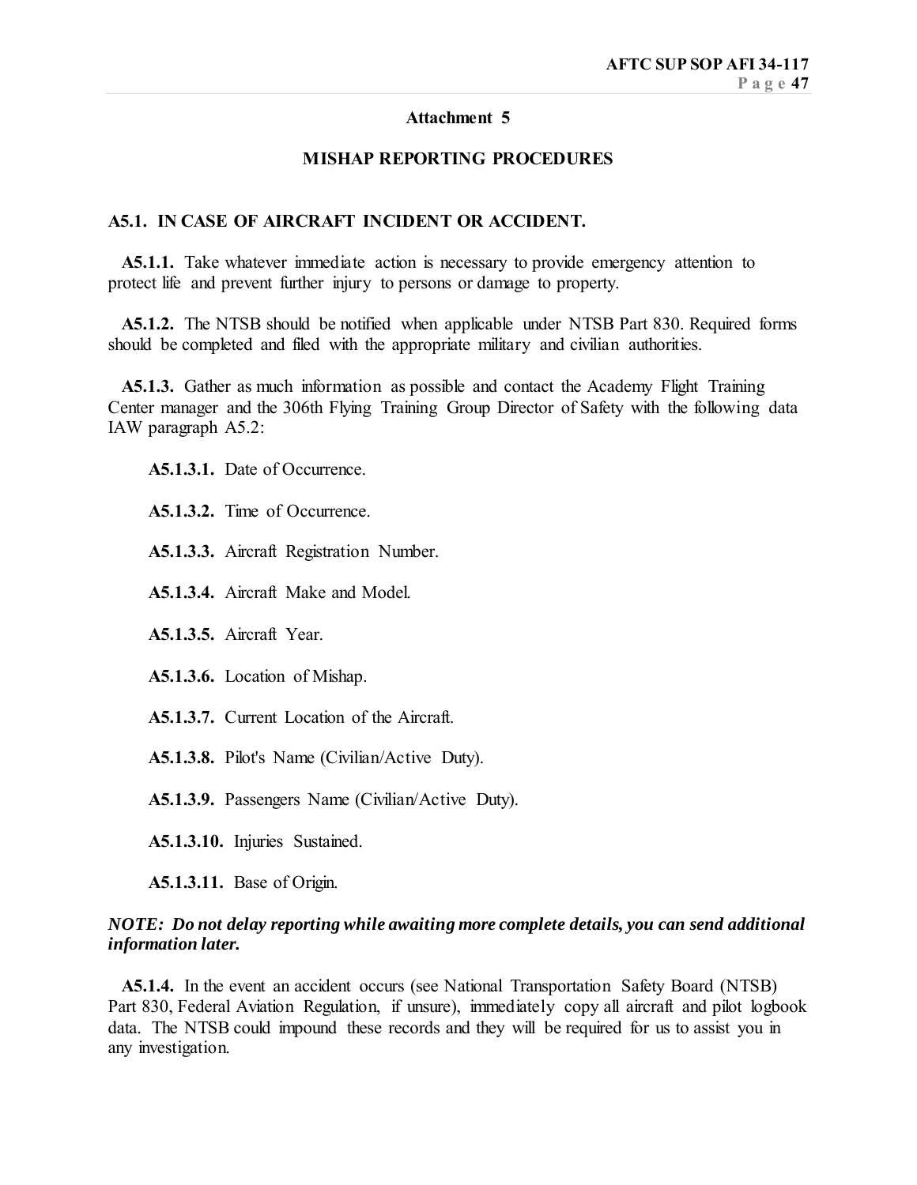## Attachment 5

## MISHAP REPORTING PROCEDURES

### A5.1. IN CASE OF AIRCRAFT INCIDENT OR ACCIDENT.

**A5.1.1.** Take whatever immediate action is necessary to provide emergency attention to protect life and prevent further injury to persons or damage to property.

**A5.1.2.** The NTSB should be notified when applicable under NTSB Part 830. Required forms should be completed and filed with the appropriate military and civilian authorities.

**A5.1.3.** Gather as much information as possible and contact the Academy Flight Training Center manager and the 306th Flying Training Group Director of Safety with the following data IAW paragraph A5.2:

**A5.1.3.1.** Date of Occurrence.

**A5.1.3.2.** Time of Occurrence.

**A5.1.3.3.** Aircraft Registration Number.

**A5.1.3.4.** Aircraft Make and Model.

**A5.1.3.5.** Aircraft Year.

**A5.1.3.6.** Location of Mishap.

**A5.1.3.7.** Current Location of the Aircraft.

**A5.1.3.8.** Pilot's Name (Civilian/Active Duty).

**A5.1.3.9.** Passengers Name (Civilian/Active Duty).

**A5.1.3.10.** Injuries Sustained.

**A5.1.3.11.** Base of Origin.

***NOTE: Do not delay reporting while awaiting more complete details, you can send additional information later.***

**A5.1.4.** In the event an accident occurs (see National Transportation Safety Board (NTSB) Part 830, Federal Aviation Regulation, if unsure), immediately copy all aircraft and pilot logbook data. The NTSB could impound these records and they will be required for us to assist you in any investigation.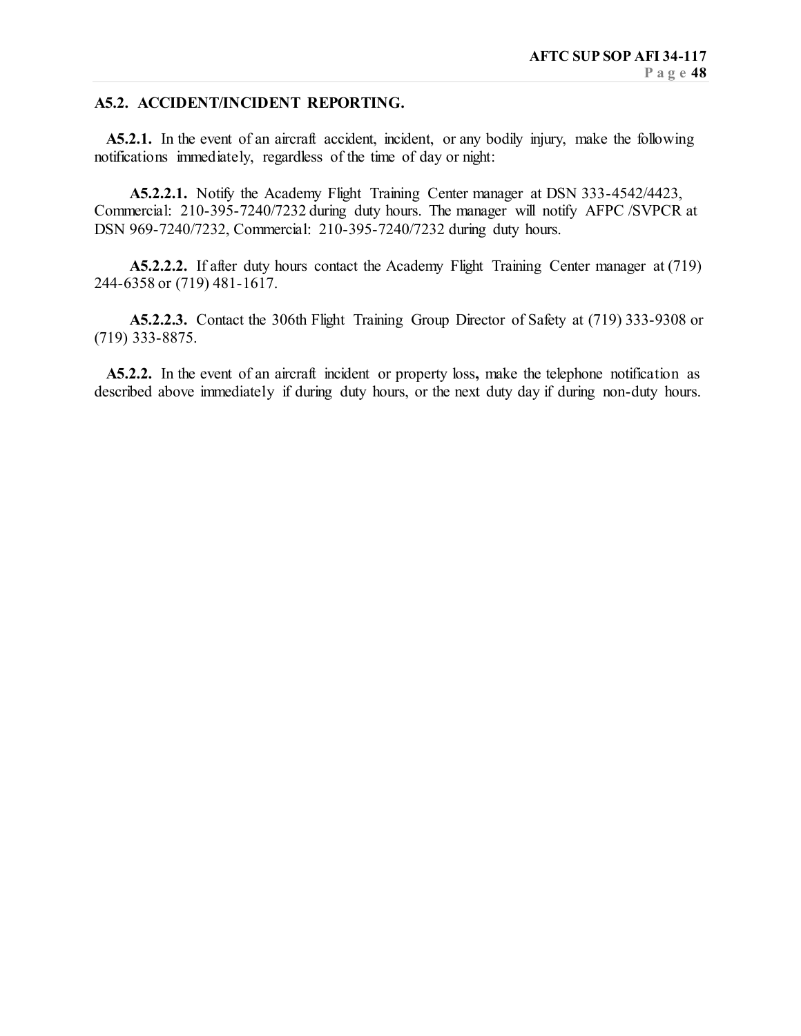**A5.2. ACCIDENT/INCIDENT REPORTING.**

**A5.2.1.** In the event of an aircraft accident, incident, or any bodily injury, make the following notifications immediately, regardless of the time of day or night:

**A5.2.2.1.** Notify the Academy Flight Training Center manager at DSN 333-4542/4423, Commercial: 210-395-7240/7232 during duty hours. The manager will notify AFPC /SVPCR at DSN 969-7240/7232, Commercial: 210-395-7240/7232 during duty hours.

**A5.2.2.2.** If after duty hours contact the Academy Flight Training Center manager at (719) 244-6358 or (719) 481-1617.

**A5.2.2.3.** Contact the 306th Flight Training Group Director of Safety at (719) 333-9308 or (719) 333-8875.

**A5.2.2.** In the event of an aircraft incident or property loss**,** make the telephone notification as described above immediately if during duty hours, or the next duty day if during non-duty hours.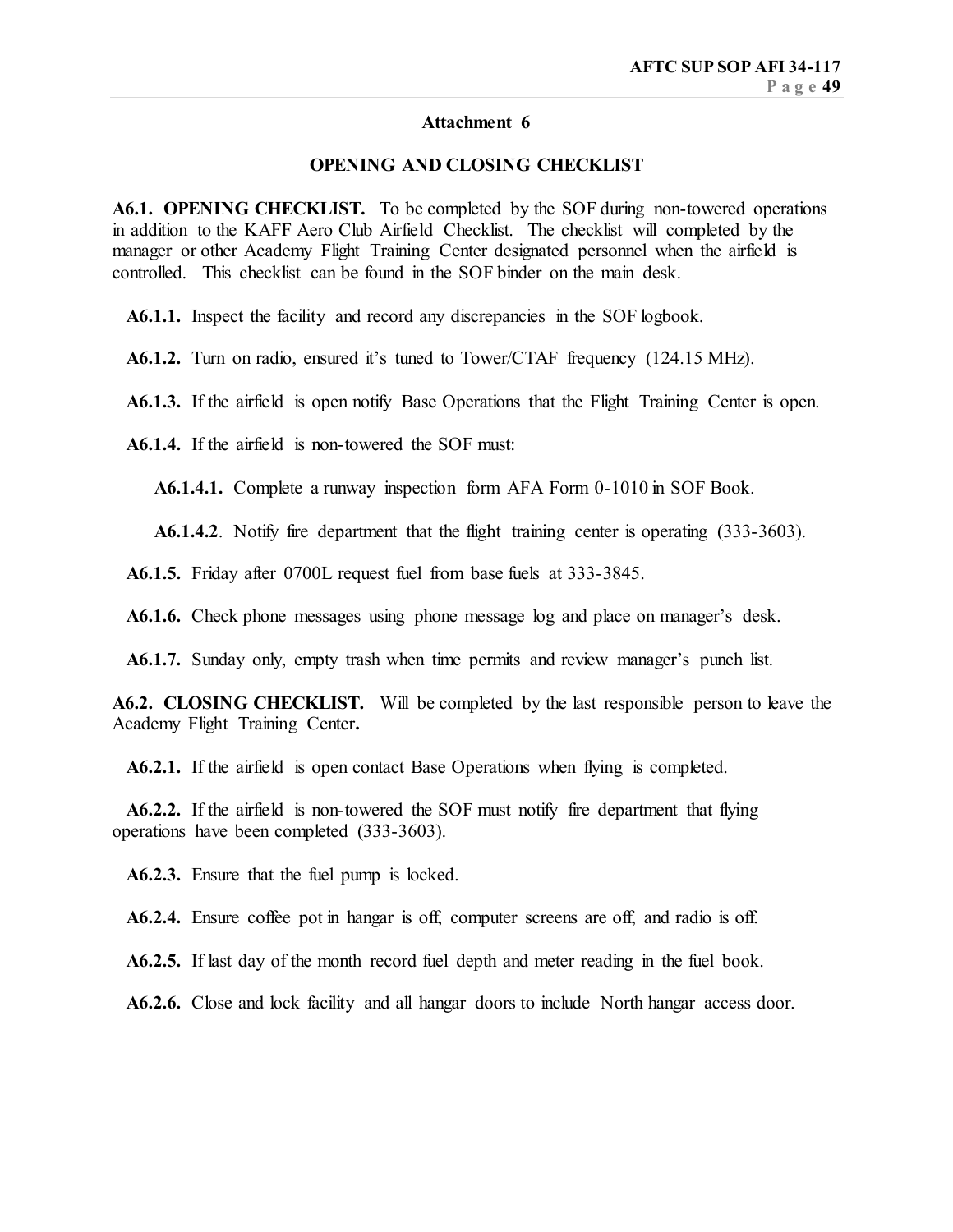# Attachment 6

## OPENING AND CLOSING CHECKLIST

**A6.1. OPENING CHECKLIST.** To be completed by the SOF during non-towered operations in addition to the KAFF Aero Club Airfield Checklist. The checklist will completed by the manager or other Academy Flight Training Center designated personnel when the airfield is controlled. This checklist can be found in the SOF binder on the main desk.

**A6.1.1.** Inspect the facility and record any discrepancies in the SOF logbook.

**A6.1.2.** Turn on radio, ensured it's tuned to Tower/CTAF frequency (124.15 MHz).

**A6.1.3.** If the airfield is open notify Base Operations that the Flight Training Center is open.

**A6.1.4.** If the airfield is non-towered the SOF must:

**A6.1.4.1.** Complete a runway inspection form AFA Form 0-1010 in SOF Book.

**A6.1.4.2**. Notify fire department that the flight training center is operating (333-3603).

**A6.1.5.** Friday after 0700L request fuel from base fuels at 333-3845.

**A6.1.6.** Check phone messages using phone message log and place on manager's desk.

**A6.1.7.** Sunday only, empty trash when time permits and review manager's punch list.

**A6.2. CLOSING CHECKLIST.** Will be completed by the last responsible person to leave the Academy Flight Training Center**.**

**A6.2.1.** If the airfield is open contact Base Operations when flying is completed.

**A6.2.2.** If the airfield is non-towered the SOF must notify fire department that flying operations have been completed (333-3603).

**A6.2.3.** Ensure that the fuel pump is locked.

**A6.2.4.** Ensure coffee pot in hangar is off, computer screens are off, and radio is off.

**A6.2.5.** If last day of the month record fuel depth and meter reading in the fuel book.

**A6.2.6.** Close and lock facility and all hangar doors to include North hangar access door.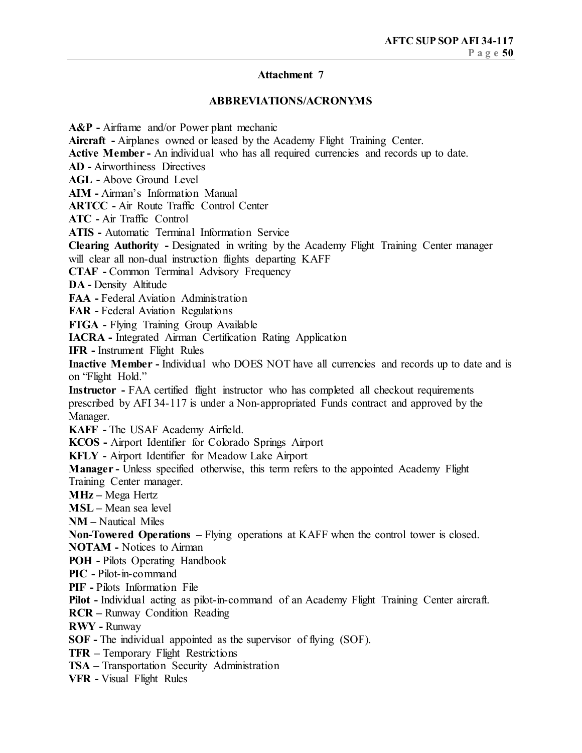## Attachment 7

## ABBREVIATIONS/ACRONYMS

**A&P -** Airframe and/or Power plant mechanic
**Aircraft -** Airplanes owned or leased by the Academy Flight Training Center.
**Active Member -** An individual who has all required currencies and records up to date.
**AD -** Airworthiness Directives
**AGL -** Above Ground Level
**AIM -** Airman's Information Manual
**ARTCC -** Air Route Traffic Control Center
**ATC -** Air Traffic Control
**ATIS -** Automatic Terminal Information Service
**Clearing Authority -** Designated in writing by the Academy Flight Training Center manager will clear all non-dual instruction flights departing KAFF
**CTAF -** Common Terminal Advisory Frequency
**DA -** Density Altitude
**FAA -** Federal Aviation Administration
**FAR -** Federal Aviation Regulations
**FTGA -** Flying Training Group Available
**IACRA -** Integrated Airman Certification Rating Application
**IFR -** Instrument Flight Rules
**Inactive Member -** Individual who DOES NOT have all currencies and records up to date and is on "Flight Hold."
**Instructor -** FAA certified flight instructor who has completed all checkout requirements prescribed by AFI 34-117 is under a Non-appropriated Funds contract and approved by the Manager.
**KAFF -** The USAF Academy Airfield.
**KCOS -** Airport Identifier for Colorado Springs Airport
**KFLY -** Airport Identifier for Meadow Lake Airport
**Manager -** Unless specified otherwise, this term refers to the appointed Academy Flight Training Center manager.
**MHz –** Mega Hertz
**MSL –** Mean sea level
**NM –** Nautical Miles
**Non-Towered Operations –** Flying operations at KAFF when the control tower is closed.
**NOTAM -** Notices to Airman
**POH -** Pilots Operating Handbook
**PIC -** Pilot-in-command
**PIF -** Pilots Information File
**Pilot -** Individual acting as pilot-in-command of an Academy Flight Training Center aircraft.
**RCR –** Runway Condition Reading
**RWY -** Runway
**SOF -** The individual appointed as the supervisor of flying (SOF).
**TFR –** Temporary Flight Restrictions
**TSA –** Transportation Security Administration
**VFR -** Visual Flight Rules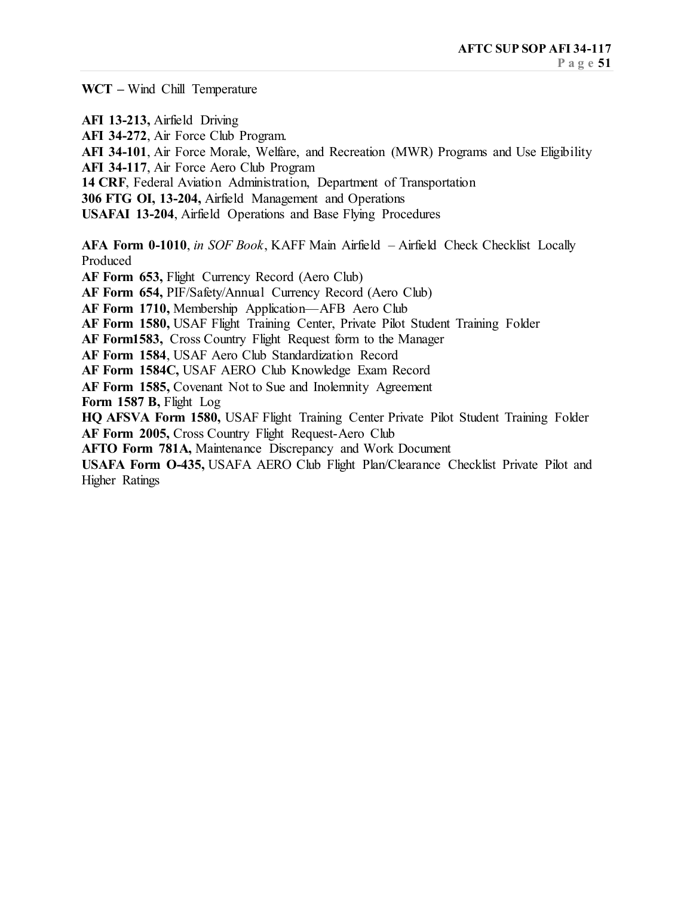**WCT –** Wind Chill Temperature

**AFI 13-213,** Airfield Driving
**AFI 34-272**, Air Force Club Program.
**AFI 34-101**, Air Force Morale, Welfare, and Recreation (MWR) Programs and Use Eligibility
**AFI 34-117**, Air Force Aero Club Program
**14 CRF**, Federal Aviation Administration, Department of Transportation
**306 FTG OI, 13-204,** Airfield Management and Operations
**USAFAI 13-204**, Airfield Operations and Base Flying Procedures

**AFA Form 0-1010**, *in SOF Book*, KAFF Main Airfield – Airfield Check Checklist Locally Produced
**AF Form 653,** Flight Currency Record (Aero Club)
**AF Form 654,** PIF/Safety/Annual Currency Record (Aero Club)
**AF Form 1710,** Membership Application—AFB Aero Club
**AF Form 1580,** USAF Flight Training Center, Private Pilot Student Training Folder
**AF Form1583,** Cross Country Flight Request form to the Manager
**AF Form 1584**, USAF Aero Club Standardization Record
**AF Form 1584C,** USAF AERO Club Knowledge Exam Record
**AF Form 1585,** Covenant Not to Sue and Inolemnity Agreement
**Form 1587 B,** Flight Log
**HQ AFSVA Form 1580,** USAF Flight Training Center Private Pilot Student Training Folder
**AF Form 2005,** Cross Country Flight Request-Aero Club
**AFTO Form 781A,** Maintenance Discrepancy and Work Document
**USAFA Form O-435,** USAFA AERO Club Flight Plan/Clearance Checklist Private Pilot and Higher Ratings